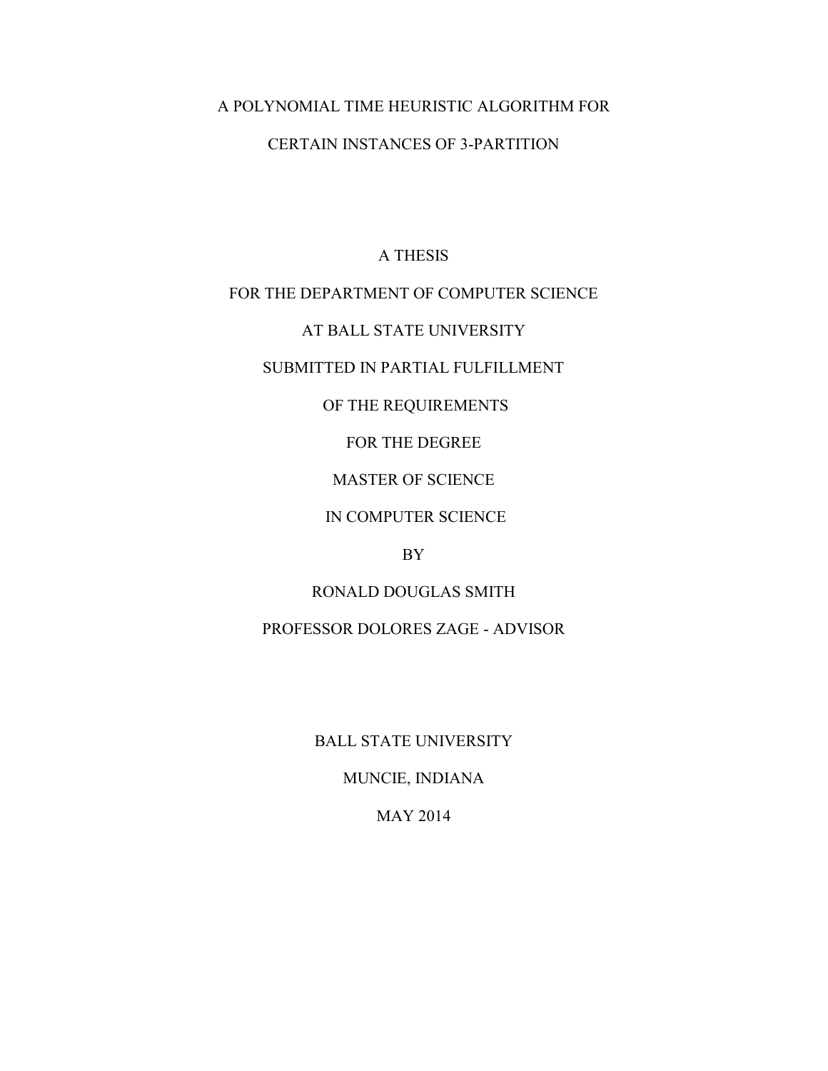# A POLYNOMIAL TIME HEURISTIC ALGORITHM FOR CERTAIN INSTANCES OF 3-PARTITION

A THESIS

FOR THE DEPARTMENT OF COMPUTER SCIENCE

AT BALL STATE UNIVERSITY

SUBMITTED IN PARTIAL FULFILLMENT

OF THE REQUIREMENTS

FOR THE DEGREE

MASTER OF SCIENCE

IN COMPUTER SCIENCE

BY

RONALD DOUGLAS SMITH

PROFESSOR DOLORES ZAGE - ADVISOR

BALL STATE UNIVERSITY

MUNCIE, INDIANA

MAY 2014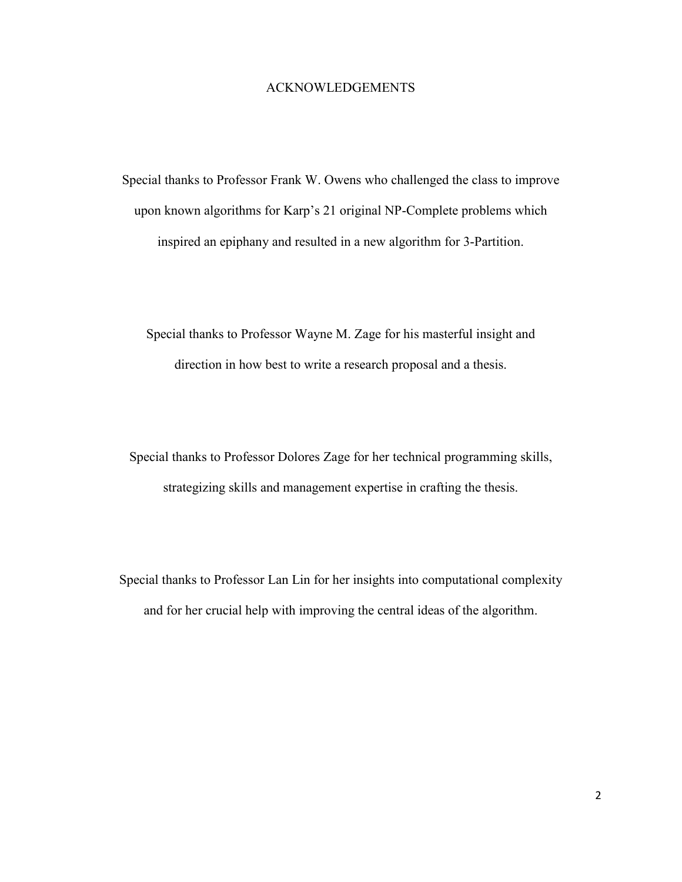# ACKNOWLEDGEMENTS

Special thanks to Professor Frank W. Owens who challenged the class to improve upon known algorithms for Karp's 21 original NP-Complete problems which inspired an epiphany and resulted in a new algorithm for 3-Partition.

Special thanks to Professor Wayne M. Zage for his masterful insight and direction in how best to write a research proposal and a thesis.

Special thanks to Professor Dolores Zage for her technical programming skills, strategizing skills and management expertise in crafting the thesis.

Special thanks to Professor Lan Lin for her insights into computational complexity and for her crucial help with improving the central ideas of the algorithm.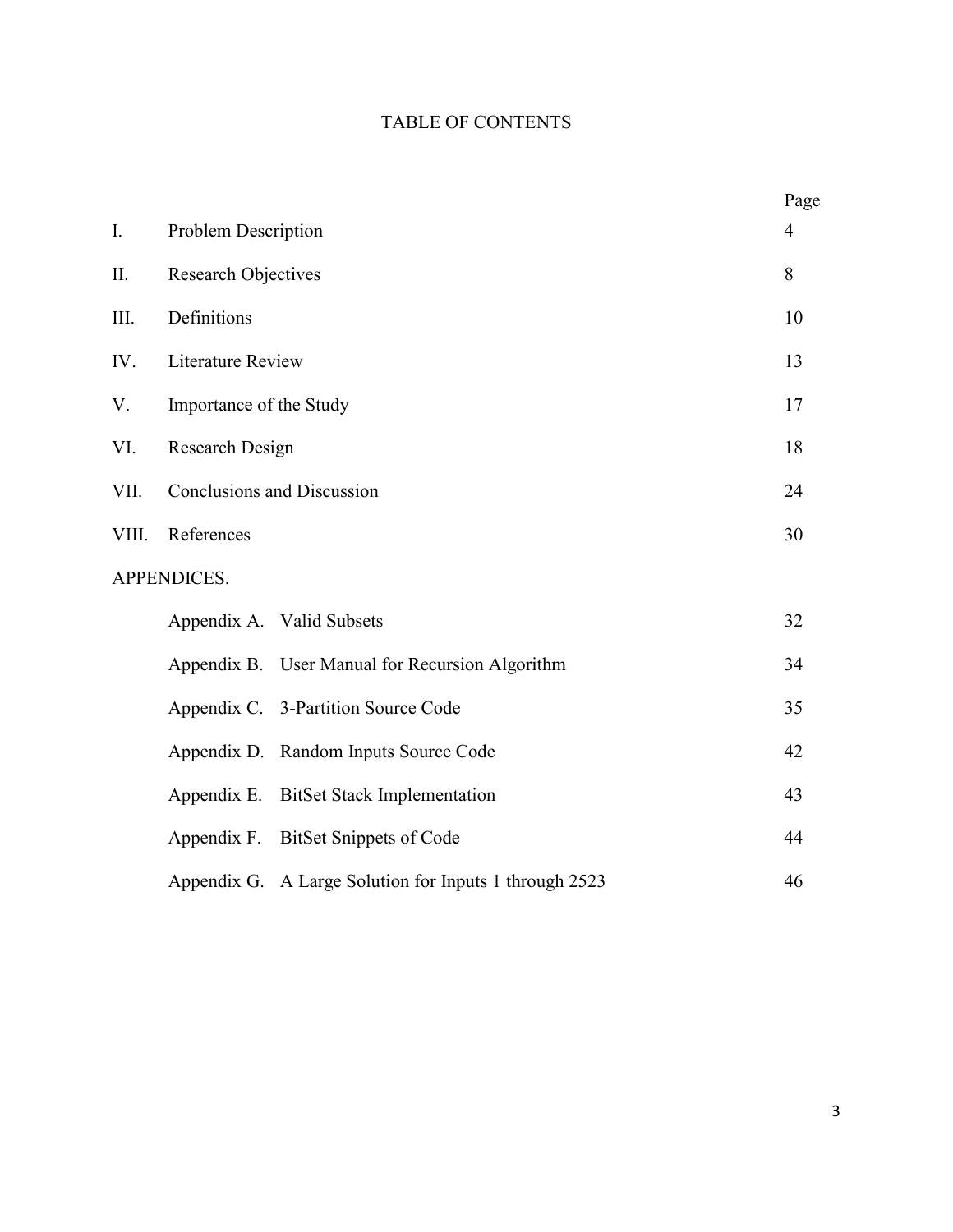# TABLE OF CONTENTS

| | | Page |
|---|---|---|
| I. | Problem Description | 4 |
| II. | Research Objectives | 8 |
| III. | Definitions | 10 |
| IV. | Literature Review | 13 |
| V. | Importance of the Study | 17 |
| VI. | Research Design | 18 |
| VII. | Conclusions and Discussion | 24 |
| VIII. | References | 30 |
| APPENDICES. | | |
| | Appendix A. Valid Subsets | 32 |
| | Appendix B. User Manual for Recursion Algorithm | 34 |
| | Appendix C. 3-Partition Source Code | 35 |
| | Appendix D. Random Inputs Source Code | 42 |
| | Appendix E. BitSet Stack Implementation | 43 |
| | Appendix F. BitSet Snippets of Code | 44 |
| | Appendix G. A Large Solution for Inputs 1 through 2523 | 46 |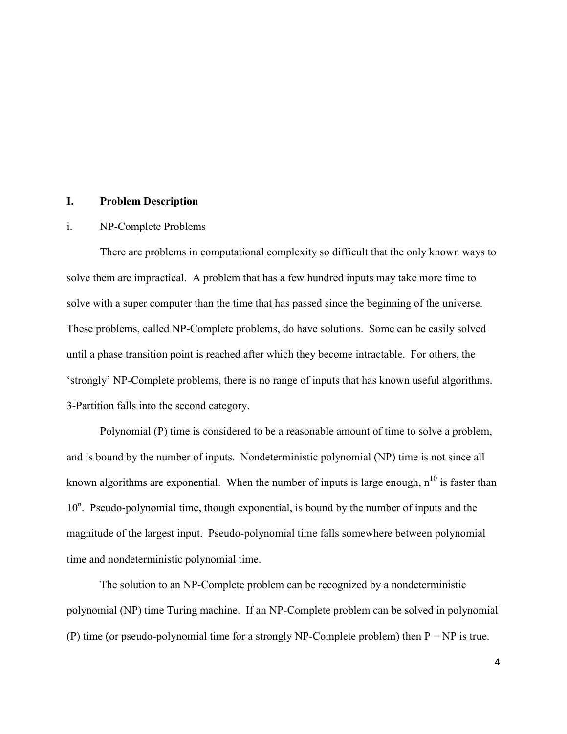# I. Problem Description

## i. NP-Complete Problems

There are problems in computational complexity so difficult that the only known ways to solve them are impractical. A problem that has a few hundred inputs may take more time to solve with a super computer than the time that has passed since the beginning of the universe. These problems, called NP-Complete problems, do have solutions. Some can be easily solved until a phase transition point is reached after which they become intractable. For others, the 'strongly' NP-Complete problems, there is no range of inputs that has known useful algorithms. 3-Partition falls into the second category.

Polynomial (P) time is considered to be a reasonable amount of time to solve a problem, and is bound by the number of inputs. Nondeterministic polynomial (NP) time is not since all known algorithms are exponential. When the number of inputs is large enough, $n^{10}$ is faster than $10^n$. Pseudo-polynomial time, though exponential, is bound by the number of inputs and the magnitude of the largest input. Pseudo-polynomial time falls somewhere between polynomial time and nondeterministic polynomial time.

The solution to an NP-Complete problem can be recognized by a nondeterministic polynomial (NP) time Turing machine. If an NP-Complete problem can be solved in polynomial (P) time (or pseudo-polynomial time for a strongly NP-Complete problem) then P = NP is true.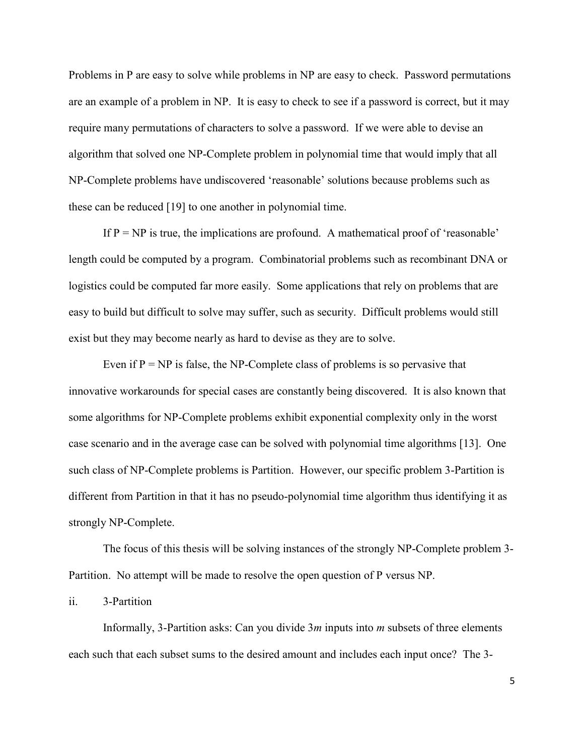Problems in P are easy to solve while problems in NP are easy to check. Password permutations are an example of a problem in NP. It is easy to check to see if a password is correct, but it may require many permutations of characters to solve a password. If we were able to devise an algorithm that solved one NP-Complete problem in polynomial time that would imply that all NP-Complete problems have undiscovered 'reasonable' solutions because problems such as these can be reduced [19] to one another in polynomial time.

If P = NP is true, the implications are profound. A mathematical proof of 'reasonable' length could be computed by a program. Combinatorial problems such as recombinant DNA or logistics could be computed far more easily. Some applications that rely on problems that are easy to build but difficult to solve may suffer, such as security. Difficult problems would still exist but they may become nearly as hard to devise as they are to solve.

Even if P = NP is false, the NP-Complete class of problems is so pervasive that innovative workarounds for special cases are constantly being discovered. It is also known that some algorithms for NP-Complete problems exhibit exponential complexity only in the worst case scenario and in the average case can be solved with polynomial time algorithms [13]. One such class of NP-Complete problems is Partition. However, our specific problem 3-Partition is different from Partition in that it has no pseudo-polynomial time algorithm thus identifying it as strongly NP-Complete.

The focus of this thesis will be solving instances of the strongly NP-Complete problem 3-Partition. No attempt will be made to resolve the open question of P versus NP.

### ii. 3-Partition

Informally, 3-Partition asks: Can you divide $3m$ inputs into $m$ subsets of three elements each such that each subset sums to the desired amount and includes each input once? The 3-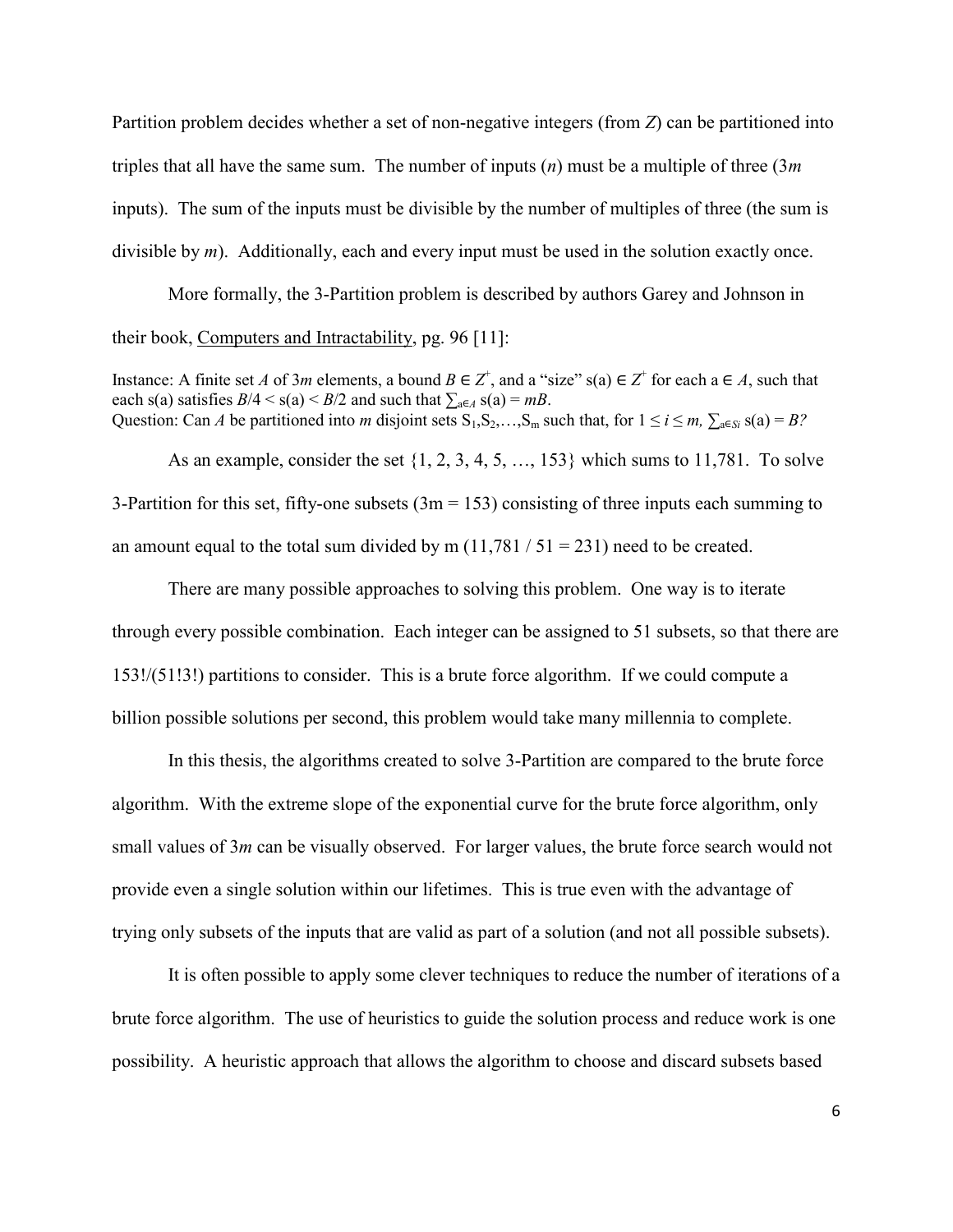Partition problem decides whether a set of non-negative integers (from *Z*) can be partitioned into triples that all have the same sum. The number of inputs (*n*) must be a multiple of three (3*m* inputs). The sum of the inputs must be divisible by the number of multiples of three (the sum is divisible by *m*). Additionally, each and every input must be used in the solution exactly once.

More formally, the 3-Partition problem is described by authors Garey and Johnson in their book, Computers and Intractability, pg. 96 [11]:

Instance: A finite set *A* of 3*m* elements, a bound $B \in Z^+$, and a "size" $s(a) \in Z^+$ for each $a \in A$, such that each s(a) satisfies $B/4 < s(a) < B/2$ and such that $\sum_{a \in A} s(a) = mB$.
Question: Can *A* be partitioned into *m* disjoint sets $S_1, S_2, \ldots, S_m$ such that, for $1 \leq i \leq m$, $\sum_{a \in S_i} s(a) = B$?

As an example, consider the set {1, 2, 3, 4, 5, …, 153} which sums to 11,781. To solve 3-Partition for this set, fifty-one subsets (3m = 153) consisting of three inputs each summing to an amount equal to the total sum divided by m (11,781 / 51 = 231) need to be created.

There are many possible approaches to solving this problem. One way is to iterate through every possible combination. Each integer can be assigned to 51 subsets, so that there are 153!/(51!3!) partitions to consider. This is a brute force algorithm. If we could compute a billion possible solutions per second, this problem would take many millennia to complete.

In this thesis, the algorithms created to solve 3-Partition are compared to the brute force algorithm. With the extreme slope of the exponential curve for the brute force algorithm, only small values of 3*m* can be visually observed. For larger values, the brute force search would not provide even a single solution within our lifetimes. This is true even with the advantage of trying only subsets of the inputs that are valid as part of a solution (and not all possible subsets).

It is often possible to apply some clever techniques to reduce the number of iterations of a brute force algorithm. The use of heuristics to guide the solution process and reduce work is one possibility. A heuristic approach that allows the algorithm to choose and discard subsets based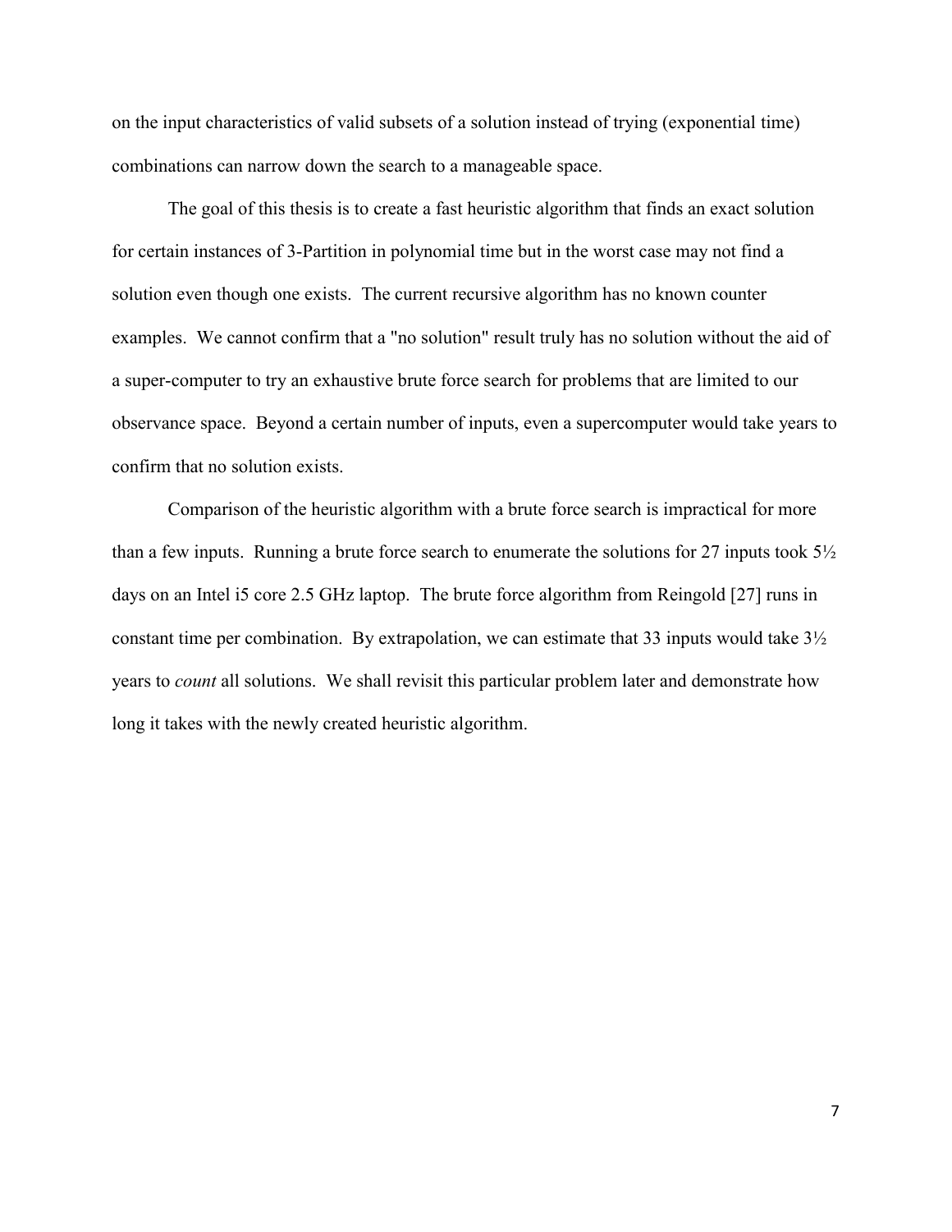on the input characteristics of valid subsets of a solution instead of trying (exponential time) combinations can narrow down the search to a manageable space.

The goal of this thesis is to create a fast heuristic algorithm that finds an exact solution for certain instances of 3-Partition in polynomial time but in the worst case may not find a solution even though one exists. The current recursive algorithm has no known counter examples. We cannot confirm that a "no solution" result truly has no solution without the aid of a super-computer to try an exhaustive brute force search for problems that are limited to our observance space. Beyond a certain number of inputs, even a supercomputer would take years to confirm that no solution exists.

Comparison of the heuristic algorithm with a brute force search is impractical for more than a few inputs. Running a brute force search to enumerate the solutions for 27 inputs took 5½ days on an Intel i5 core 2.5 GHz laptop. The brute force algorithm from Reingold [27] runs in constant time per combination. By extrapolation, we can estimate that 33 inputs would take 3½ years to *count* all solutions. We shall revisit this particular problem later and demonstrate how long it takes with the newly created heuristic algorithm.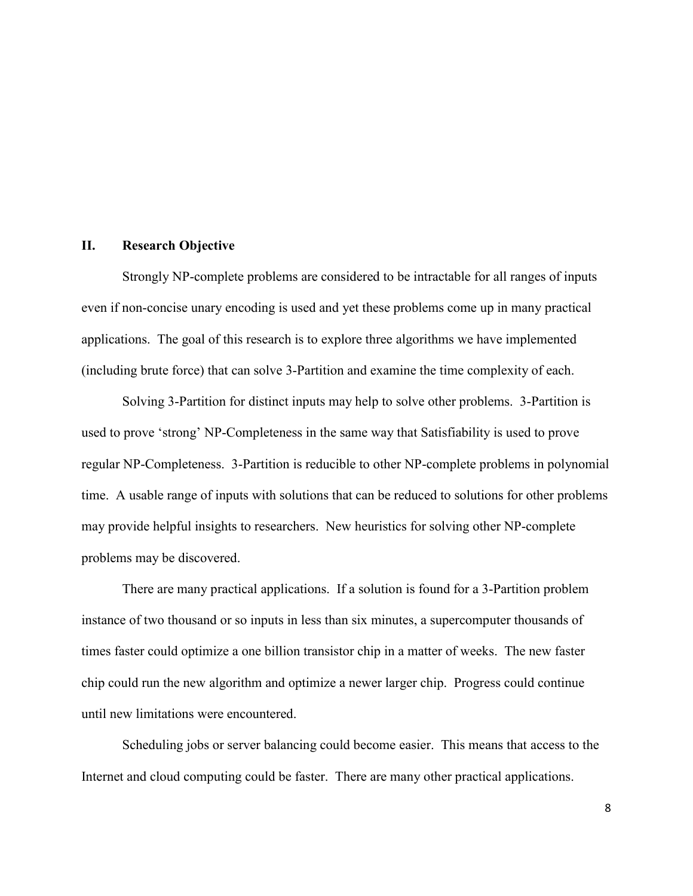## II. Research Objective

Strongly NP-complete problems are considered to be intractable for all ranges of inputs even if non-concise unary encoding is used and yet these problems come up in many practical applications. The goal of this research is to explore three algorithms we have implemented (including brute force) that can solve 3-Partition and examine the time complexity of each.

Solving 3-Partition for distinct inputs may help to solve other problems. 3-Partition is used to prove 'strong' NP-Completeness in the same way that Satisfiability is used to prove regular NP-Completeness. 3-Partition is reducible to other NP-complete problems in polynomial time. A usable range of inputs with solutions that can be reduced to solutions for other problems may provide helpful insights to researchers. New heuristics for solving other NP-complete problems may be discovered.

There are many practical applications. If a solution is found for a 3-Partition problem instance of two thousand or so inputs in less than six minutes, a supercomputer thousands of times faster could optimize a one billion transistor chip in a matter of weeks. The new faster chip could run the new algorithm and optimize a newer larger chip. Progress could continue until new limitations were encountered.

Scheduling jobs or server balancing could become easier. This means that access to the Internet and cloud computing could be faster. There are many other practical applications.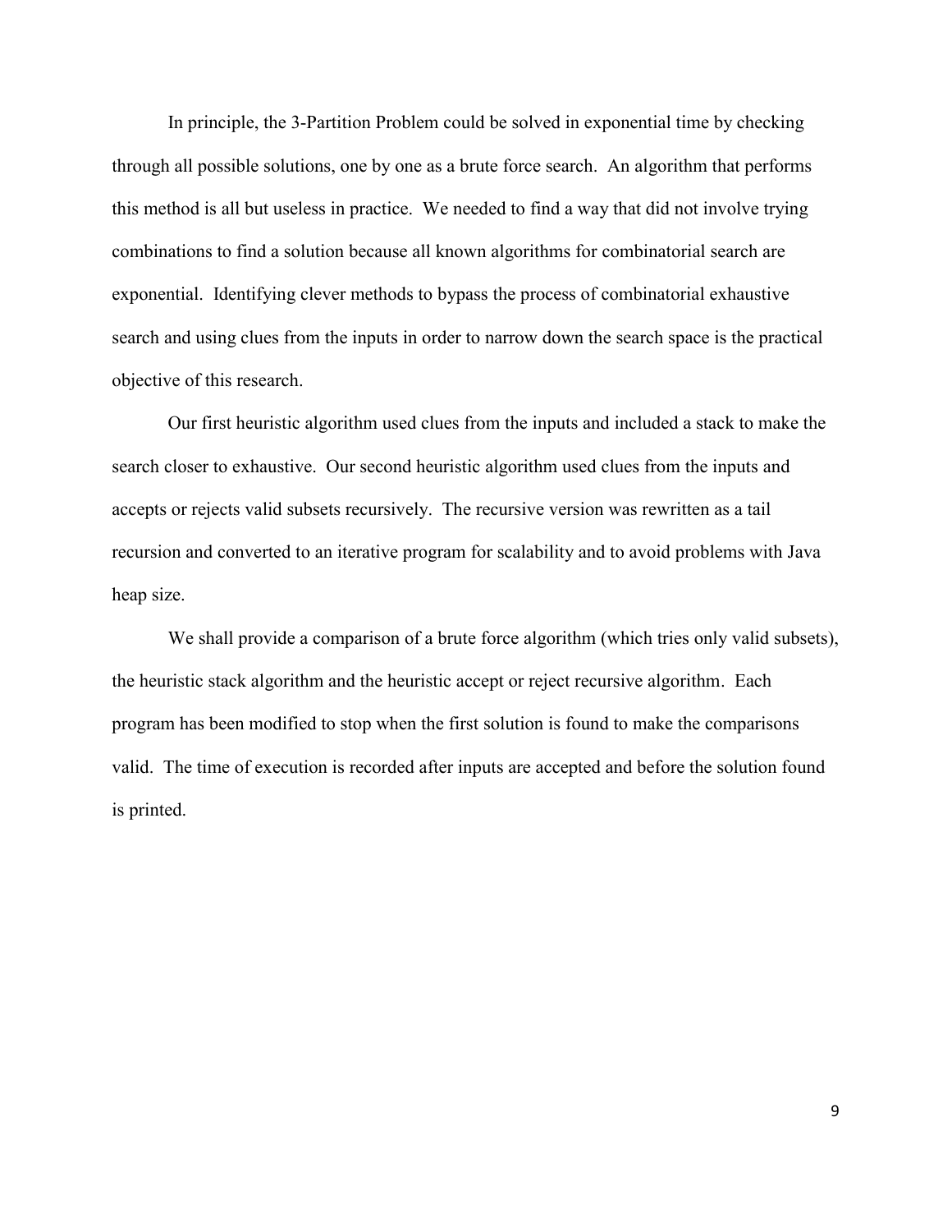In principle, the 3-Partition Problem could be solved in exponential time by checking through all possible solutions, one by one as a brute force search. An algorithm that performs this method is all but useless in practice. We needed to find a way that did not involve trying combinations to find a solution because all known algorithms for combinatorial search are exponential. Identifying clever methods to bypass the process of combinatorial exhaustive search and using clues from the inputs in order to narrow down the search space is the practical objective of this research.

Our first heuristic algorithm used clues from the inputs and included a stack to make the search closer to exhaustive. Our second heuristic algorithm used clues from the inputs and accepts or rejects valid subsets recursively. The recursive version was rewritten as a tail recursion and converted to an iterative program for scalability and to avoid problems with Java heap size.

We shall provide a comparison of a brute force algorithm (which tries only valid subsets), the heuristic stack algorithm and the heuristic accept or reject recursive algorithm. Each program has been modified to stop when the first solution is found to make the comparisons valid. The time of execution is recorded after inputs are accepted and before the solution found is printed.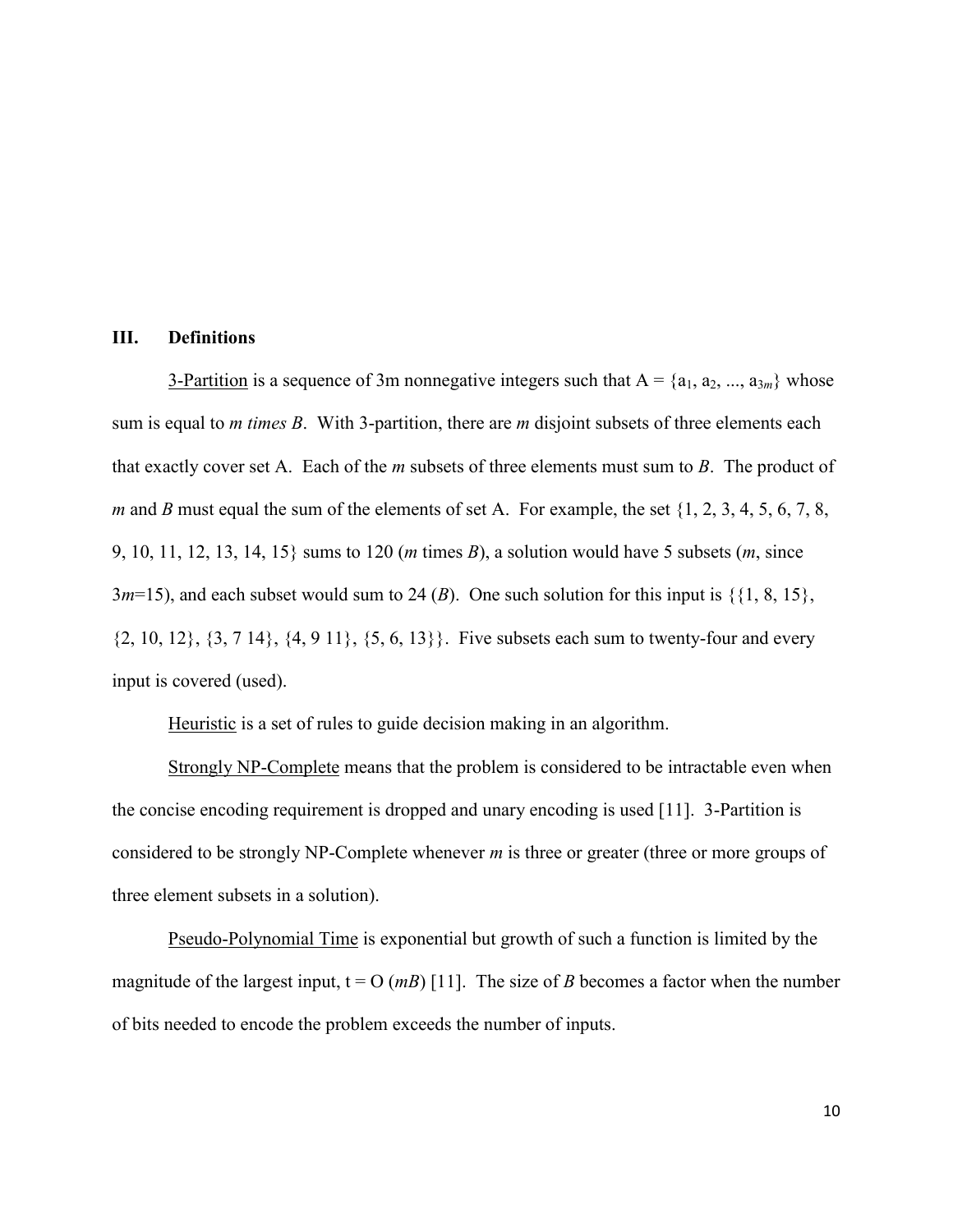## III. Definitions

<u>3-Partition</u> is a sequence of 3m nonnegative integers such that A = {$a_1$, $a_2$, ..., $a_{3m}$} whose sum is equal to *m times B*. With 3-partition, there are *m* disjoint subsets of three elements each that exactly cover set A. Each of the *m* subsets of three elements must sum to *B*. The product of *m* and *B* must equal the sum of the elements of set A. For example, the set {1, 2, 3, 4, 5, 6, 7, 8, 9, 10, 11, 12, 13, 14, 15} sums to 120 (*m* times *B*), a solution would have 5 subsets (*m*, since 3*m*=15), and each subset would sum to 24 (*B*). One such solution for this input is {{1, 8, 15}, {2, 10, 12}, {3, 7 14}, {4, 9 11}, {5, 6, 13}}. Five subsets each sum to twenty-four and every input is covered (used).

<u>Heuristic</u> is a set of rules to guide decision making in an algorithm.

<u>Strongly NP-Complete</u> means that the problem is considered to be intractable even when the concise encoding requirement is dropped and unary encoding is used [11]. 3-Partition is considered to be strongly NP-Complete whenever *m* is three or greater (three or more groups of three element subsets in a solution).

<u>Pseudo-Polynomial Time</u> is exponential but growth of such a function is limited by the magnitude of the largest input, t = O (*mB*) [11]. The size of *B* becomes a factor when the number of bits needed to encode the problem exceeds the number of inputs.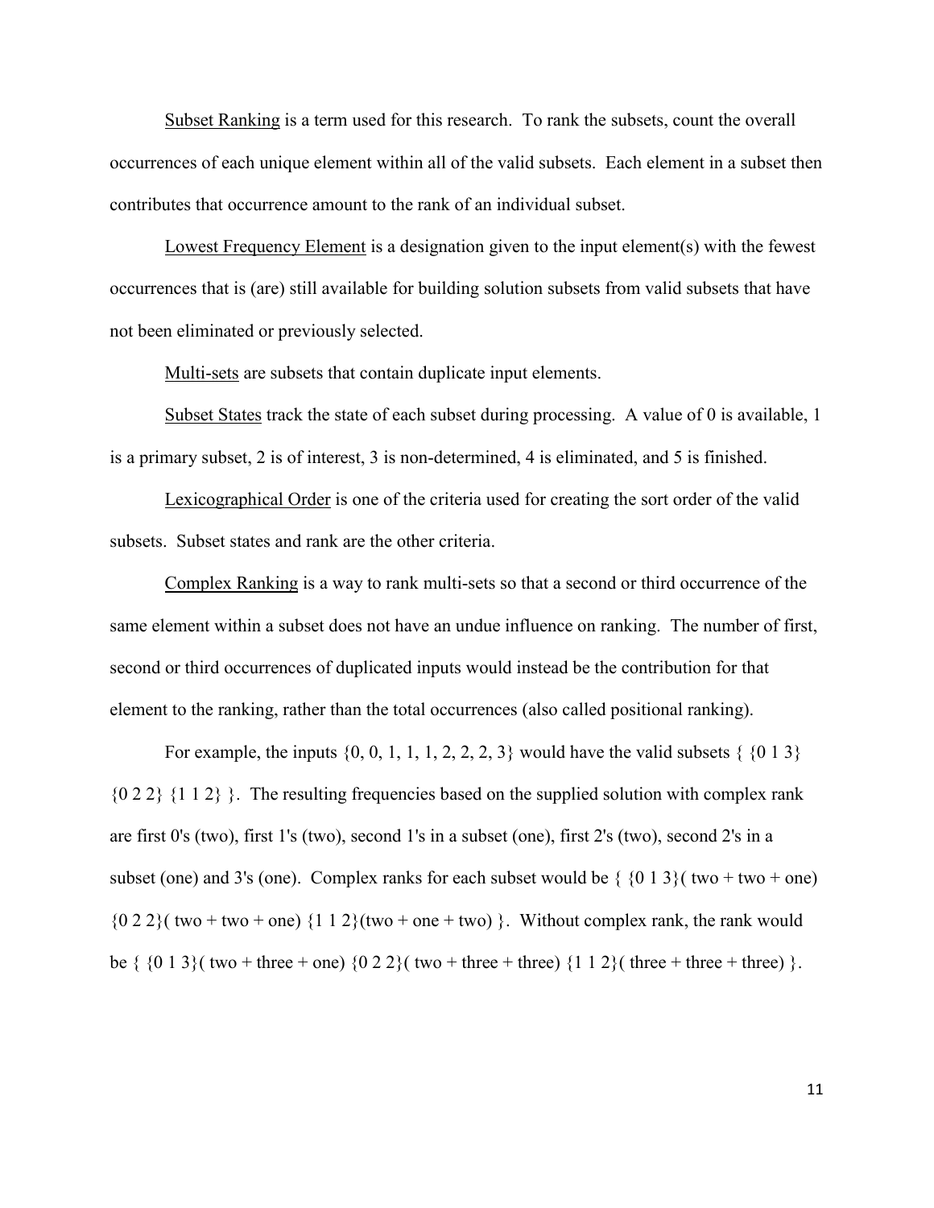Subset Ranking is a term used for this research. To rank the subsets, count the overall occurrences of each unique element within all of the valid subsets. Each element in a subset then contributes that occurrence amount to the rank of an individual subset.

Lowest Frequency Element is a designation given to the input element(s) with the fewest occurrences that is (are) still available for building solution subsets from valid subsets that have not been eliminated or previously selected.

Multi-sets are subsets that contain duplicate input elements.

Subset States track the state of each subset during processing. A value of 0 is available, 1 is a primary subset, 2 is of interest, 3 is non-determined, 4 is eliminated, and 5 is finished.

Lexicographical Order is one of the criteria used for creating the sort order of the valid subsets. Subset states and rank are the other criteria.

Complex Ranking is a way to rank multi-sets so that a second or third occurrence of the same element within a subset does not have an undue influence on ranking. The number of first, second or third occurrences of duplicated inputs would instead be the contribution for that element to the ranking, rather than the total occurrences (also called positional ranking).

For example, the inputs {0, 0, 1, 1, 1, 2, 2, 2, 3} would have the valid subsets { {0 1 3} {0 2 2} {1 1 2} }. The resulting frequencies based on the supplied solution with complex rank are first 0's (two), first 1's (two), second 1's in a subset (one), first 2's (two), second 2's in a subset (one) and 3's (one). Complex ranks for each subset would be { {0 1 3}( two + two + one) {0 2 2}( two + two + one) {1 1 2}(two + one + two) }. Without complex rank, the rank would be { {0 1 3}( two + three + one) {0 2 2}( two + three + three) {1 1 2}( three + three + three) }.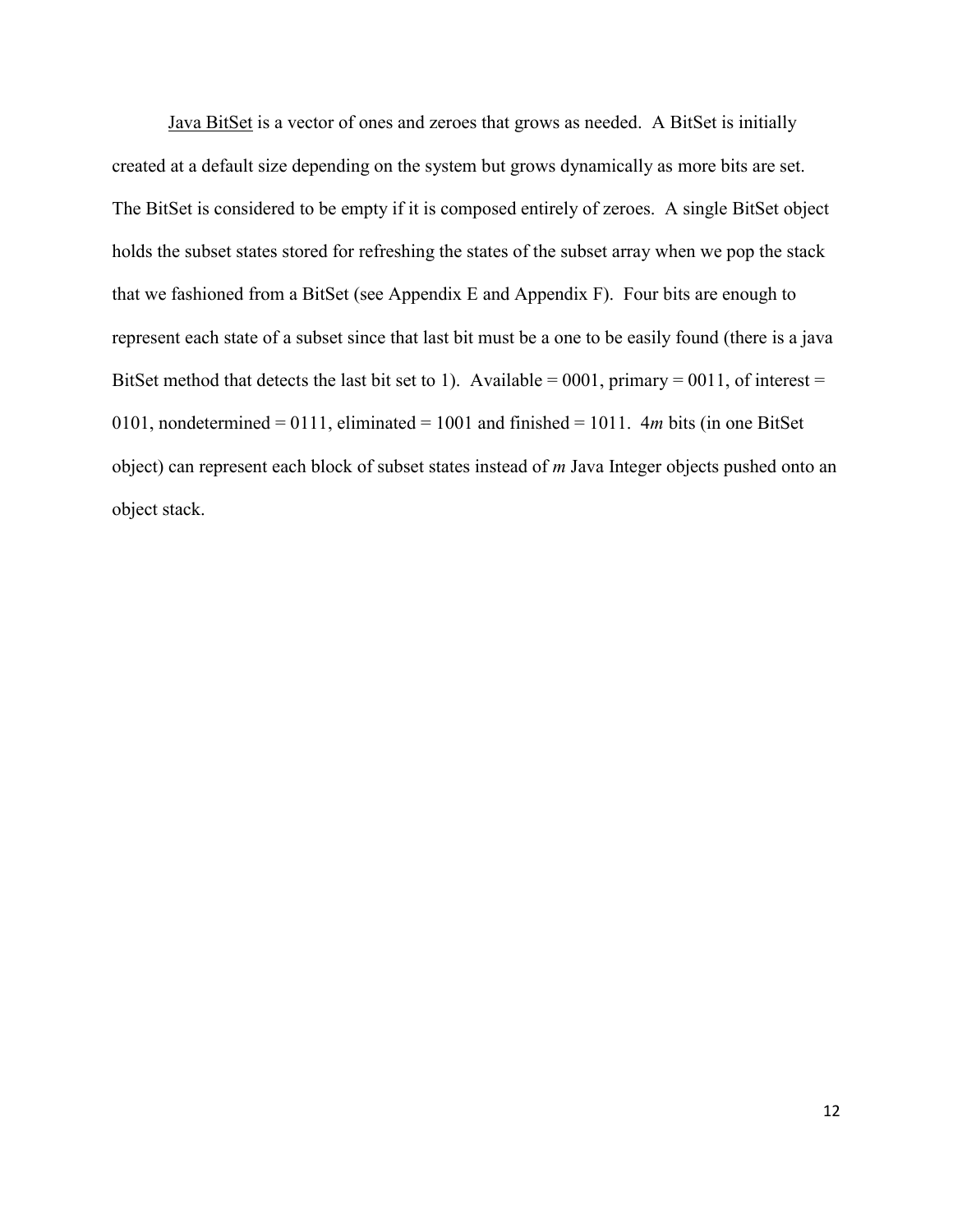Java BitSet is a vector of ones and zeroes that grows as needed. A BitSet is initially created at a default size depending on the system but grows dynamically as more bits are set. The BitSet is considered to be empty if it is composed entirely of zeroes. A single BitSet object holds the subset states stored for refreshing the states of the subset array when we pop the stack that we fashioned from a BitSet (see Appendix E and Appendix F). Four bits are enough to represent each state of a subset since that last bit must be a one to be easily found (there is a java BitSet method that detects the last bit set to 1). Available = 0001, primary = 0011, of interest = 0101, nondetermined = 0111, eliminated = 1001 and finished = 1011. $4m$ bits (in one BitSet object) can represent each block of subset states instead of $m$ Java Integer objects pushed onto an object stack.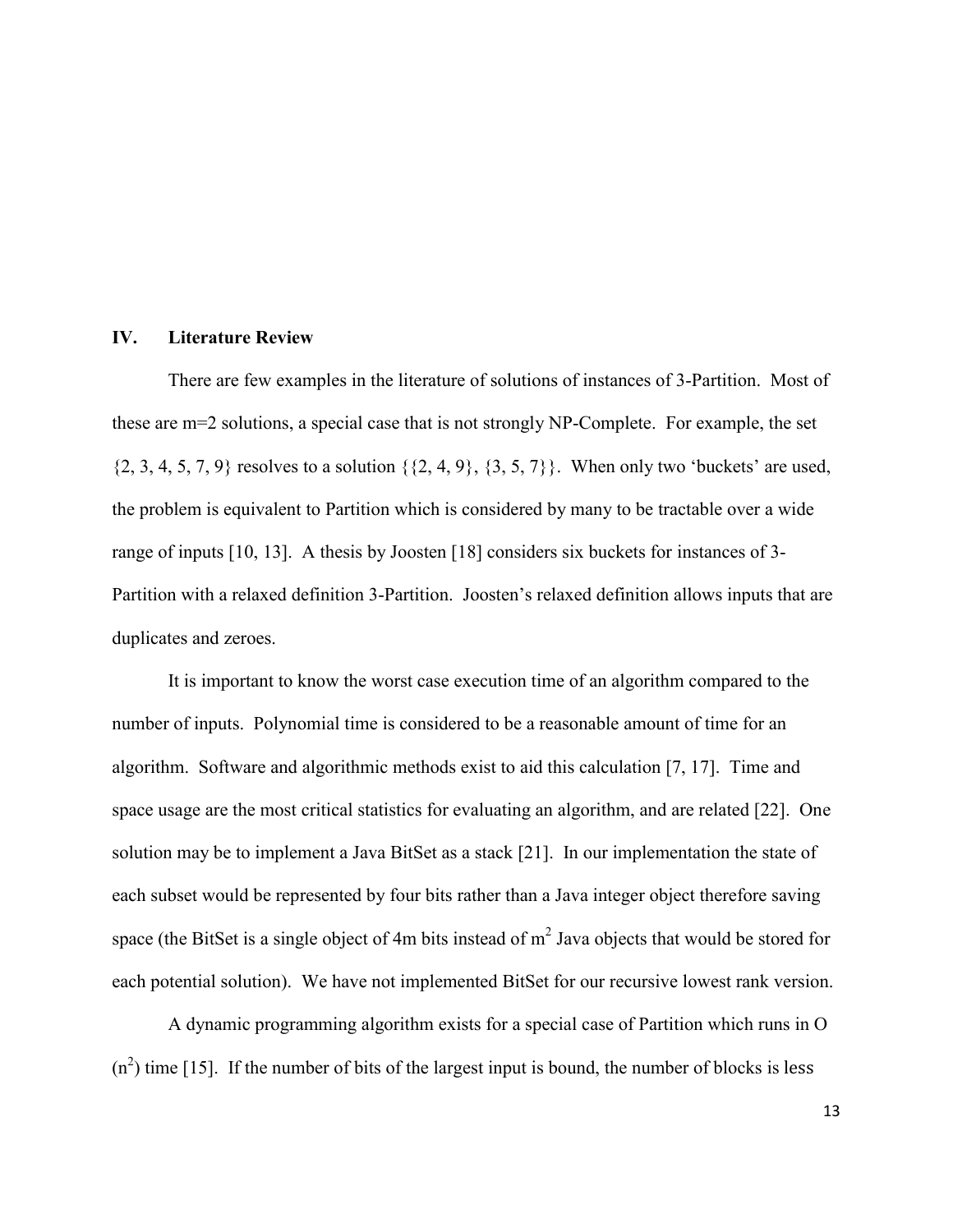## IV. Literature Review

There are few examples in the literature of solutions of instances of 3-Partition. Most of these are m=2 solutions, a special case that is not strongly NP-Complete. For example, the set {2, 3, 4, 5, 7, 9} resolves to a solution {{2, 4, 9}, {3, 5, 7}}. When only two 'buckets' are used, the problem is equivalent to Partition which is considered by many to be tractable over a wide range of inputs [10, 13]. A thesis by Joosten [18] considers six buckets for instances of 3-Partition with a relaxed definition 3-Partition. Joosten's relaxed definition allows inputs that are duplicates and zeroes.

It is important to know the worst case execution time of an algorithm compared to the number of inputs. Polynomial time is considered to be a reasonable amount of time for an algorithm. Software and algorithmic methods exist to aid this calculation [7, 17]. Time and space usage are the most critical statistics for evaluating an algorithm, and are related [22]. One solution may be to implement a Java BitSet as a stack [21]. In our implementation the state of each subset would be represented by four bits rather than a Java integer object therefore saving space (the BitSet is a single object of 4m bits instead of $m^2$ Java objects that would be stored for each potential solution). We have not implemented BitSet for our recursive lowest rank version.

A dynamic programming algorithm exists for a special case of Partition which runs in O ($n^2$) time [15]. If the number of bits of the largest input is bound, the number of blocks is less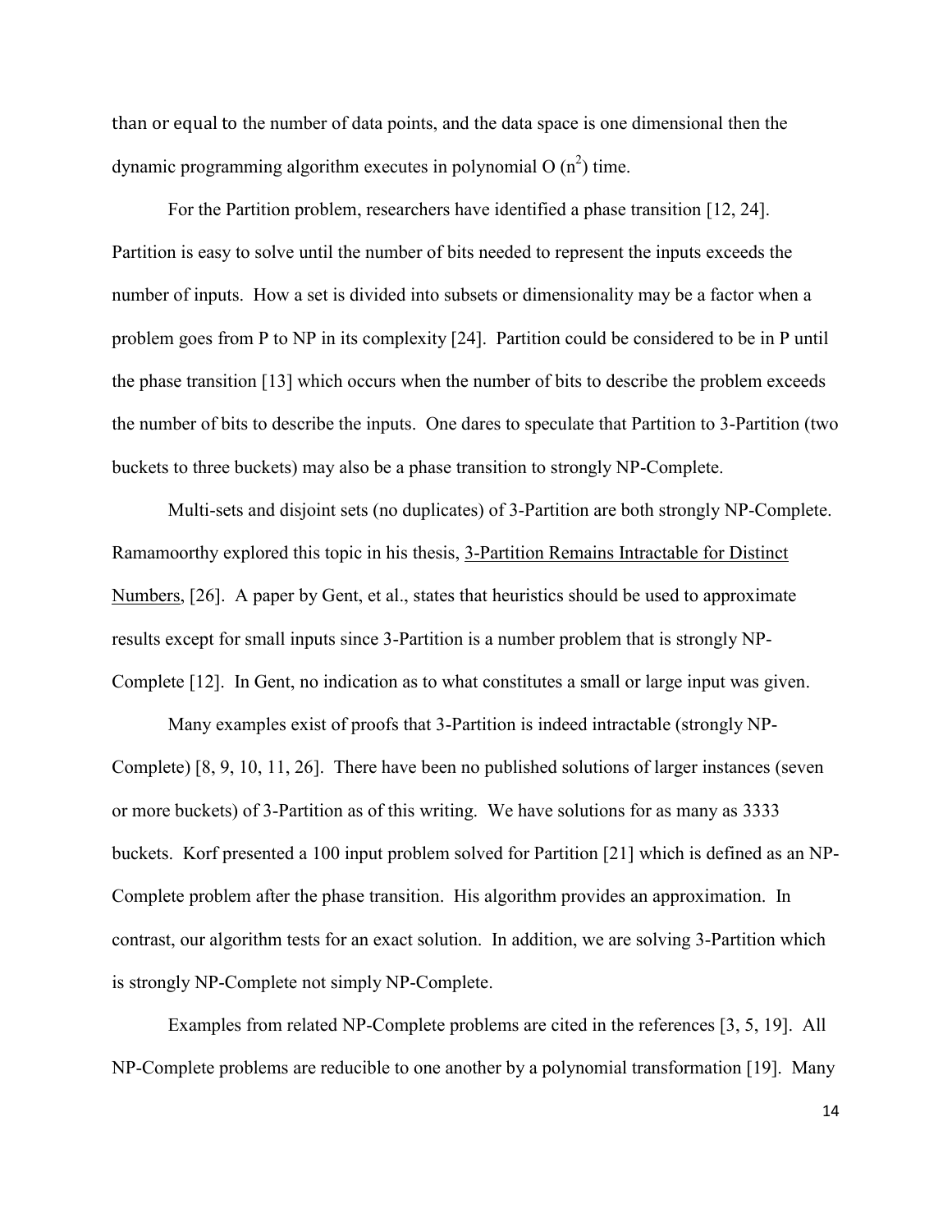than or equal to the number of data points, and the data space is one dimensional then the dynamic programming algorithm executes in polynomial O $(n^2)$ time.

For the Partition problem, researchers have identified a phase transition [12, 24]. Partition is easy to solve until the number of bits needed to represent the inputs exceeds the number of inputs. How a set is divided into subsets or dimensionality may be a factor when a problem goes from P to NP in its complexity [24]. Partition could be considered to be in P until the phase transition [13] which occurs when the number of bits to describe the problem exceeds the number of bits to describe the inputs. One dares to speculate that Partition to 3-Partition (two buckets to three buckets) may also be a phase transition to strongly NP-Complete.

Multi-sets and disjoint sets (no duplicates) of 3-Partition are both strongly NP-Complete. Ramamoorthy explored this topic in his thesis, <u>3-Partition Remains Intractable for Distinct Numbers</u>, [26]. A paper by Gent, et al., states that heuristics should be used to approximate results except for small inputs since 3-Partition is a number problem that is strongly NP-Complete [12]. In Gent, no indication as to what constitutes a small or large input was given.

Many examples exist of proofs that 3-Partition is indeed intractable (strongly NP-Complete) [8, 9, 10, 11, 26]. There have been no published solutions of larger instances (seven or more buckets) of 3-Partition as of this writing. We have solutions for as many as 3333 buckets. Korf presented a 100 input problem solved for Partition [21] which is defined as an NP-Complete problem after the phase transition. His algorithm provides an approximation. In contrast, our algorithm tests for an exact solution. In addition, we are solving 3-Partition which is strongly NP-Complete not simply NP-Complete.

Examples from related NP-Complete problems are cited in the references [3, 5, 19]. All NP-Complete problems are reducible to one another by a polynomial transformation [19]. Many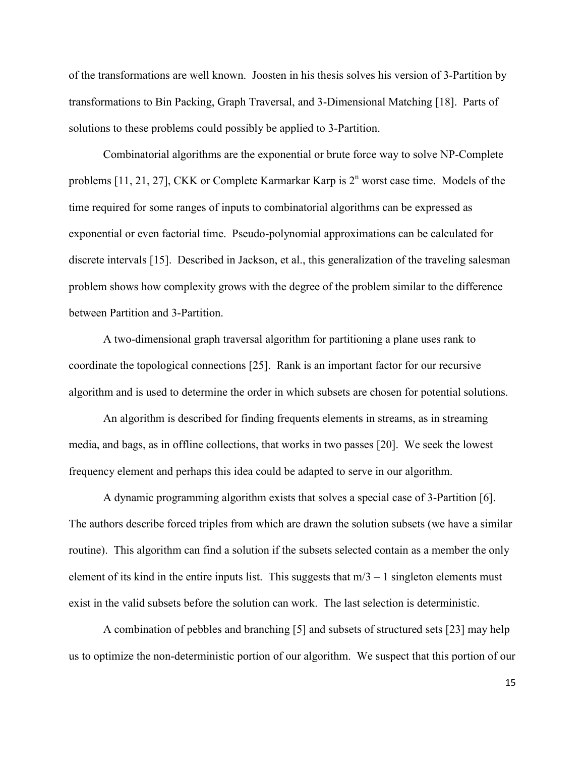of the transformations are well known. Joosten in his thesis solves his version of 3-Partition by transformations to Bin Packing, Graph Traversal, and 3-Dimensional Matching [18]. Parts of solutions to these problems could possibly be applied to 3-Partition.

Combinatorial algorithms are the exponential or brute force way to solve NP-Complete problems [11, 21, 27], CKK or Complete Karmarkar Karp is $2^n$ worst case time. Models of the time required for some ranges of inputs to combinatorial algorithms can be expressed as exponential or even factorial time. Pseudo-polynomial approximations can be calculated for discrete intervals [15]. Described in Jackson, et al., this generalization of the traveling salesman problem shows how complexity grows with the degree of the problem similar to the difference between Partition and 3-Partition.

A two-dimensional graph traversal algorithm for partitioning a plane uses rank to coordinate the topological connections [25]. Rank is an important factor for our recursive algorithm and is used to determine the order in which subsets are chosen for potential solutions.

An algorithm is described for finding frequents elements in streams, as in streaming media, and bags, as in offline collections, that works in two passes [20]. We seek the lowest frequency element and perhaps this idea could be adapted to serve in our algorithm.

A dynamic programming algorithm exists that solves a special case of 3-Partition [6]. The authors describe forced triples from which are drawn the solution subsets (we have a similar routine). This algorithm can find a solution if the subsets selected contain as a member the only element of its kind in the entire inputs list. This suggests that $m/3 - 1$ singleton elements must exist in the valid subsets before the solution can work. The last selection is deterministic.

A combination of pebbles and branching [5] and subsets of structured sets [23] may help us to optimize the non-deterministic portion of our algorithm. We suspect that this portion of our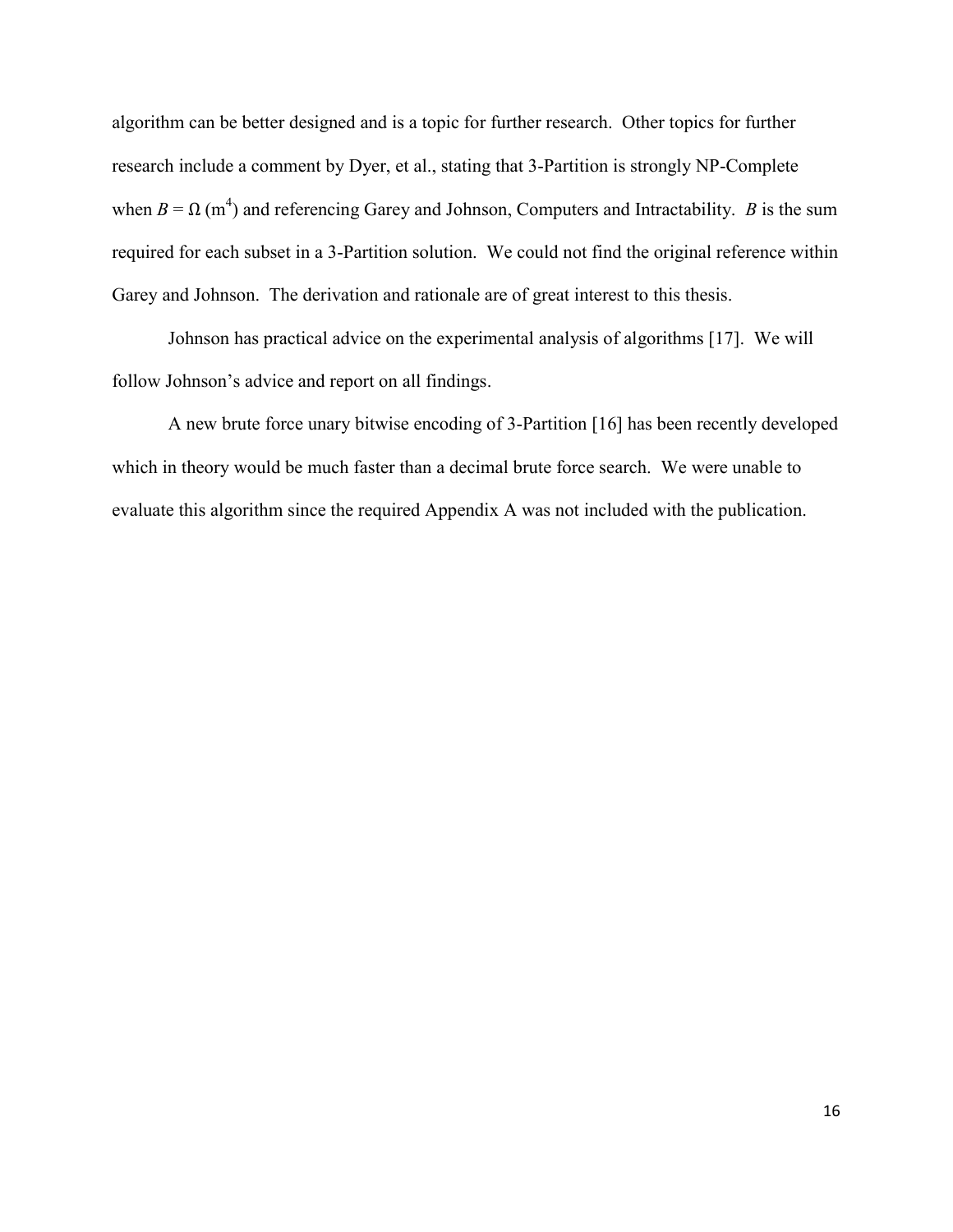algorithm can be better designed and is a topic for further research. Other topics for further research include a comment by Dyer, et al., stating that 3-Partition is strongly NP-Complete when $B = \Omega(m^4)$ and referencing Garey and Johnson, Computers and Intractability. $B$ is the sum required for each subset in a 3-Partition solution. We could not find the original reference within Garey and Johnson. The derivation and rationale are of great interest to this thesis.

Johnson has practical advice on the experimental analysis of algorithms [17]. We will follow Johnson's advice and report on all findings.

A new brute force unary bitwise encoding of 3-Partition [16] has been recently developed which in theory would be much faster than a decimal brute force search. We were unable to evaluate this algorithm since the required Appendix A was not included with the publication.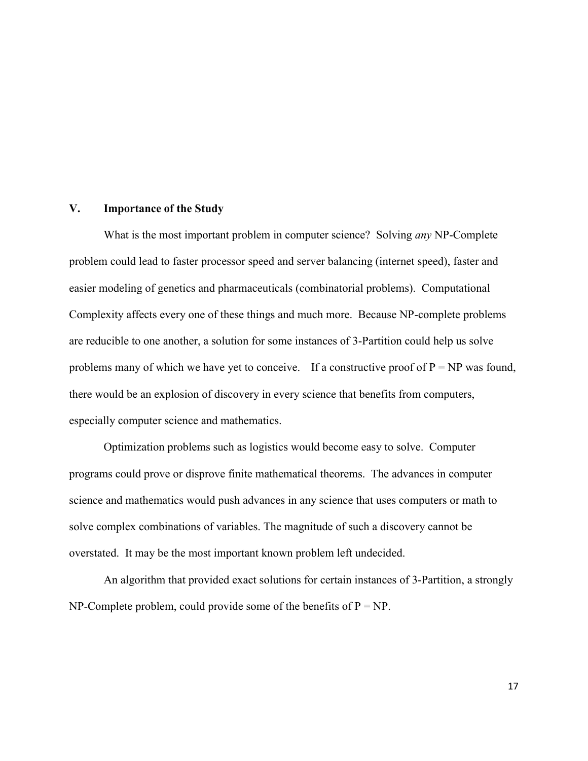## V. Importance of the Study

What is the most important problem in computer science? Solving *any* NP-Complete problem could lead to faster processor speed and server balancing (internet speed), faster and easier modeling of genetics and pharmaceuticals (combinatorial problems). Computational Complexity affects every one of these things and much more. Because NP-complete problems are reducible to one another, a solution for some instances of 3-Partition could help us solve problems many of which we have yet to conceive. If a constructive proof of P = NP was found, there would be an explosion of discovery in every science that benefits from computers, especially computer science and mathematics.

Optimization problems such as logistics would become easy to solve. Computer programs could prove or disprove finite mathematical theorems. The advances in computer science and mathematics would push advances in any science that uses computers or math to solve complex combinations of variables. The magnitude of such a discovery cannot be overstated. It may be the most important known problem left undecided.

An algorithm that provided exact solutions for certain instances of 3-Partition, a strongly NP-Complete problem, could provide some of the benefits of P = NP.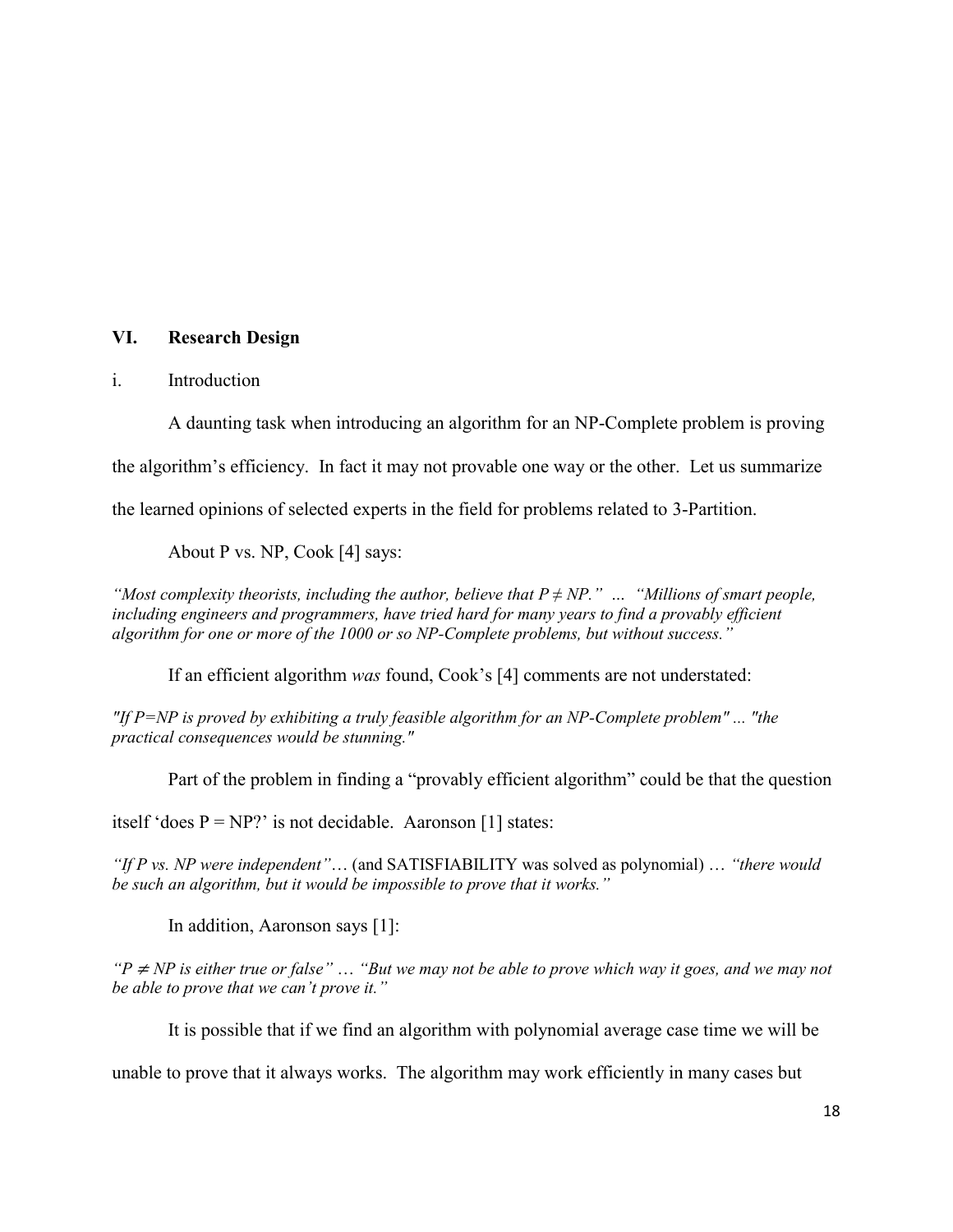## VI. Research Design

i. Introduction

A daunting task when introducing an algorithm for an NP-Complete problem is proving the algorithm's efficiency. In fact it may not provable one way or the other. Let us summarize the learned opinions of selected experts in the field for problems related to 3-Partition.

About P vs. NP, Cook [4] says:

*"Most complexity theorists, including the author, believe that P ≠ NP."* … *"Millions of smart people, including engineers and programmers, have tried hard for many years to find a provably efficient algorithm for one or more of the 1000 or so NP-Complete problems, but without success."*

If an efficient algorithm *was* found, Cook's [4] comments are not understated:

*"If P=NP is proved by exhibiting a truly feasible algorithm for an NP-Complete problem" ... "the practical consequences would be stunning."*

Part of the problem in finding a "provably efficient algorithm" could be that the question itself 'does P = NP?' is not decidable. Aaronson [1] states:

*"If P vs. NP were independent"*… (and SATISFIABILITY was solved as polynomial) … *"there would be such an algorithm, but it would be impossible to prove that it works."*

In addition, Aaronson says [1]:

*"P ≠ NP is either true or false"* … *"But we may not be able to prove which way it goes, and we may not be able to prove that we can't prove it."*

It is possible that if we find an algorithm with polynomial average case time we will be unable to prove that it always works. The algorithm may work efficiently in many cases but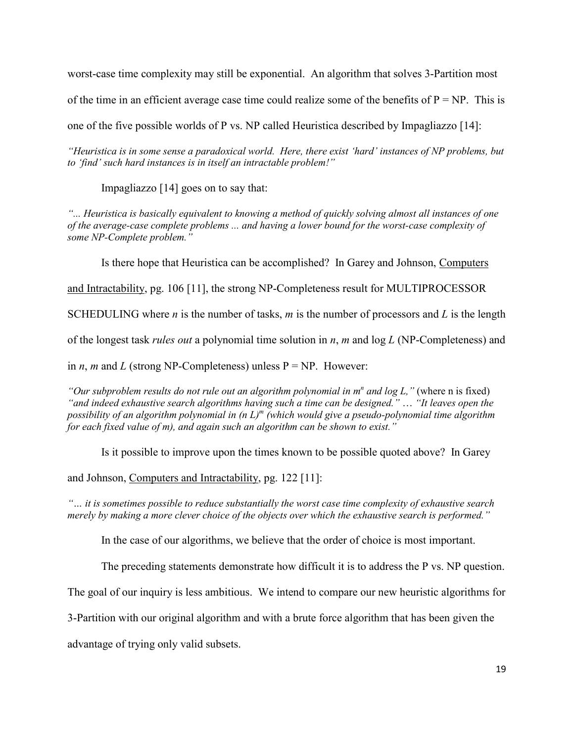worst-case time complexity may still be exponential. An algorithm that solves 3-Partition most of the time in an efficient average case time could realize some of the benefits of P = NP. This is one of the five possible worlds of P vs. NP called Heuristica described by Impagliazzo [14]:

*"Heuristica is in some sense a paradoxical world. Here, there exist 'hard' instances of NP problems, but to 'find' such hard instances is in itself an intractable problem!"*

Impagliazzo [14] goes on to say that:

*"... Heuristica is basically equivalent to knowing a method of quickly solving almost all instances of one of the average-case complete problems ... and having a lower bound for the worst-case complexity of some NP-Complete problem."*

Is there hope that Heuristica can be accomplished? In Garey and Johnson, Computers and Intractability, pg. 106 [11], the strong NP-Completeness result for MULTIPROCESSOR SCHEDULING where $n$ is the number of tasks, $m$ is the number of processors and $L$ is the length of the longest task *rules out* a polynomial time solution in $n$, $m$ and $\log L$ (NP-Completeness) and in $n$, $m$ and $L$ (strong NP-Completeness) unless P = NP. However:

*"Our subproblem results do not rule out an algorithm polynomial in $m^n$ and $\log L$,"* (where n is fixed) *"and indeed exhaustive search algorithms having such a time can be designed."* … *"It leaves open the possibility of an algorithm polynomial in $(n L)^m$ (which would give a pseudo-polynomial time algorithm for each fixed value of m), and again such an algorithm can be shown to exist."*

Is it possible to improve upon the times known to be possible quoted above? In Garey and Johnson, Computers and Intractability, pg. 122 [11]:

*"… it is sometimes possible to reduce substantially the worst case time complexity of exhaustive search merely by making a more clever choice of the objects over which the exhaustive search is performed."*

In the case of our algorithms, we believe that the order of choice is most important.

The preceding statements demonstrate how difficult it is to address the P vs. NP question. The goal of our inquiry is less ambitious. We intend to compare our new heuristic algorithms for 3-Partition with our original algorithm and with a brute force algorithm that has been given the advantage of trying only valid subsets.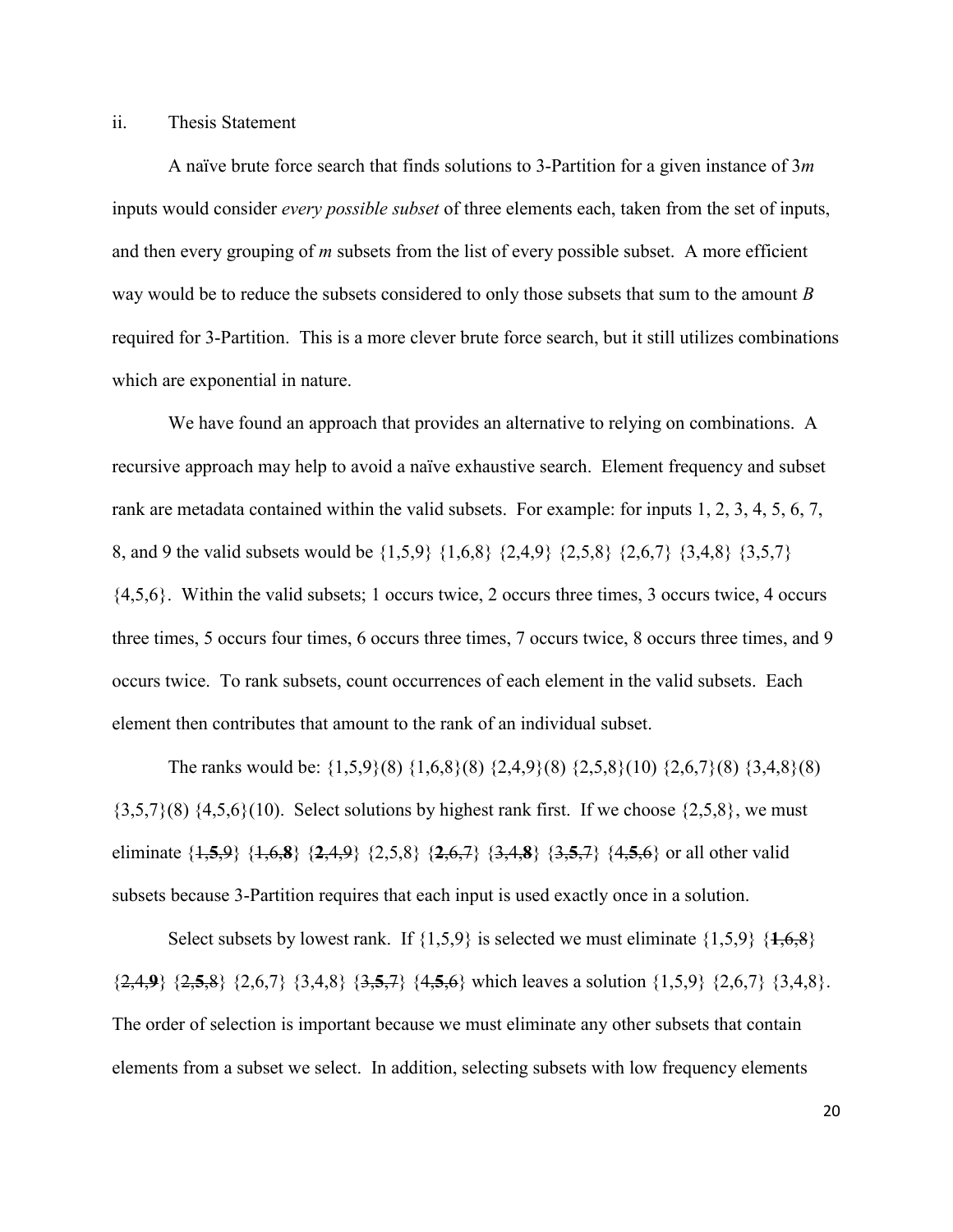ii. Thesis Statement

A naïve brute force search that finds solutions to 3-Partition for a given instance of $3m$ inputs would consider *every possible subset* of three elements each, taken from the set of inputs, and then every grouping of $m$ subsets from the list of every possible subset. A more efficient way would be to reduce the subsets considered to only those subsets that sum to the amount $B$ required for 3-Partition. This is a more clever brute force search, but it still utilizes combinations which are exponential in nature.

We have found an approach that provides an alternative to relying on combinations. A recursive approach may help to avoid a naïve exhaustive search. Element frequency and subset rank are metadata contained within the valid subsets. For example: for inputs 1, 2, 3, 4, 5, 6, 7, 8, and 9 the valid subsets would be {1,5,9} {1,6,8} {2,4,9} {2,5,8} {2,6,7} {3,4,8} {3,5,7} {4,5,6}. Within the valid subsets; 1 occurs twice, 2 occurs three times, 3 occurs twice, 4 occurs three times, 5 occurs four times, 6 occurs three times, 7 occurs twice, 8 occurs three times, and 9 occurs twice. To rank subsets, count occurrences of each element in the valid subsets. Each element then contributes that amount to the rank of an individual subset.

The ranks would be: {1,5,9}(8) {1,6,8}(8) {2,4,9}(8) {2,5,8}(10) {2,6,7}(8) {3,4,8}(8) {3,5,7}(8) {4,5,6}(10). Select solutions by highest rank first. If we choose {2,5,8}, we must eliminate {~~1,**5**,9~~} {~~1,6,**8**~~} {~~**2**,4,9~~} {2,5,8} {~~**2**,6,7~~} {~~3,4,**8**~~} {~~3,**5**,7~~} {~~4,**5**,6~~} or all other valid subsets because 3-Partition requires that each input is used exactly once in a solution.

Select subsets by lowest rank. If {1,5,9} is selected we must eliminate {1,5,9} {~~**1**,6,8~~} {~~2,4,**9**~~} {~~2,**5**,8~~} {2,6,7} {3,4,8} {~~3,**5**,7~~} {~~4,**5**,6~~} which leaves a solution {1,5,9} {2,6,7} {3,4,8}. The order of selection is important because we must eliminate any other subsets that contain elements from a subset we select. In addition, selecting subsets with low frequency elements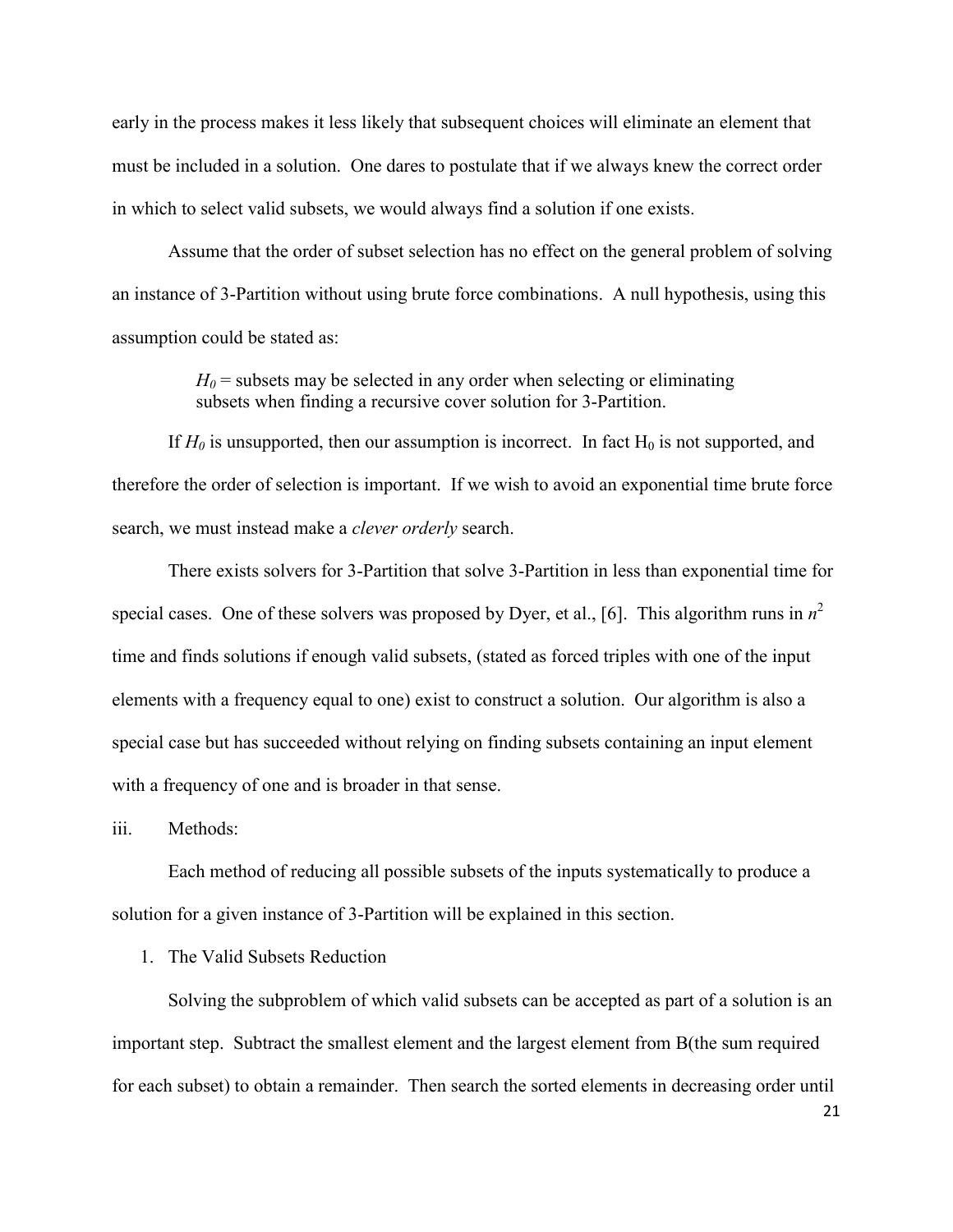early in the process makes it less likely that subsequent choices will eliminate an element that must be included in a solution. One dares to postulate that if we always knew the correct order in which to select valid subsets, we would always find a solution if one exists.

Assume that the order of subset selection has no effect on the general problem of solving an instance of 3-Partition without using brute force combinations. A null hypothesis, using this assumption could be stated as:

> $H_0$ = subsets may be selected in any order when selecting or eliminating subsets when finding a recursive cover solution for 3-Partition.

If $H_0$ is unsupported, then our assumption is incorrect. In fact $H_0$ is not supported, and therefore the order of selection is important. If we wish to avoid an exponential time brute force search, we must instead make a *clever orderly* search.

There exists solvers for 3-Partition that solve 3-Partition in less than exponential time for special cases. One of these solvers was proposed by Dyer, et al., [6]. This algorithm runs in $n^2$ time and finds solutions if enough valid subsets, (stated as forced triples with one of the input elements with a frequency equal to one) exist to construct a solution. Our algorithm is also a special case but has succeeded without relying on finding subsets containing an input element with a frequency of one and is broader in that sense.

iii. Methods:

Each method of reducing all possible subsets of the inputs systematically to produce a solution for a given instance of 3-Partition will be explained in this section.

1. The Valid Subsets Reduction

Solving the subproblem of which valid subsets can be accepted as part of a solution is an important step. Subtract the smallest element and the largest element from B(the sum required for each subset) to obtain a remainder. Then search the sorted elements in decreasing order until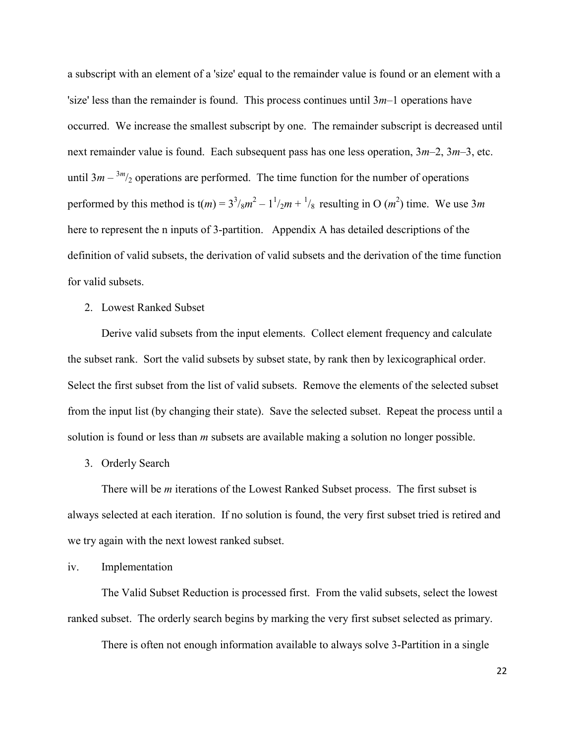a subscript with an element of a 'size' equal to the remainder value is found or an element with a 'size' less than the remainder is found. This process continues until $3m–1$ operations have occurred. We increase the smallest subscript by one. The remainder subscript is decreased until next remainder value is found. Each subsequent pass has one less operation, $3m–2$, $3m–3$, etc. until $3m – {}^{3m}/_2$ operations are performed. The time function for the number of operations performed by this method is $t(m) = 3^3/_8 m^2 – 1^1/_2 m + {}^1/_8$ resulting in $O(m^2)$ time. We use $3m$ here to represent the n inputs of 3-partition. Appendix A has detailed descriptions of the definition of valid subsets, the derivation of valid subsets and the derivation of the time function for valid subsets.

2. Lowest Ranked Subset

Derive valid subsets from the input elements. Collect element frequency and calculate the subset rank. Sort the valid subsets by subset state, by rank then by lexicographical order. Select the first subset from the list of valid subsets. Remove the elements of the selected subset from the input list (by changing their state). Save the selected subset. Repeat the process until a solution is found or less than *m* subsets are available making a solution no longer possible.

3. Orderly Search

There will be *m* iterations of the Lowest Ranked Subset process. The first subset is always selected at each iteration. If no solution is found, the very first subset tried is retired and we try again with the next lowest ranked subset.

iv. Implementation

The Valid Subset Reduction is processed first. From the valid subsets, select the lowest ranked subset. The orderly search begins by marking the very first subset selected as primary.

There is often not enough information available to always solve 3-Partition in a single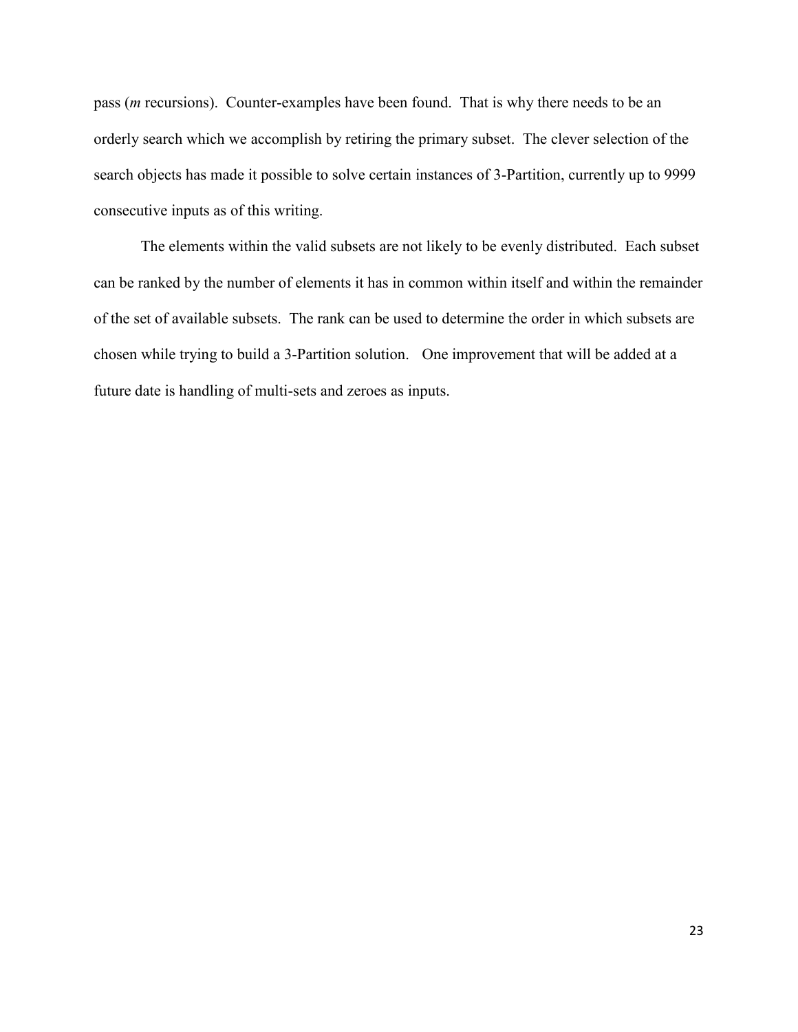pass (*m* recursions). Counter-examples have been found. That is why there needs to be an orderly search which we accomplish by retiring the primary subset. The clever selection of the search objects has made it possible to solve certain instances of 3-Partition, currently up to 9999 consecutive inputs as of this writing.

The elements within the valid subsets are not likely to be evenly distributed. Each subset can be ranked by the number of elements it has in common within itself and within the remainder of the set of available subsets. The rank can be used to determine the order in which subsets are chosen while trying to build a 3-Partition solution. One improvement that will be added at a future date is handling of multi-sets and zeroes as inputs.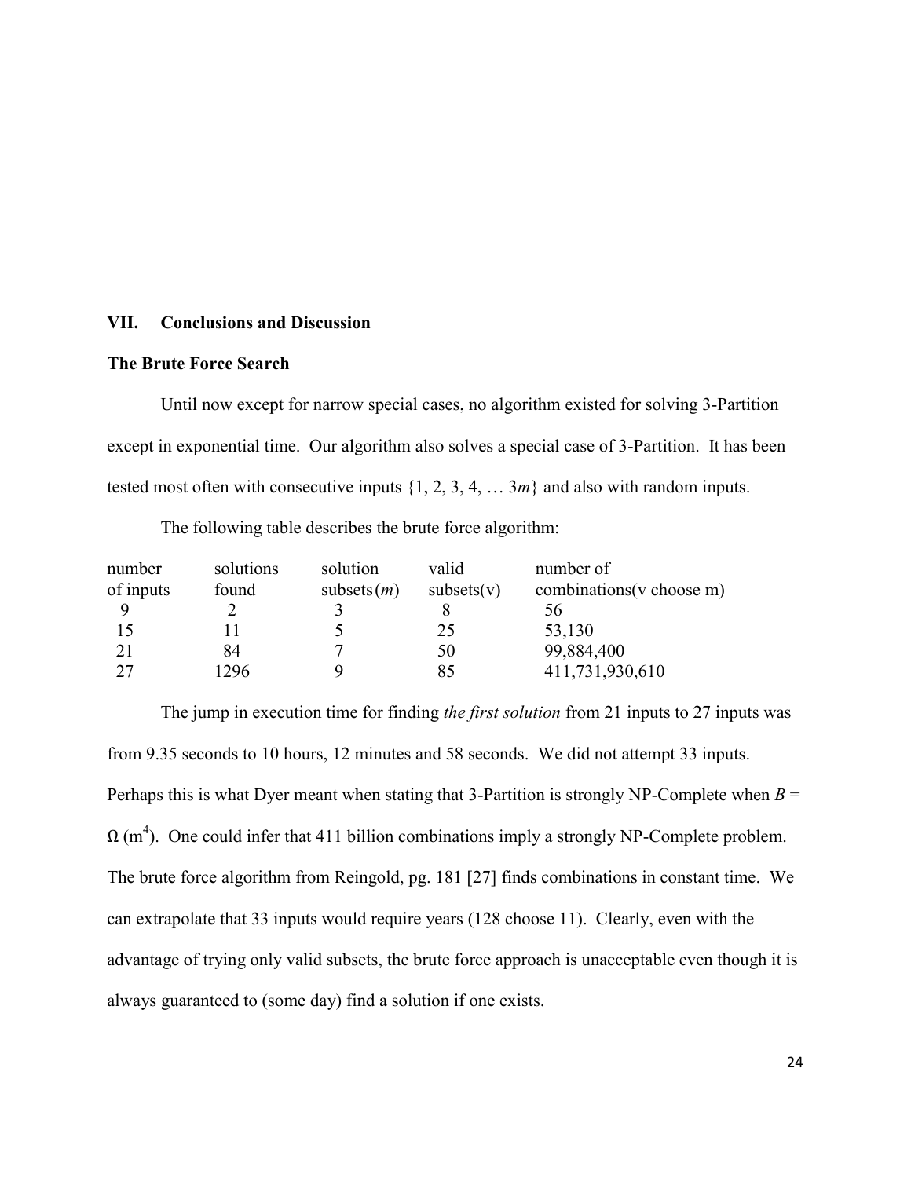## VII. Conclusions and Discussion

### The Brute Force Search

Until now except for narrow special cases, no algorithm existed for solving 3-Partition except in exponential time. Our algorithm also solves a special case of 3-Partition. It has been tested most often with consecutive inputs {1, 2, 3, 4, … 3*m*} and also with random inputs.

The following table describes the brute force algorithm:

| number of inputs | solutions found | solution subsets($m$) | valid subsets(v) | number of combinations(v choose m) |
|---|---|---|---|---|
| 9 | 2 | 3 | 8 | 56 |
| 15 | 11 | 5 | 25 | 53,130 |
| 21 | 84 | 7 | 50 | 99,884,400 |
| 27 | 1296 | 9 | 85 | 411,731,930,610 |

The jump in execution time for finding *the first solution* from 21 inputs to 27 inputs was from 9.35 seconds to 10 hours, 12 minutes and 58 seconds. We did not attempt 33 inputs. Perhaps this is what Dyer meant when stating that 3-Partition is strongly NP-Complete when $B = \Omega(m^4)$. One could infer that 411 billion combinations imply a strongly NP-Complete problem. The brute force algorithm from Reingold, pg. 181 [27] finds combinations in constant time. We can extrapolate that 33 inputs would require years (128 choose 11). Clearly, even with the advantage of trying only valid subsets, the brute force approach is unacceptable even though it is always guaranteed to (some day) find a solution if one exists.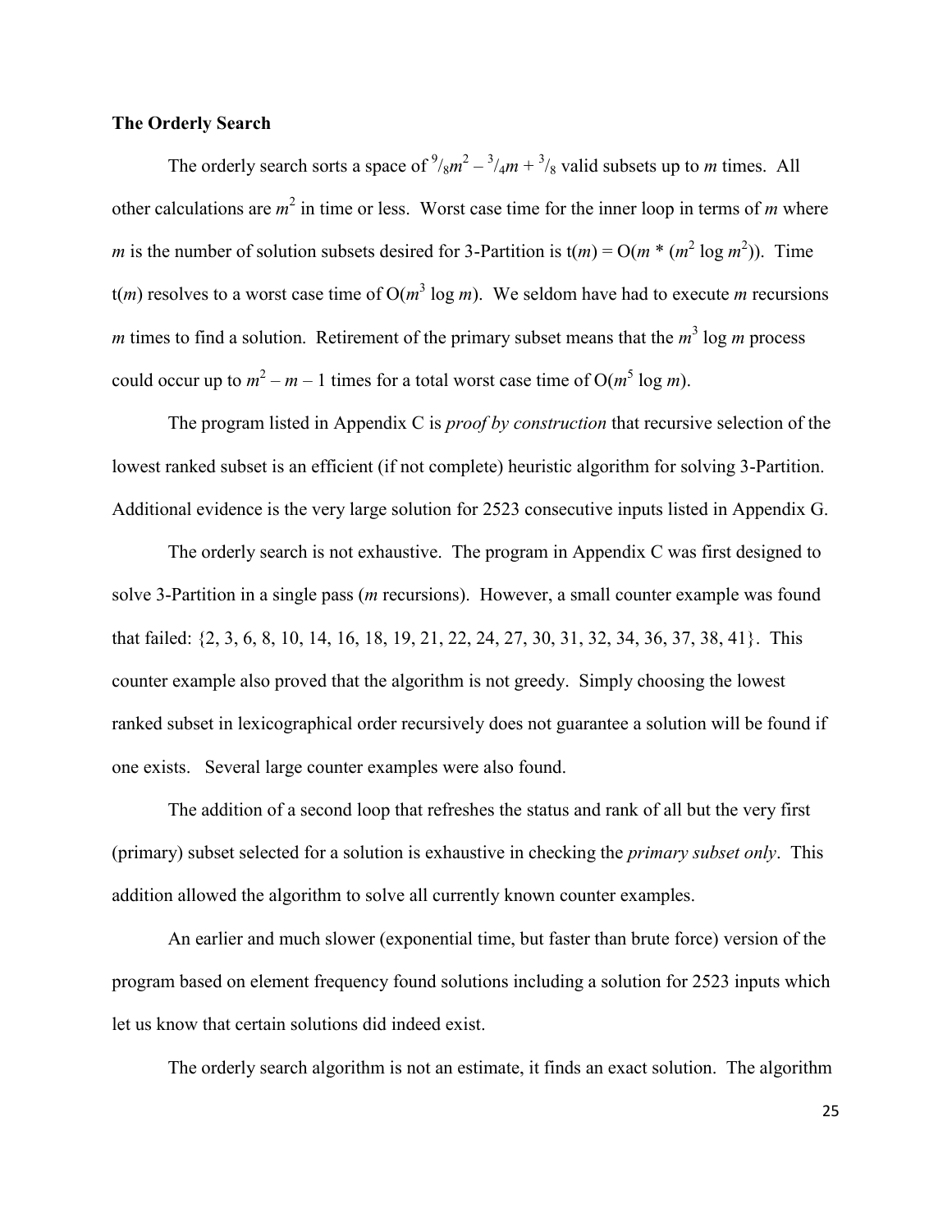**The Orderly Search**

The orderly search sorts a space of $\frac{9}{8}m^2 - \frac{3}{4}m + \frac{3}{8}$ valid subsets up to $m$ times. All other calculations are $m^2$ in time or less. Worst case time for the inner loop in terms of $m$ where $m$ is the number of solution subsets desired for 3-Partition is $t(m) = O(m * (m^2 \log m^2))$. Time $t(m)$ resolves to a worst case time of $O(m^3 \log m)$. We seldom have had to execute $m$ recursions $m$ times to find a solution. Retirement of the primary subset means that the $m^3 \log m$ process could occur up to $m^2 - m - 1$ times for a total worst case time of $O(m^5 \log m)$.

The program listed in Appendix C is *proof by construction* that recursive selection of the lowest ranked subset is an efficient (if not complete) heuristic algorithm for solving 3-Partition. Additional evidence is the very large solution for 2523 consecutive inputs listed in Appendix G.

The orderly search is not exhaustive. The program in Appendix C was first designed to solve 3-Partition in a single pass ($m$ recursions). However, a small counter example was found that failed: {2, 3, 6, 8, 10, 14, 16, 18, 19, 21, 22, 24, 27, 30, 31, 32, 34, 36, 37, 38, 41}. This counter example also proved that the algorithm is not greedy. Simply choosing the lowest ranked subset in lexicographical order recursively does not guarantee a solution will be found if one exists. Several large counter examples were also found.

The addition of a second loop that refreshes the status and rank of all but the very first (primary) subset selected for a solution is exhaustive in checking the *primary subset only*. This addition allowed the algorithm to solve all currently known counter examples.

An earlier and much slower (exponential time, but faster than brute force) version of the program based on element frequency found solutions including a solution for 2523 inputs which let us know that certain solutions did indeed exist.

The orderly search algorithm is not an estimate, it finds an exact solution. The algorithm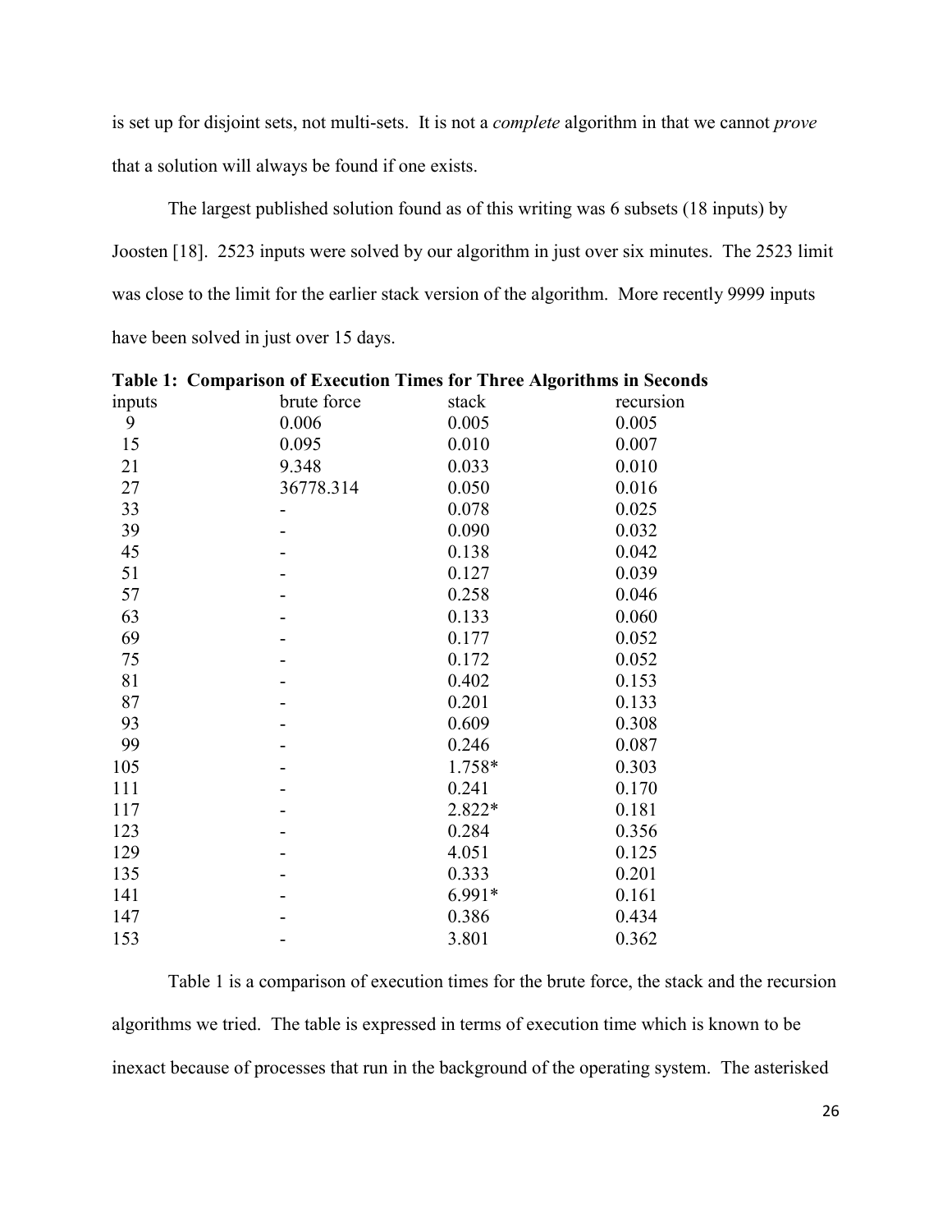is set up for disjoint sets, not multi-sets. It is not a *complete* algorithm in that we cannot *prove* that a solution will always be found if one exists.

The largest published solution found as of this writing was 6 subsets (18 inputs) by Joosten [18]. 2523 inputs were solved by our algorithm in just over six minutes. The 2523 limit was close to the limit for the earlier stack version of the algorithm. More recently 9999 inputs have been solved in just over 15 days.

**Table 1: Comparison of Execution Times for Three Algorithms in Seconds**

| inputs | brute force | stack | recursion |
|---|---|---|---|
| 9 | 0.006 | 0.005 | 0.005 |
| 15 | 0.095 | 0.010 | 0.007 |
| 21 | 9.348 | 0.033 | 0.010 |
| 27 | 36778.314 | 0.050 | 0.016 |
| 33 | - | 0.078 | 0.025 |
| 39 | - | 0.090 | 0.032 |
| 45 | - | 0.138 | 0.042 |
| 51 | - | 0.127 | 0.039 |
| 57 | - | 0.258 | 0.046 |
| 63 | - | 0.133 | 0.060 |
| 69 | - | 0.177 | 0.052 |
| 75 | - | 0.172 | 0.052 |
| 81 | - | 0.402 | 0.153 |
| 87 | - | 0.201 | 0.133 |
| 93 | - | 0.609 | 0.308 |
| 99 | - | 0.246 | 0.087 |
| 105 | - | 1.758* | 0.303 |
| 111 | - | 0.241 | 0.170 |
| 117 | - | 2.822* | 0.181 |
| 123 | - | 0.284 | 0.356 |
| 129 | - | 4.051 | 0.125 |
| 135 | - | 0.333 | 0.201 |
| 141 | - | 6.991* | 0.161 |
| 147 | - | 0.386 | 0.434 |
| 153 | - | 3.801 | 0.362 |

Table 1 is a comparison of execution times for the brute force, the stack and the recursion algorithms we tried. The table is expressed in terms of execution time which is known to be inexact because of processes that run in the background of the operating system. The asterisked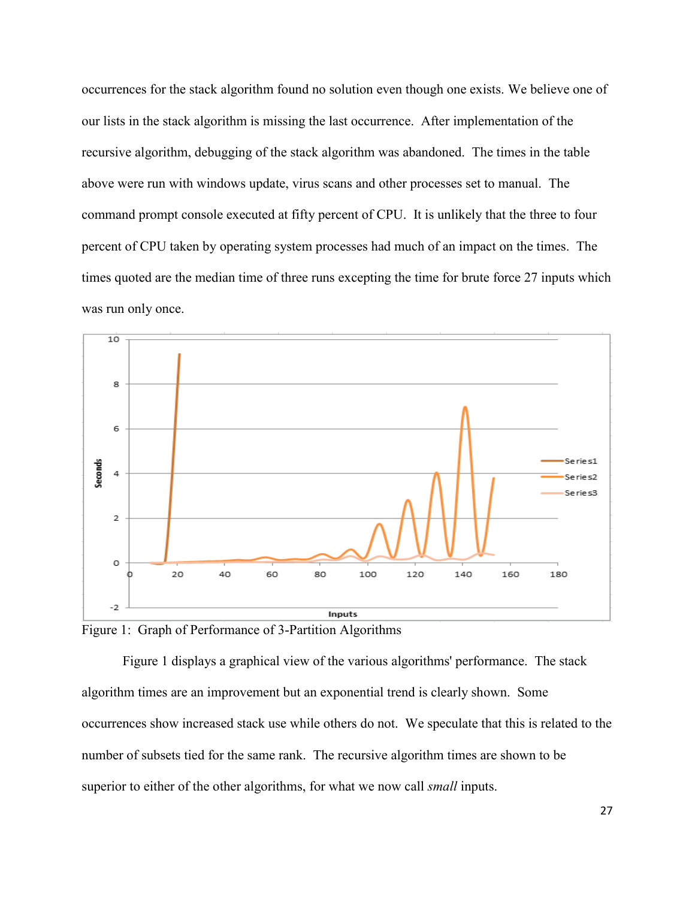occurrences for the stack algorithm found no solution even though one exists. We believe one of our lists in the stack algorithm is missing the last occurrence. After implementation of the recursive algorithm, debugging of the stack algorithm was abandoned. The times in the table above were run with windows update, virus scans and other processes set to manual. The command prompt console executed at fifty percent of CPU. It is unlikely that the three to four percent of CPU taken by operating system processes had much of an impact on the times. The times quoted are the median time of three runs excepting the time for brute force 27 inputs which was run only once.

Figure 1: Graph of Performance of 3-Partition Algorithms

Figure 1 displays a graphical view of the various algorithms' performance. The stack algorithm times are an improvement but an exponential trend is clearly shown. Some occurrences show increased stack use while others do not. We speculate that this is related to the number of subsets tied for the same rank. The recursive algorithm times are shown to be superior to either of the other algorithms, for what we now call *small* inputs.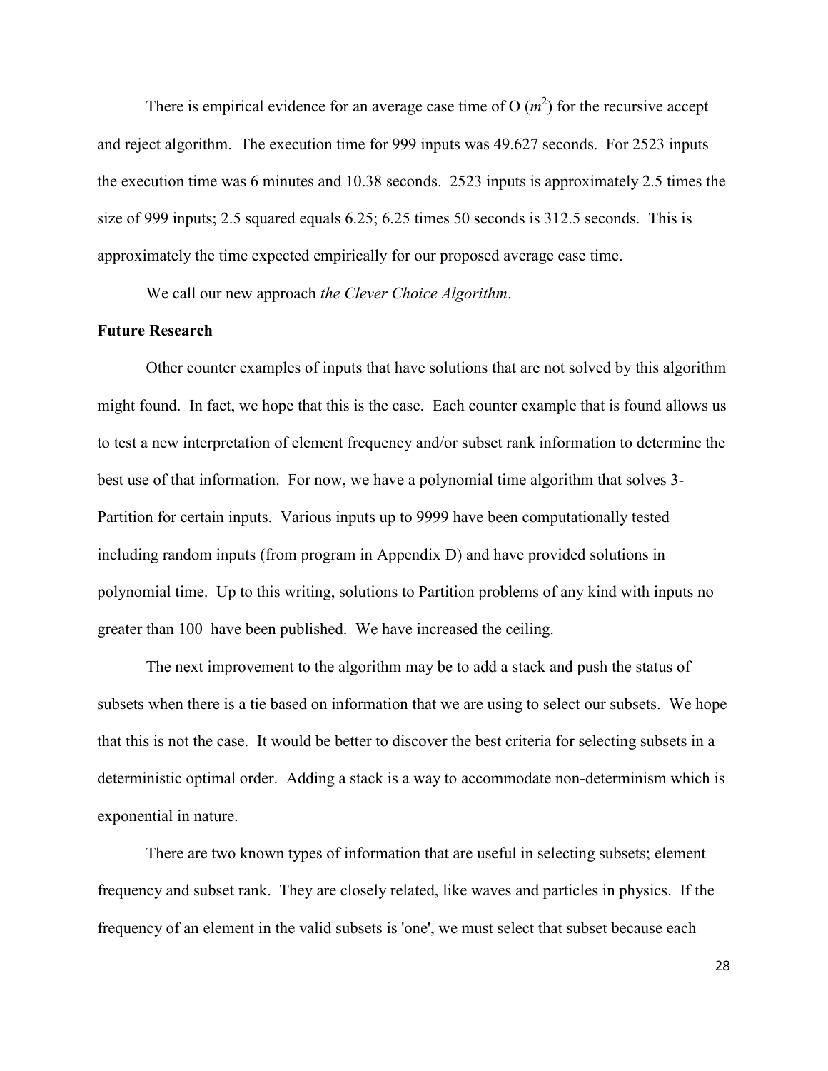There is empirical evidence for an average case time of O ($m^2$) for the recursive accept and reject algorithm. The execution time for 999 inputs was 49.627 seconds. For 2523 inputs the execution time was 6 minutes and 10.38 seconds. 2523 inputs is approximately 2.5 times the size of 999 inputs; 2.5 squared equals 6.25; 6.25 times 50 seconds is 312.5 seconds. This is approximately the time expected empirically for our proposed average case time.

We call our new approach *the Clever Choice Algorithm*.

**Future Research**

Other counter examples of inputs that have solutions that are not solved by this algorithm might found. In fact, we hope that this is the case. Each counter example that is found allows us to test a new interpretation of element frequency and/or subset rank information to determine the best use of that information. For now, we have a polynomial time algorithm that solves 3-Partition for certain inputs. Various inputs up to 9999 have been computationally tested including random inputs (from program in Appendix D) and have provided solutions in polynomial time. Up to this writing, solutions to Partition problems of any kind with inputs no greater than 100 have been published. We have increased the ceiling.

The next improvement to the algorithm may be to add a stack and push the status of subsets when there is a tie based on information that we are using to select our subsets. We hope that this is not the case. It would be better to discover the best criteria for selecting subsets in a deterministic optimal order. Adding a stack is a way to accommodate non-determinism which is exponential in nature.

There are two known types of information that are useful in selecting subsets; element frequency and subset rank. They are closely related, like waves and particles in physics. If the frequency of an element in the valid subsets is 'one', we must select that subset because each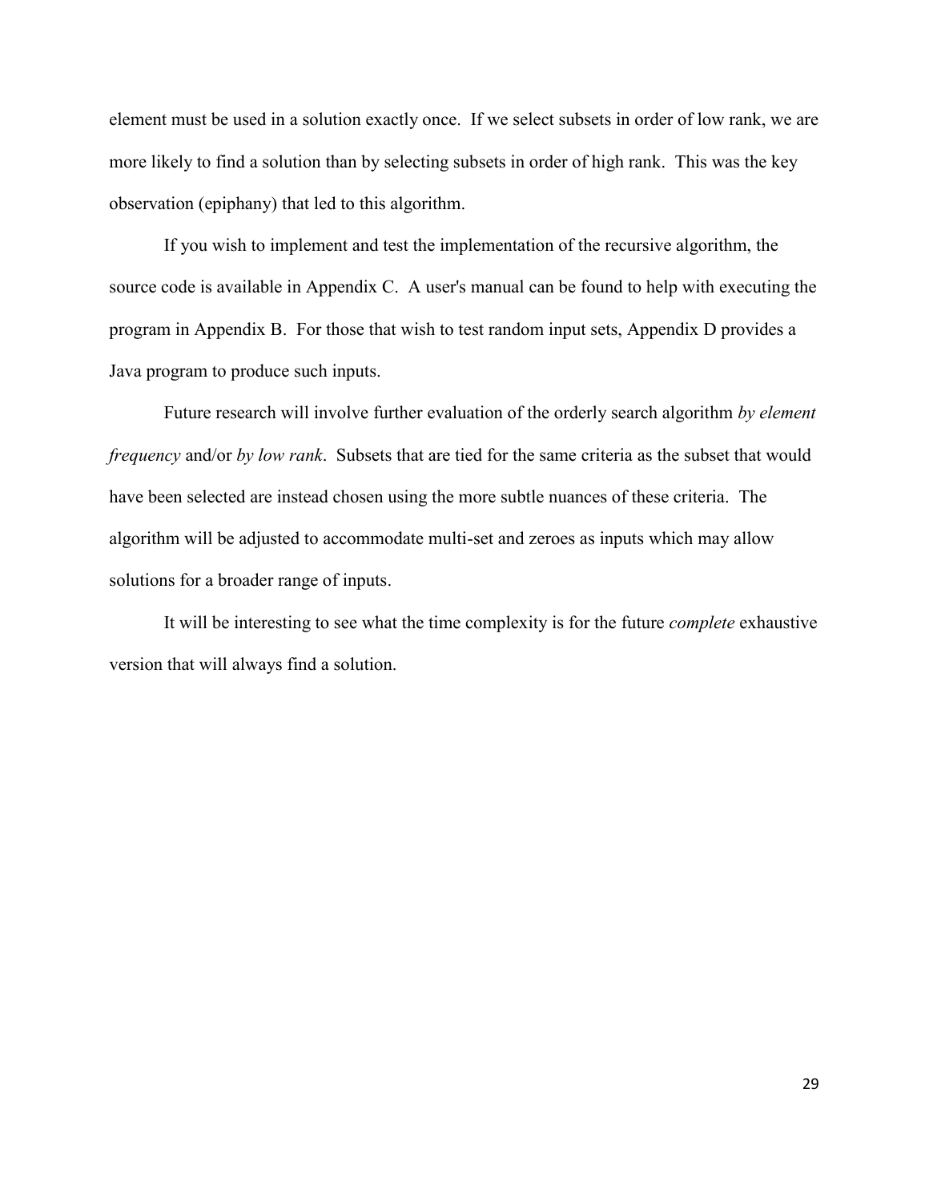element must be used in a solution exactly once. If we select subsets in order of low rank, we are more likely to find a solution than by selecting subsets in order of high rank. This was the key observation (epiphany) that led to this algorithm.

If you wish to implement and test the implementation of the recursive algorithm, the source code is available in Appendix C. A user's manual can be found to help with executing the program in Appendix B. For those that wish to test random input sets, Appendix D provides a Java program to produce such inputs.

Future research will involve further evaluation of the orderly search algorithm *by element frequency* and/or *by low rank*. Subsets that are tied for the same criteria as the subset that would have been selected are instead chosen using the more subtle nuances of these criteria. The algorithm will be adjusted to accommodate multi-set and zeroes as inputs which may allow solutions for a broader range of inputs.

It will be interesting to see what the time complexity is for the future *complete* exhaustive version that will always find a solution.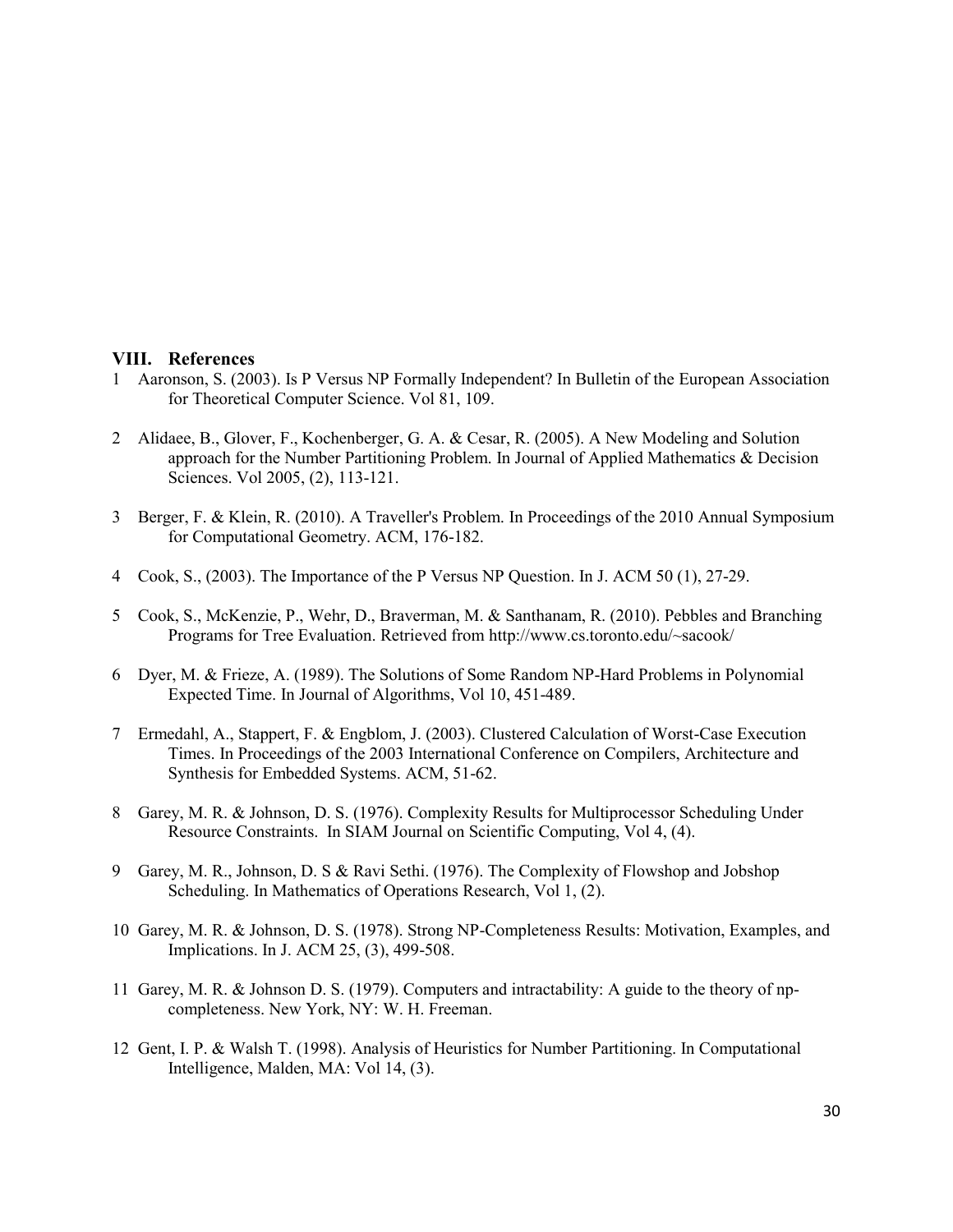## VIII. References

1 Aaronson, S. (2003). Is P Versus NP Formally Independent? In Bulletin of the European Association for Theoretical Computer Science. Vol 81, 109.

2 Alidaee, B., Glover, F., Kochenberger, G. A. & Cesar, R. (2005). A New Modeling and Solution approach for the Number Partitioning Problem. In Journal of Applied Mathematics & Decision Sciences. Vol 2005, (2), 113-121.

3 Berger, F. & Klein, R. (2010). A Traveller's Problem. In Proceedings of the 2010 Annual Symposium for Computational Geometry. ACM, 176-182.

4 Cook, S., (2003). The Importance of the P Versus NP Question. In J. ACM 50 (1), 27-29.

5 Cook, S., McKenzie, P., Wehr, D., Braverman, M. & Santhanam, R. (2010). Pebbles and Branching Programs for Tree Evaluation. Retrieved from http://www.cs.toronto.edu/~sacook/

6 Dyer, M. & Frieze, A. (1989). The Solutions of Some Random NP-Hard Problems in Polynomial Expected Time. In Journal of Algorithms, Vol 10, 451-489.

7 Ermedahl, A., Stappert, F. & Engblom, J. (2003). Clustered Calculation of Worst-Case Execution Times. In Proceedings of the 2003 International Conference on Compilers, Architecture and Synthesis for Embedded Systems. ACM, 51-62.

8 Garey, M. R. & Johnson, D. S. (1976). Complexity Results for Multiprocessor Scheduling Under Resource Constraints. In SIAM Journal on Scientific Computing, Vol 4, (4).

9 Garey, M. R., Johnson, D. S & Ravi Sethi. (1976). The Complexity of Flowshop and Jobshop Scheduling. In Mathematics of Operations Research, Vol 1, (2).

10 Garey, M. R. & Johnson, D. S. (1978). Strong NP-Completeness Results: Motivation, Examples, and Implications. In J. ACM 25, (3), 499-508.

11 Garey, M. R. & Johnson D. S. (1979). Computers and intractability: A guide to the theory of np-completeness. New York, NY: W. H. Freeman.

12 Gent, I. P. & Walsh T. (1998). Analysis of Heuristics for Number Partitioning. In Computational Intelligence, Malden, MA: Vol 14, (3).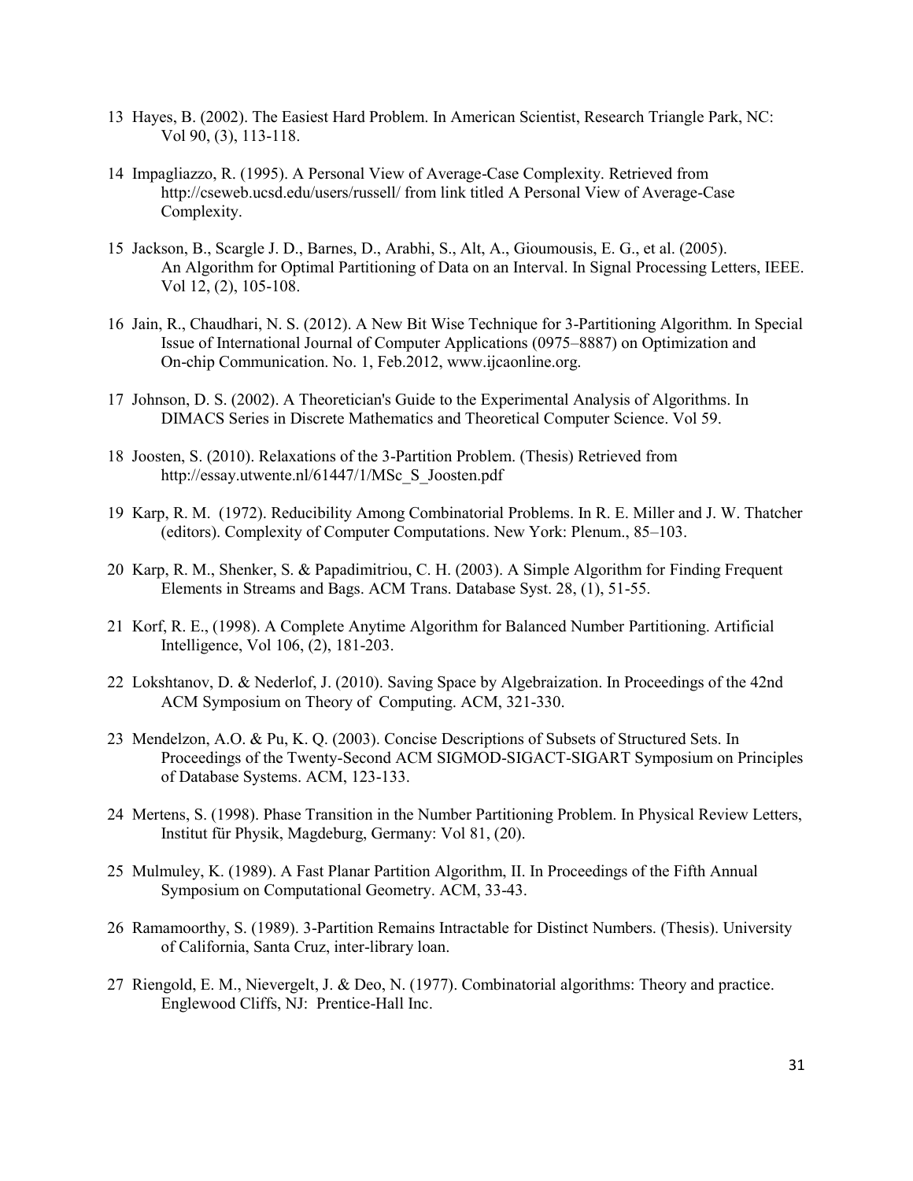13 Hayes, B. (2002). The Easiest Hard Problem. In American Scientist, Research Triangle Park, NC: Vol 90, (3), 113-118.

14 Impagliazzo, R. (1995). A Personal View of Average-Case Complexity. Retrieved from http://cseweb.ucsd.edu/users/russell/ from link titled A Personal View of Average-Case Complexity.

15 Jackson, B., Scargle J. D., Barnes, D., Arabhi, S., Alt, A., Gioumousis, E. G., et al. (2005). An Algorithm for Optimal Partitioning of Data on an Interval. In Signal Processing Letters, IEEE. Vol 12, (2), 105-108.

16 Jain, R., Chaudhari, N. S. (2012). A New Bit Wise Technique for 3-Partitioning Algorithm. In Special Issue of International Journal of Computer Applications (0975–8887) on Optimization and On-chip Communication. No. 1, Feb.2012, www.ijcaonline.org.

17 Johnson, D. S. (2002). A Theoretician's Guide to the Experimental Analysis of Algorithms. In DIMACS Series in Discrete Mathematics and Theoretical Computer Science. Vol 59.

18 Joosten, S. (2010). Relaxations of the 3-Partition Problem. (Thesis) Retrieved from http://essay.utwente.nl/61447/1/MSc_S_Joosten.pdf

19 Karp, R. M. (1972). Reducibility Among Combinatorial Problems. In R. E. Miller and J. W. Thatcher (editors). Complexity of Computer Computations. New York: Plenum., 85–103.

20 Karp, R. M., Shenker, S. & Papadimitriou, C. H. (2003). A Simple Algorithm for Finding Frequent Elements in Streams and Bags. ACM Trans. Database Syst. 28, (1), 51-55.

21 Korf, R. E., (1998). A Complete Anytime Algorithm for Balanced Number Partitioning. Artificial Intelligence, Vol 106, (2), 181-203.

22 Lokshtanov, D. & Nederlof, J. (2010). Saving Space by Algebraization. In Proceedings of the 42nd ACM Symposium on Theory of Computing. ACM, 321-330.

23 Mendelzon, A.O. & Pu, K. Q. (2003). Concise Descriptions of Subsets of Structured Sets. In Proceedings of the Twenty-Second ACM SIGMOD-SIGACT-SIGART Symposium on Principles of Database Systems. ACM, 123-133.

24 Mertens, S. (1998). Phase Transition in the Number Partitioning Problem. In Physical Review Letters, Institut für Physik, Magdeburg, Germany: Vol 81, (20).

25 Mulmuley, K. (1989). A Fast Planar Partition Algorithm, II. In Proceedings of the Fifth Annual Symposium on Computational Geometry. ACM, 33-43.

26 Ramamoorthy, S. (1989). 3-Partition Remains Intractable for Distinct Numbers. (Thesis). University of California, Santa Cruz, inter-library loan.

27 Riengold, E. M., Nievergelt, J. & Deo, N. (1977). Combinatorial algorithms: Theory and practice. Englewood Cliffs, NJ: Prentice-Hall Inc.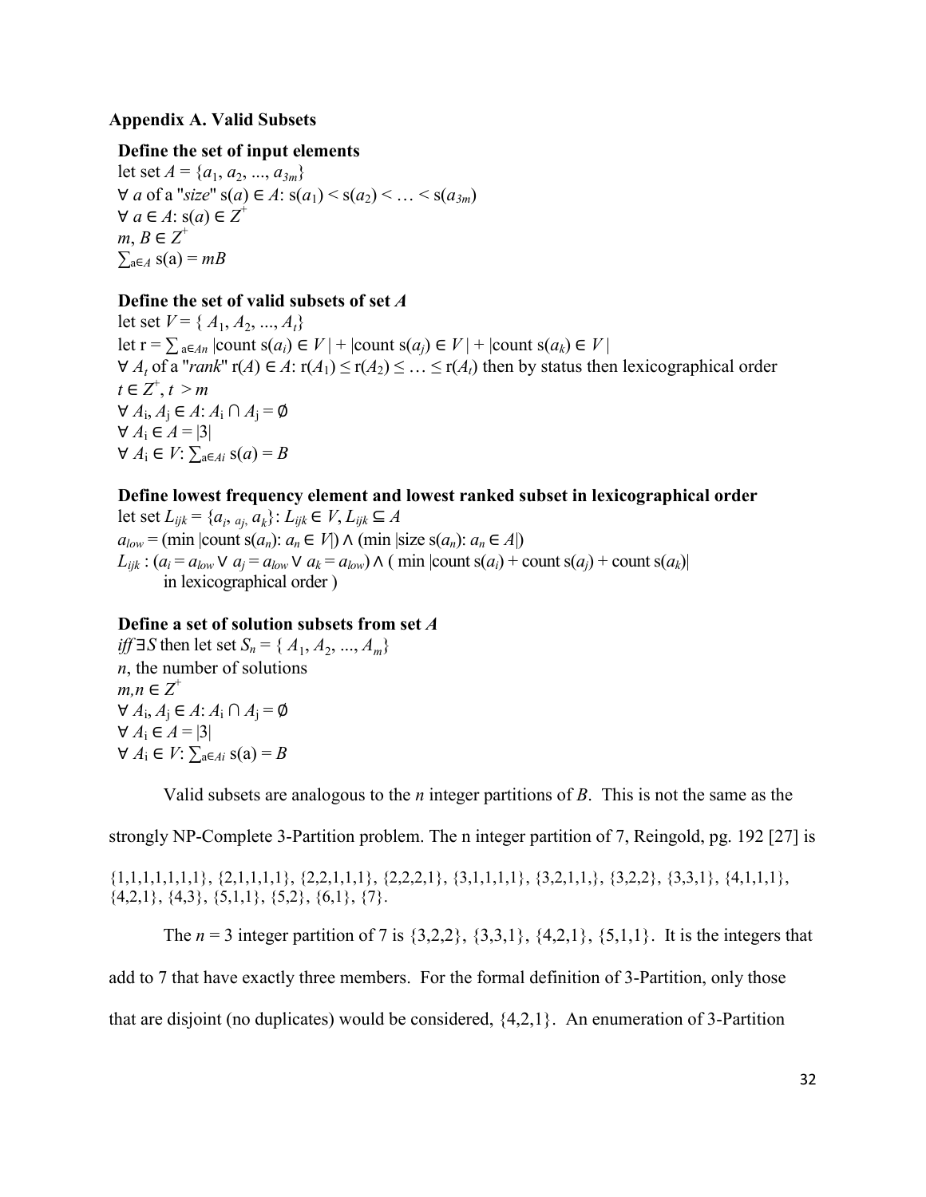### Appendix A. Valid Subsets

**Define the set of input elements**

let set $A = \{a_1, a_2, ..., a_{3m}\}$

$\forall$ $a$ of a "*size*" $s(a) \in A$: $s(a_1) < s(a_2) < \ldots < s(a_{3m})$

$\forall a \in A$: $s(a) \in Z^+$

$m, B \in Z^+$

$\sum_{a \in A} s(a) = mB$

**Define the set of valid subsets of set $A$**

let set $V = \{ A_1, A_2, ..., A_t\}$

let $r = \sum_{a \in An} |\text{count } s(a_i) \in V| + |\text{count } s(a_j) \in V| + |\text{count } s(a_k) \in V|$

$\forall$ $A_t$ of a "*rank*" $r(A) \in A$: $r(A_1) \leq r(A_2) \leq \ldots \leq r(A_t)$ then by status then lexicographical order

$t \in Z^+, t > m$

$\forall A_i, A_j \in A$: $A_i \cap A_j = \emptyset$

$\forall A_i \in A = |3|$

$\forall A_i \in V$: $\sum_{a \in Ai} s(a) = B$

**Define lowest frequency element and lowest ranked subset in lexicographical order**

let set $L_{ijk} = \{a_i, a_j, a_k\}$: $L_{ijk} \in V$, $L_{ijk} \subseteq A$

$a_{low} = (\min |\text{count } s(a_n)\text{: } a_n \in V|) \wedge (\min |\text{size } s(a_n)\text{: } a_n \in A|)$

$L_{ijk}$ : $(a_i = a_{low} \vee a_j = a_{low} \vee a_k = a_{low}) \wedge$ ( $\min |\text{count } s(a_i) + \text{count } s(a_j) + \text{count } s(a_k)|$ in lexicographical order )

**Define a set of solution subsets from set $A$**

*iff* $\exists S$ then let set $S_n = \{ A_1, A_2, ..., A_m\}$

$n$, the number of solutions

$m,n \in Z^+$

$\forall A_i, A_j \in A$: $A_i \cap A_j = \emptyset$

$\forall A_i \in A = |3|$

$\forall A_i \in V$: $\sum_{a \in Ai} s(a) = B$

Valid subsets are analogous to the $n$ integer partitions of $B$. This is not the same as the strongly NP-Complete 3-Partition problem. The n integer partition of 7, Reingold, pg. 192 [27] is

{1,1,1,1,1,1,1}, {2,1,1,1,1,1}, {2,2,1,1,1}, {2,2,2,1}, {3,1,1,1,1}, {3,2,1,1,}, {3,2,2}, {3,3,1}, {4,1,1,1}, {4,2,1}, {4,3}, {5,1,1}, {5,2}, {6,1}, {7}.

The $n$ = 3 integer partition of 7 is {3,2,2}, {3,3,1}, {4,2,1}, {5,1,1}. It is the integers that add to 7 that have exactly three members. For the formal definition of 3-Partition, only those that are disjoint (no duplicates) would be considered, {4,2,1}. An enumeration of 3-Partition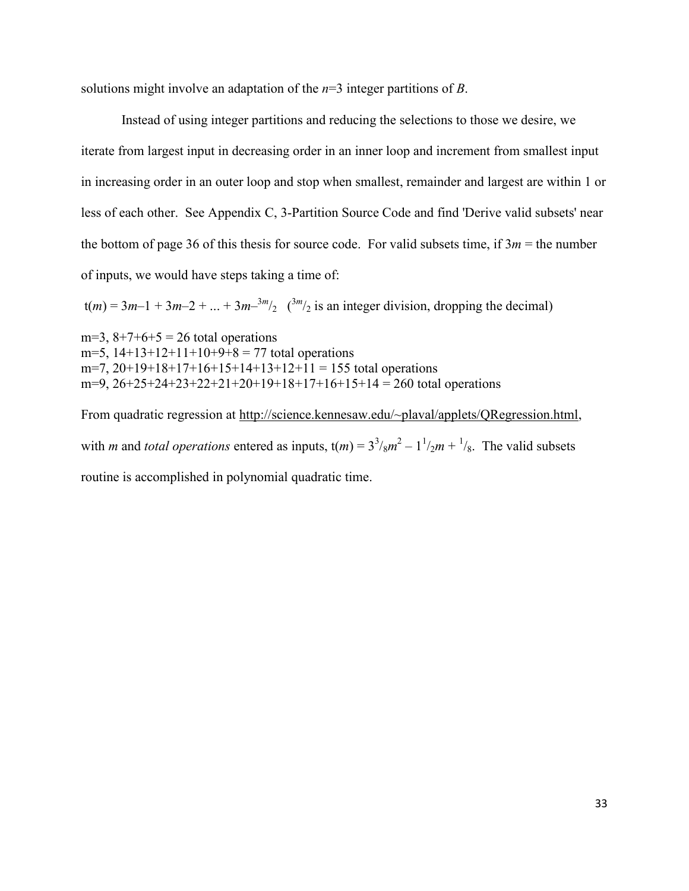solutions might involve an adaptation of the $n$=3 integer partitions of $B$.

Instead of using integer partitions and reducing the selections to those we desire, we iterate from largest input in decreasing order in an inner loop and increment from smallest input in increasing order in an outer loop and stop when smallest, remainder and largest are within 1 or less of each other. See Appendix C, 3-Partition Source Code and find 'Derive valid subsets' near the bottom of page 36 of this thesis for source code. For valid subsets time, if $3m$ = the number of inputs, we would have steps taking a time of:

$t(m) = 3m–1 + 3m–2 + ... + 3m–{}^{3m}/_2$ ($^{3m}/_2$ is an integer division, dropping the decimal)

m=3, 8+7+6+5 = 26 total operations
m=5, 14+13+12+11+10+9+8 = 77 total operations
m=7, 20+19+18+17+16+15+14+13+12+11 = 155 total operations
m=9, 26+25+24+23+22+21+20+19+18+17+16+15+14 = 260 total operations

From quadratic regression at http://science.kennesaw.edu/~plaval/applets/QRegression.html, with $m$ and *total operations* entered as inputs, $t(m) = 3^3/_8m^2 – 1^1/_2m + {}^1/_8$. The valid subsets routine is accomplished in polynomial quadratic time.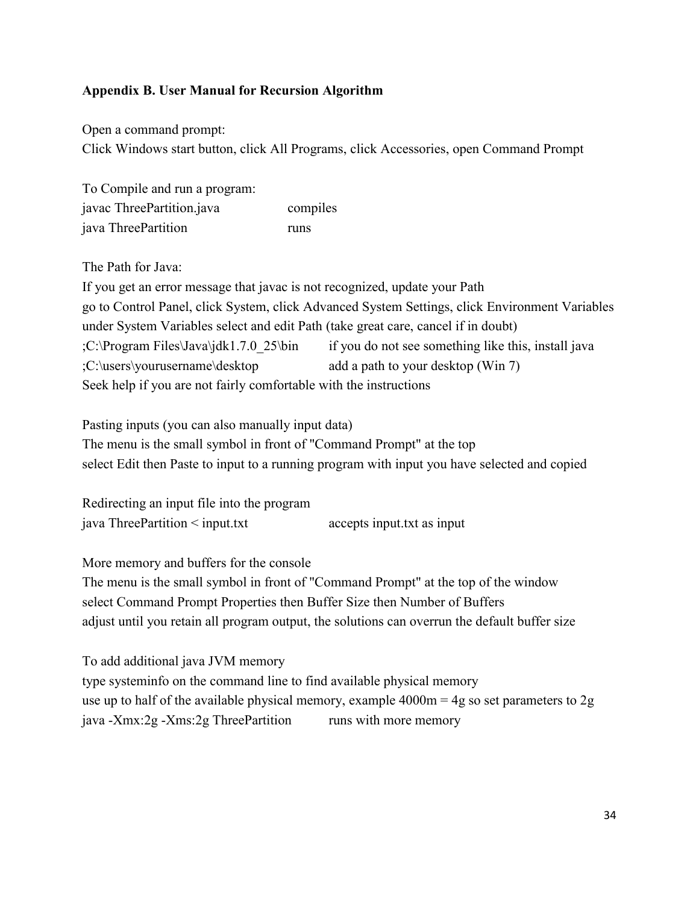**Appendix B. User Manual for Recursion Algorithm**

Open a command prompt:
Click Windows start button, click All Programs, click Accessories, open Command Prompt

To Compile and run a program:

| | |
|---|---|
| javac ThreePartition.java | compiles |
| java ThreePartition | runs |

The Path for Java:
If you get an error message that javac is not recognized, update your Path
go to Control Panel, click System, click Advanced System Settings, click Environment Variables
under System Variables select and edit Path (take great care, cancel if in doubt)

| | |
|---|---|
| ;C:\Program Files\Java\jdk1.7.0_25\bin | if you do not see something like this, install java |
| ;C:\users\yourusername\desktop | add a path to your desktop (Win 7) |

Seek help if you are not fairly comfortable with the instructions

Pasting inputs (you can also manually input data)
The menu is the small symbol in front of "Command Prompt" at the top
select Edit then Paste to input to a running program with input you have selected and copied

Redirecting an input file into the program

| | |
|---|---|
| java ThreePartition < input.txt | accepts input.txt as input |

More memory and buffers for the console
The menu is the small symbol in front of "Command Prompt" at the top of the window
select Command Prompt Properties then Buffer Size then Number of Buffers
adjust until you retain all program output, the solutions can overrun the default buffer size

To add additional java JVM memory
type systeminfo on the command line to find available physical memory
use up to half of the available physical memory, example 4000m = 4g so set parameters to 2g

| | |
|---|---|
| java -Xmx:2g -Xms:2g ThreePartition | runs with more memory |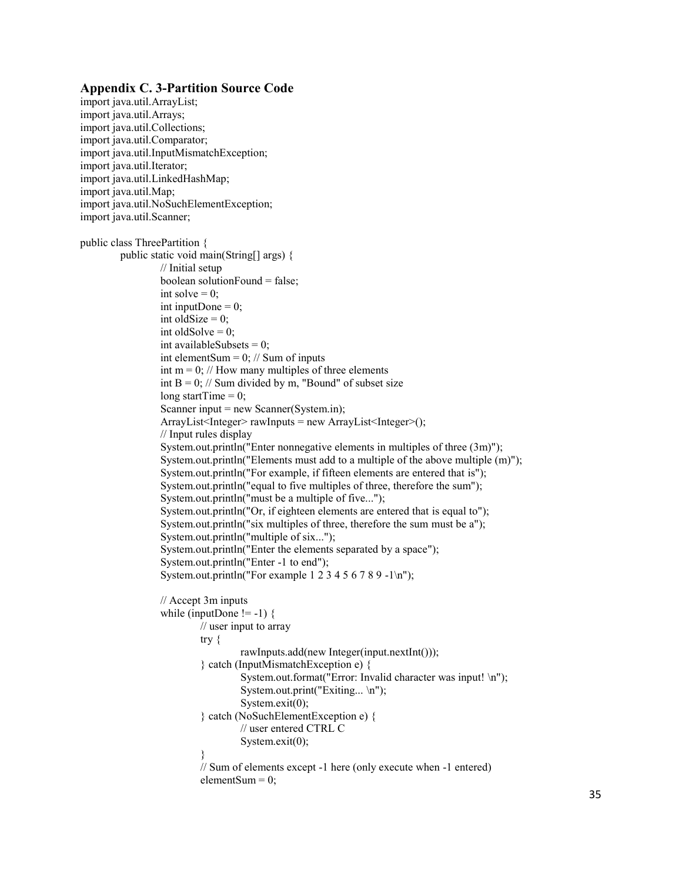## Appendix C. 3-Partition Source Code

```
import java.util.ArrayList;
import java.util.Arrays;
import java.util.Collections;
import java.util.Comparator;
import java.util.InputMismatchException;
import java.util.Iterator;
import java.util.LinkedHashMap;
import java.util.Map;
import java.util.NoSuchElementException;
import java.util.Scanner;

public class ThreePartition {
	public static void main(String[] args) {
		// Initial setup
		boolean solutionFound = false;
		int solve = 0;
		int inputDone = 0;
		int oldSize = 0;
		int oldSolve = 0;
		int availableSubsets = 0;
		int elementSum = 0; // Sum of inputs
		int m = 0; // How many multiples of three elements
		int B = 0; // Sum divided by m, "Bound" of subset size
		long startTime = 0;
		Scanner input = new Scanner(System.in);
		ArrayList<Integer> rawInputs = new ArrayList<Integer>();
		// Input rules display
		System.out.println("Enter nonnegative elements in multiples of three (3m)");
		System.out.println("Elements must add to a multiple of the above multiple (m)");
		System.out.println("For example, if fifteen elements are entered that is");
		System.out.println("equal to five multiples of three, therefore the sum");
		System.out.println("must be a multiple of five...");
		System.out.println("Or, if eighteen elements are entered that is equal to");
		System.out.println("six multiples of three, therefore the sum must be a");
		System.out.println("multiple of six...");
		System.out.println("Enter the elements separated by a space");
		System.out.println("Enter -1 to end");
		System.out.println("For example 1 2 3 4 5 6 7 8 9 -1\n");

		// Accept 3m inputs
		while (inputDone != -1) {
			// user input to array
			try {
				rawInputs.add(new Integer(input.nextInt()));
			} catch (InputMismatchException e) {
				System.out.format("Error: Invalid character was input! \n");
				System.out.print("Exiting... \n");
				System.exit(0);
			} catch (NoSuchElementException e) {
				// user entered CTRL C
				System.exit(0);
			}
			// Sum of elements except -1 here (only execute when -1 entered)
			elementSum = 0;
```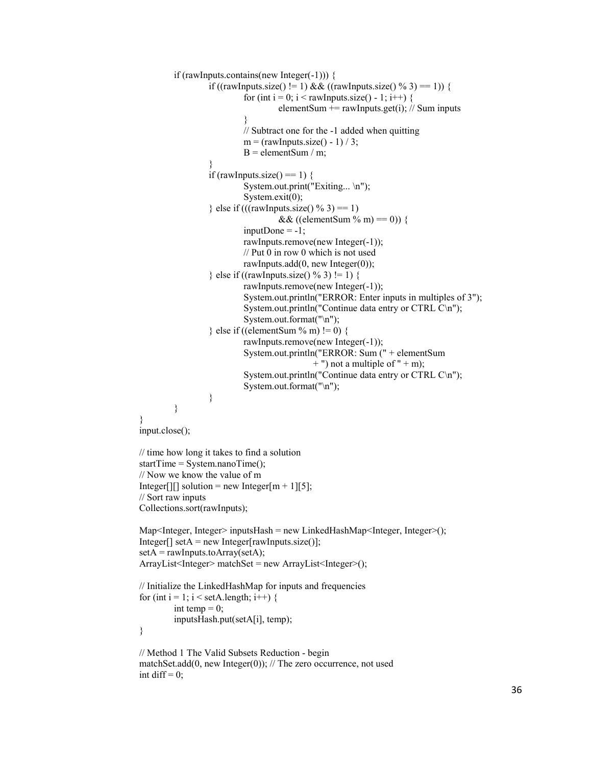```
            if (rawInputs.contains(new Integer(-1))) {
                if ((rawInputs.size() != 1) && ((rawInputs.size() % 3) == 1)) {
                    for (int i = 0; i < rawInputs.size() - 1; i++) {
                        elementSum += rawInputs.get(i); // Sum inputs
                    }
                    // Subtract one for the -1 added when quitting
                    m = (rawInputs.size() - 1) / 3;
                    B = elementSum / m;
                }
                if (rawInputs.size() == 1) {
                    System.out.print("Exiting... \n");
                    System.exit(0);
                } else if (((rawInputs.size() % 3) == 1)
                        && ((elementSum % m) == 0)) {
                    inputDone = -1;
                    rawInputs.remove(new Integer(-1));
                    // Put 0 in row 0 which is not used
                    rawInputs.add(0, new Integer(0));
                } else if ((rawInputs.size() % 3) != 1) {
                    rawInputs.remove(new Integer(-1));
                    System.out.println("ERROR: Enter inputs in multiples of 3");
                    System.out.println("Continue data entry or CTRL C\n");
                    System.out.format("\n");
                } else if ((elementSum % m) != 0) {
                    rawInputs.remove(new Integer(-1));
                    System.out.println("ERROR: Sum (" + elementSum
                            + ") not a multiple of " + m);
                    System.out.println("Continue data entry or CTRL C\n");
                    System.out.format("\n");
                }
            }
        }
        input.close();

        // time how long it takes to find a solution
        startTime = System.nanoTime();
        // Now we know the value of m
        Integer[][] solution = new Integer[m + 1][5];
        // Sort raw inputs
        Collections.sort(rawInputs);

        Map<Integer, Integer> inputsHash = new LinkedHashMap<Integer, Integer>();
        Integer[] setA = new Integer[rawInputs.size()];
        setA = rawInputs.toArray(setA);
        ArrayList<Integer> matchSet = new ArrayList<Integer>();

        // Initialize the LinkedHashMap for inputs and frequencies
        for (int i = 1; i < setA.length; i++) {
            int temp = 0;
            inputsHash.put(setA[i], temp);
        }

        // Method 1 The Valid Subsets Reduction - begin
        matchSet.add(0, new Integer(0)); // The zero occurrence, not used
        int diff = 0;
```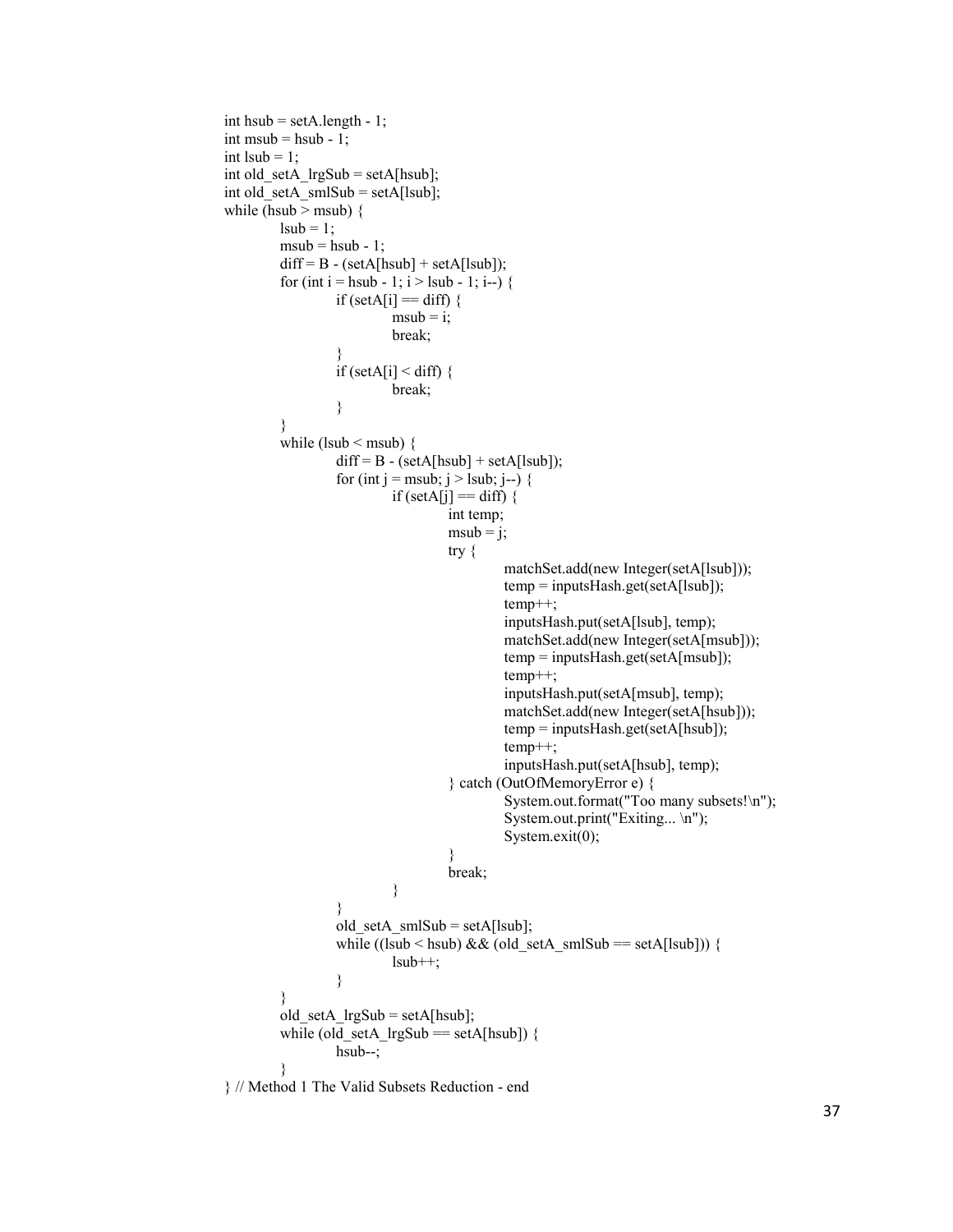```
int hsub = setA.length - 1;
int msub = hsub - 1;
int lsub = 1;
int old_setA_lrgSub = setA[hsub];
int old_setA_smlSub = setA[lsub];
while (hsub > msub) {
        lsub = 1;
        msub = hsub - 1;
        diff = B - (setA[hsub] + setA[lsub]);
        for (int i = hsub - 1; i > lsub - 1; i--) {
                if (setA[i] == diff) {
                        msub = i;
                        break;
                }
                if (setA[i] < diff) {
                        break;
                }
        }
        while (lsub < msub) {
                diff = B - (setA[hsub] + setA[lsub]);
                for (int j = msub; j > lsub; j--) {
                        if (setA[j] == diff) {
                                int temp;
                                msub = j;
                                try {
                                        matchSet.add(new Integer(setA[lsub]));
                                        temp = inputsHash.get(setA[lsub]);
                                        temp++;
                                        inputsHash.put(setA[lsub], temp);
                                        matchSet.add(new Integer(setA[msub]));
                                        temp = inputsHash.get(setA[msub]);
                                        temp++;
                                        inputsHash.put(setA[msub], temp);
                                        matchSet.add(new Integer(setA[hsub]));
                                        temp = inputsHash.get(setA[hsub]);
                                        temp++;
                                        inputsHash.put(setA[hsub], temp);
                                } catch (OutOfMemoryError e) {
                                        System.out.format("Too many subsets!\n");
                                        System.out.print("Exiting... \n");
                                        System.exit(0);
                                }
                                break;
                        }
                }
                old_setA_smlSub = setA[lsub];
                while ((lsub < hsub) && (old_setA_smlSub == setA[lsub])) {
                        lsub++;
                }
        }
        old_setA_lrgSub = setA[hsub];
        while (old_setA_lrgSub == setA[hsub]) {
                hsub--;
        }
} // Method 1 The Valid Subsets Reduction - end
```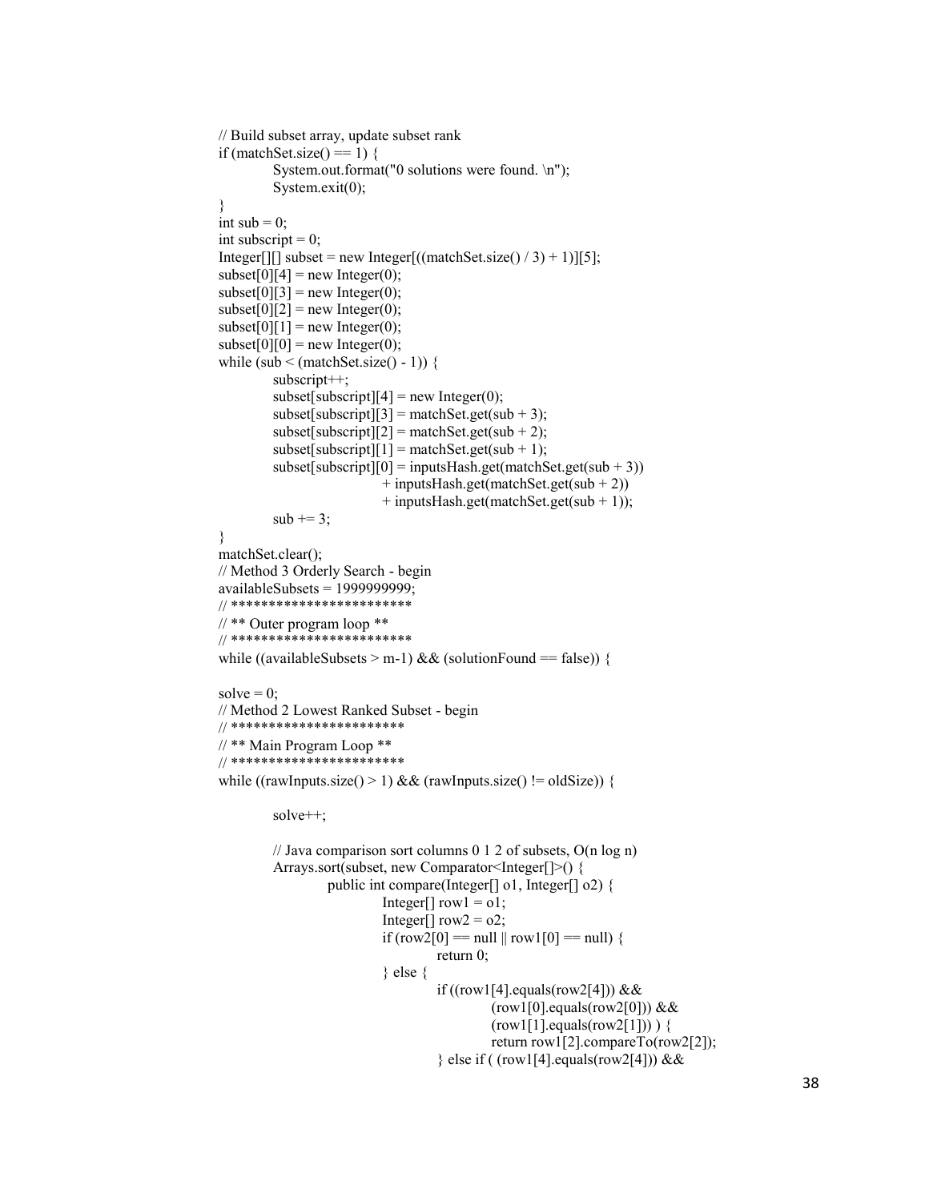```
// Build subset array, update subset rank
if (matchSet.size() == 1) {
            System.out.format("0 solutions were found. \n");
            System.exit(0);
}
int sub = 0;
int subscript = 0;
Integer[][] subset = new Integer[((matchSet.size() / 3) + 1)][5];
subset[0][4] = new Integer(0);
subset[0][3] = new Integer(0);
subset[0][2] = new Integer(0);
subset[0][1] = new Integer(0);
subset[0][0] = new Integer(0);
while (sub < (matchSet.size() - 1)) {
            subscript++;
            subset[subscript][4] = new Integer(0);
            subset[subscript][3] = matchSet.get(sub + 3);
            subset[subscript][2] = matchSet.get(sub + 2);
            subset[subscript][1] = matchSet.get(sub + 1);
            subset[subscript][0] = inputsHash.get(matchSet.get(sub + 3))
                              + inputsHash.get(matchSet.get(sub + 2))
                              + inputsHash.get(matchSet.get(sub + 1));
            sub += 3;
}
matchSet.clear();
// Method 3 Orderly Search - begin
availableSubsets = 1999999999;
// ************************
// ** Outer program loop **
// ************************
while ((availableSubsets > m-1) && (solutionFound == false)) {

solve = 0;
// Method 2 Lowest Ranked Subset - begin
// ***********************
// ** Main Program Loop **
// ***********************
while ((rawInputs.size() > 1) && (rawInputs.size() != oldSize)) {

            solve++;

            // Java comparison sort columns 0 1 2 of subsets, O(n log n)
            Arrays.sort(subset, new Comparator<Integer[]>() {
                        public int compare(Integer[] o1, Integer[] o2) {
                                    Integer[] row1 = o1;
                                    Integer[] row2 = o2;
                                    if (row2[0] == null || row1[0] == null) {
                                                return 0;
                                    } else {
                                                if ((row1[4].equals(row2[4])) &&
                                                            (row1[0].equals(row2[0])) &&
                                                            (row1[1].equals(row2[1])) ) {
                                                            return row1[2].compareTo(row2[2]);
                                                } else if ( (row1[4].equals(row2[4])) &&
```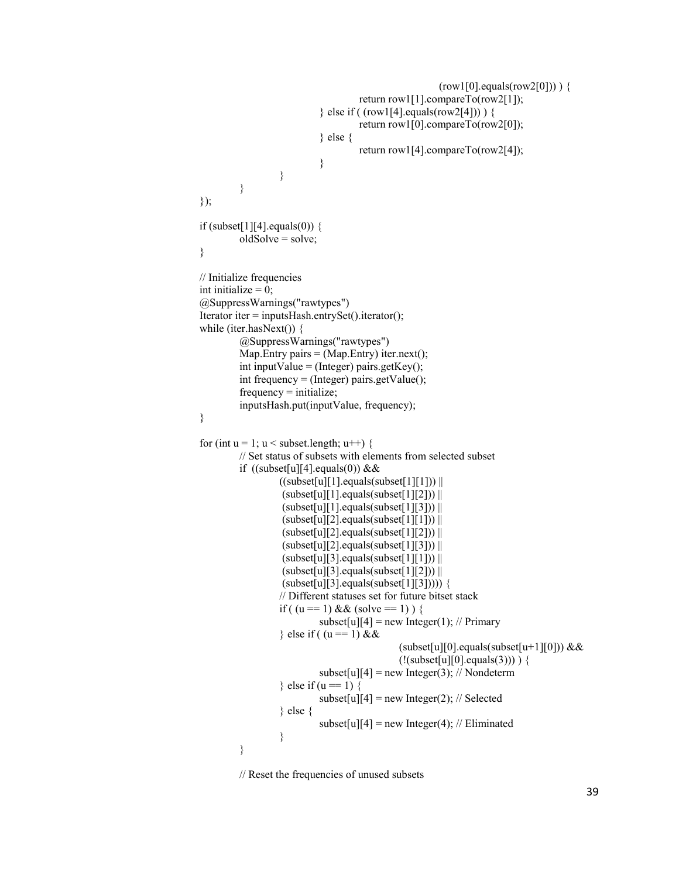```java
                                                (row1[0].equals(row2[0])) ) {
                                return row1[1].compareTo(row2[1]);
                        } else if ( (row1[4].equals(row2[4])) ) {
                                return row1[0].compareTo(row2[0]);
                        } else {
                                return row1[4].compareTo(row2[4]);
                        }
                }
        }
});

if (subset[1][4].equals(0)) {
        oldSolve = solve;
}

// Initialize frequencies
int initialize = 0;
@SuppressWarnings("rawtypes")
Iterator iter = inputsHash.entrySet().iterator();
while (iter.hasNext()) {
        @SuppressWarnings("rawtypes")
        Map.Entry pairs = (Map.Entry) iter.next();
        int inputValue = (Integer) pairs.getKey();
        int frequency = (Integer) pairs.getValue();
        frequency = initialize;
        inputsHash.put(inputValue, frequency);
}

for (int u = 1; u < subset.length; u++) {
        // Set status of subsets with elements from selected subset
        if  ((subset[u][4].equals(0)) &&
                ((subset[u][1].equals(subset[1][1])) ||
                 (subset[u][1].equals(subset[1][2])) ||
                 (subset[u][1].equals(subset[1][3])) ||
                 (subset[u][2].equals(subset[1][1])) ||
                 (subset[u][2].equals(subset[1][2])) ||
                 (subset[u][2].equals(subset[1][3])) ||
                 (subset[u][3].equals(subset[1][1])) ||
                 (subset[u][3].equals(subset[1][2])) ||
                 (subset[u][3].equals(subset[1][3])))) {
                // Different statuses set for future bitset stack
                if ( (u == 1) && (solve == 1) ) {
                        subset[u][4] = new Integer(1); // Primary
                } else if ( (u == 1) &&
                                (subset[u][0].equals(subset[u+1][0])) &&
                                (!(subset[u][0].equals(3))) ) {
                        subset[u][4] = new Integer(3); // Nondeterm
                } else if (u == 1) {
                        subset[u][4] = new Integer(2); // Selected
                } else {
                        subset[u][4] = new Integer(4); // Eliminated
                }
        }

        // Reset the frequencies of unused subsets
```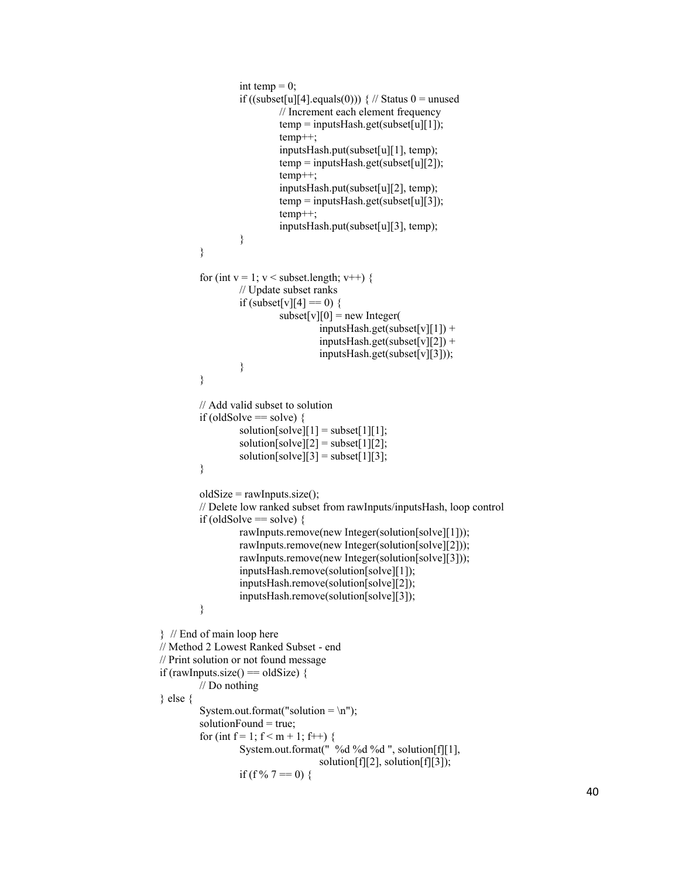```
                int temp = 0;
                if ((subset[u][4].equals(0))) { // Status 0 = unused
                        // Increment each element frequency
                        temp = inputsHash.get(subset[u][1]);
                        temp++;
                        inputsHash.put(subset[u][1], temp);
                        temp = inputsHash.get(subset[u][2]);
                        temp++;
                        inputsHash.put(subset[u][2], temp);
                        temp = inputsHash.get(subset[u][3]);
                        temp++;
                        inputsHash.put(subset[u][3], temp);
                }
        }

        for (int v = 1; v < subset.length; v++) {
                // Update subset ranks
                if (subset[v][4] == 0) {
                        subset[v][0] = new Integer(
                                inputsHash.get(subset[v][1]) +
                                inputsHash.get(subset[v][2]) +
                                inputsHash.get(subset[v][3]));
                }
        }

        // Add valid subset to solution
        if (oldSolve == solve) {
                solution[solve][1] = subset[1][1];
                solution[solve][2] = subset[1][2];
                solution[solve][3] = subset[1][3];
        }

        oldSize = rawInputs.size();
        // Delete low ranked subset from rawInputs/inputsHash, loop control
        if (oldSolve == solve) {
                rawInputs.remove(new Integer(solution[solve][1]));
                rawInputs.remove(new Integer(solution[solve][2]));
                rawInputs.remove(new Integer(solution[solve][3]));
                inputsHash.remove(solution[solve][1]);
                inputsHash.remove(solution[solve][2]);
                inputsHash.remove(solution[solve][3]);
        }

}  // End of main loop here
// Method 2 Lowest Ranked Subset - end
// Print solution or not found message
if (rawInputs.size() == oldSize) {
        // Do nothing
} else {
        System.out.format("solution = \n");
        solutionFound = true;
        for (int f = 1; f < m + 1; f++) {
                System.out.format("  %d %d %d ", solution[f][1],
                                solution[f][2], solution[f][3]);
                if (f % 7 == 0) {
```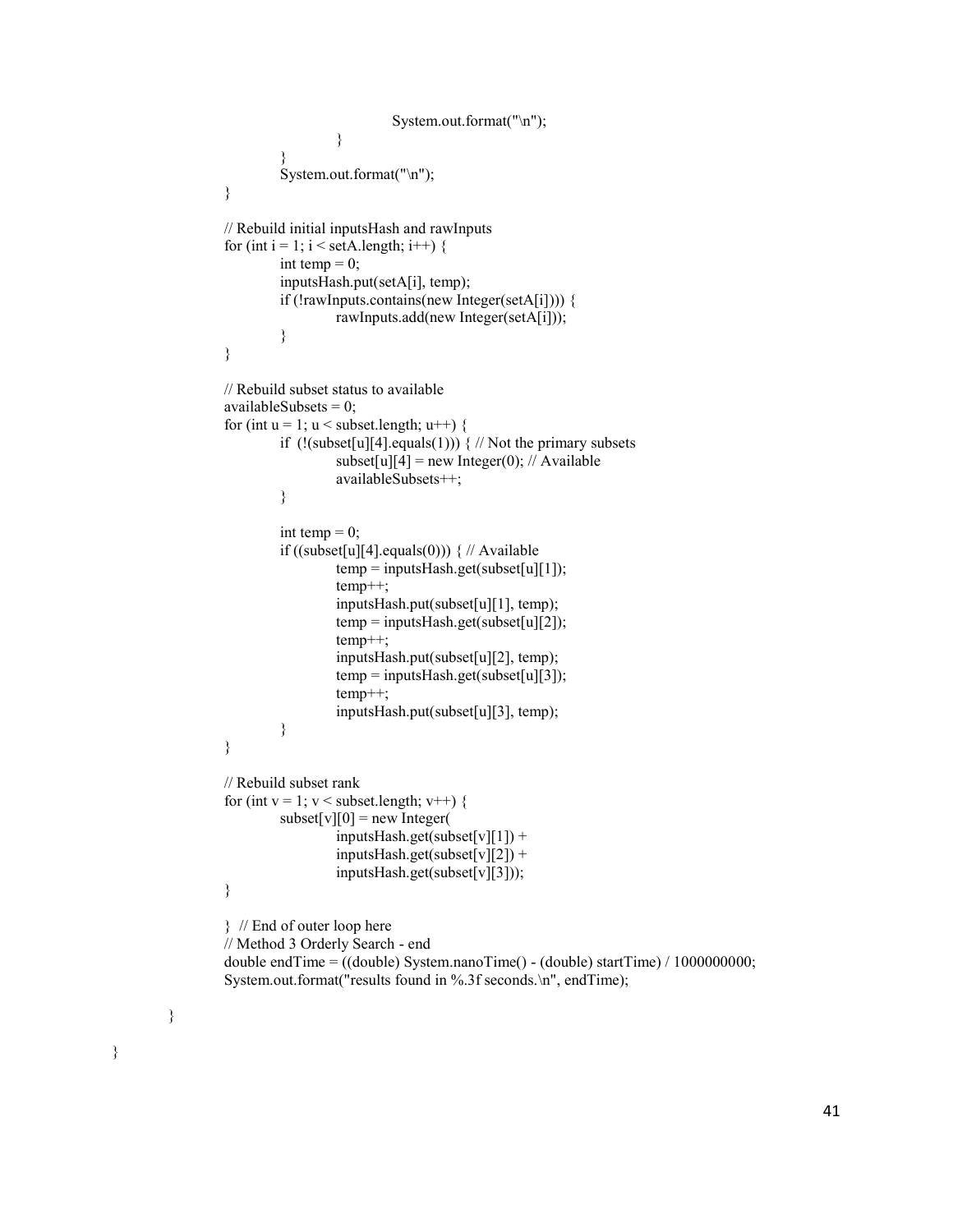```
                    System.out.format("\n");
                }
            }
            System.out.format("\n");
        }

        // Rebuild initial inputsHash and rawInputs
        for (int i = 1; i < setA.length; i++) {
            int temp = 0;
            inputsHash.put(setA[i], temp);
            if (!rawInputs.contains(new Integer(setA[i]))) {
                rawInputs.add(new Integer(setA[i]));
            }
        }

        // Rebuild subset status to available
        availableSubsets = 0;
        for (int u = 1; u < subset.length; u++) {
            if  (!(subset[u][4].equals(1))) { // Not the primary subsets
                subset[u][4] = new Integer(0); // Available
                availableSubsets++;
            }

            int temp = 0;
            if ((subset[u][4].equals(0))) { // Available
                temp = inputsHash.get(subset[u][1]);
                temp++;
                inputsHash.put(subset[u][1], temp);
                temp = inputsHash.get(subset[u][2]);
                temp++;
                inputsHash.put(subset[u][2], temp);
                temp = inputsHash.get(subset[u][3]);
                temp++;
                inputsHash.put(subset[u][3], temp);
            }
        }

        // Rebuild subset rank
        for (int v = 1; v < subset.length; v++) {
            subset[v][0] = new Integer(
                inputsHash.get(subset[v][1]) +
                inputsHash.get(subset[v][2]) +
                inputsHash.get(subset[v][3]));
        }

        }  // End of outer loop here
        // Method 3 Orderly Search - end
        double endTime = ((double) System.nanoTime() - (double) startTime) / 1000000000;
        System.out.format("results found in %.3f seconds.\n", endTime);

    }

}
```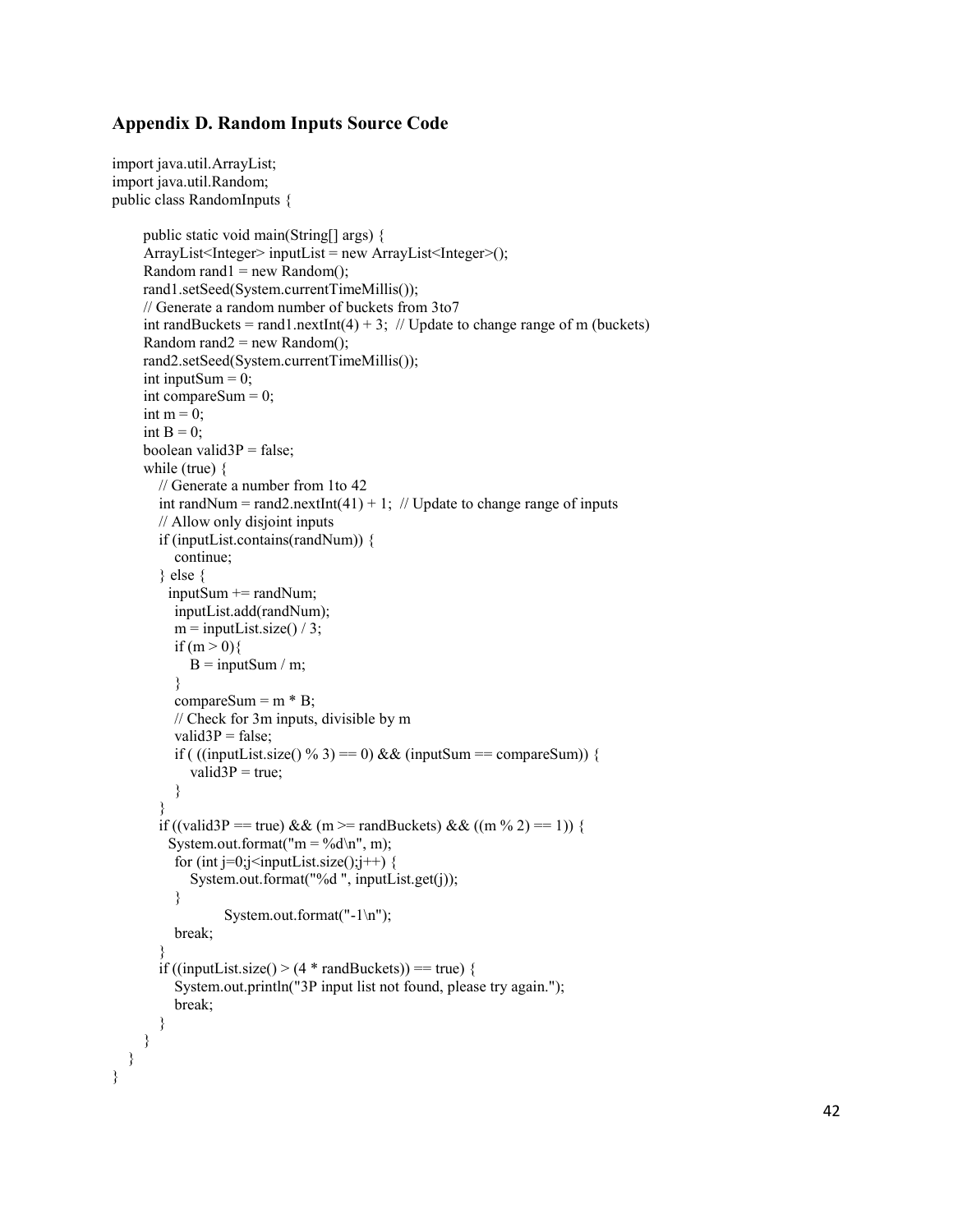### Appendix D. Random Inputs Source Code

```
import java.util.ArrayList;
import java.util.Random;
public class RandomInputs {

      public static void main(String[] args) {
      ArrayList<Integer> inputList = new ArrayList<Integer>();
      Random rand1 = new Random();
      rand1.setSeed(System.currentTimeMillis());
      // Generate a random number of buckets from 3to7
      int randBuckets = rand1.nextInt(4) + 3;  // Update to change range of m (buckets)
      Random rand2 = new Random();
      rand2.setSeed(System.currentTimeMillis());
      int inputSum = 0;
      int compareSum = 0;
      int m = 0;
      int B = 0;
      boolean valid3P = false;
      while (true) {
         // Generate a number from 1to 42
         int randNum = rand2.nextInt(41) + 1;  // Update to change range of inputs
         // Allow only disjoint inputs
         if (inputList.contains(randNum)) {
            continue;
         } else {
           inputSum += randNum;
            inputList.add(randNum);
            m = inputList.size() / 3;
            if (m > 0){
               B = inputSum / m;
            }
            compareSum = m * B;
            // Check for 3m inputs, divisible by m
            valid3P = false;
            if ( ((inputList.size() % 3) == 0) && (inputSum == compareSum)) {
               valid3P = true;
            }
         }
         if ((valid3P == true) && (m >= randBuckets) && ((m % 2) == 1)) {
           System.out.format("m = %d\n", m);
            for (int j=0;j<inputList.size();j++) {
               System.out.format("%d ", inputList.get(j));
            }
                     System.out.format("-1\n");
            break;
         }
         if ((inputList.size() > (4 * randBuckets)) == true) {
            System.out.println("3P input list not found, please try again.");
            break;
         }
      }
   }
}
```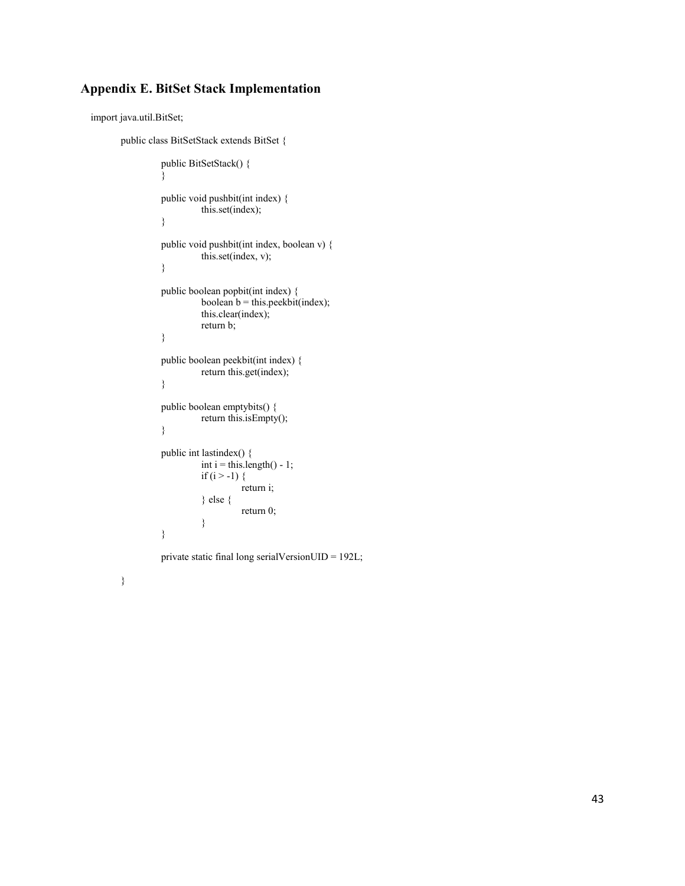## Appendix E. BitSet Stack Implementation

```
import java.util.BitSet;

    public class BitSetStack extends BitSet {

        public BitSetStack() {
        }

        public void pushbit(int index) {
            this.set(index);
        }

        public void pushbit(int index, boolean v) {
            this.set(index, v);
        }

        public boolean popbit(int index) {
            boolean b = this.peekbit(index);
            this.clear(index);
            return b;
        }

        public boolean peekbit(int index) {
            return this.get(index);
        }

        public boolean emptybits() {
            return this.isEmpty();
        }

        public int lastindex() {
            int i = this.length() - 1;
            if (i > -1) {
                return i;
            } else {
                return 0;
            }
        }

        private static final long serialVersionUID = 192L;

    }
```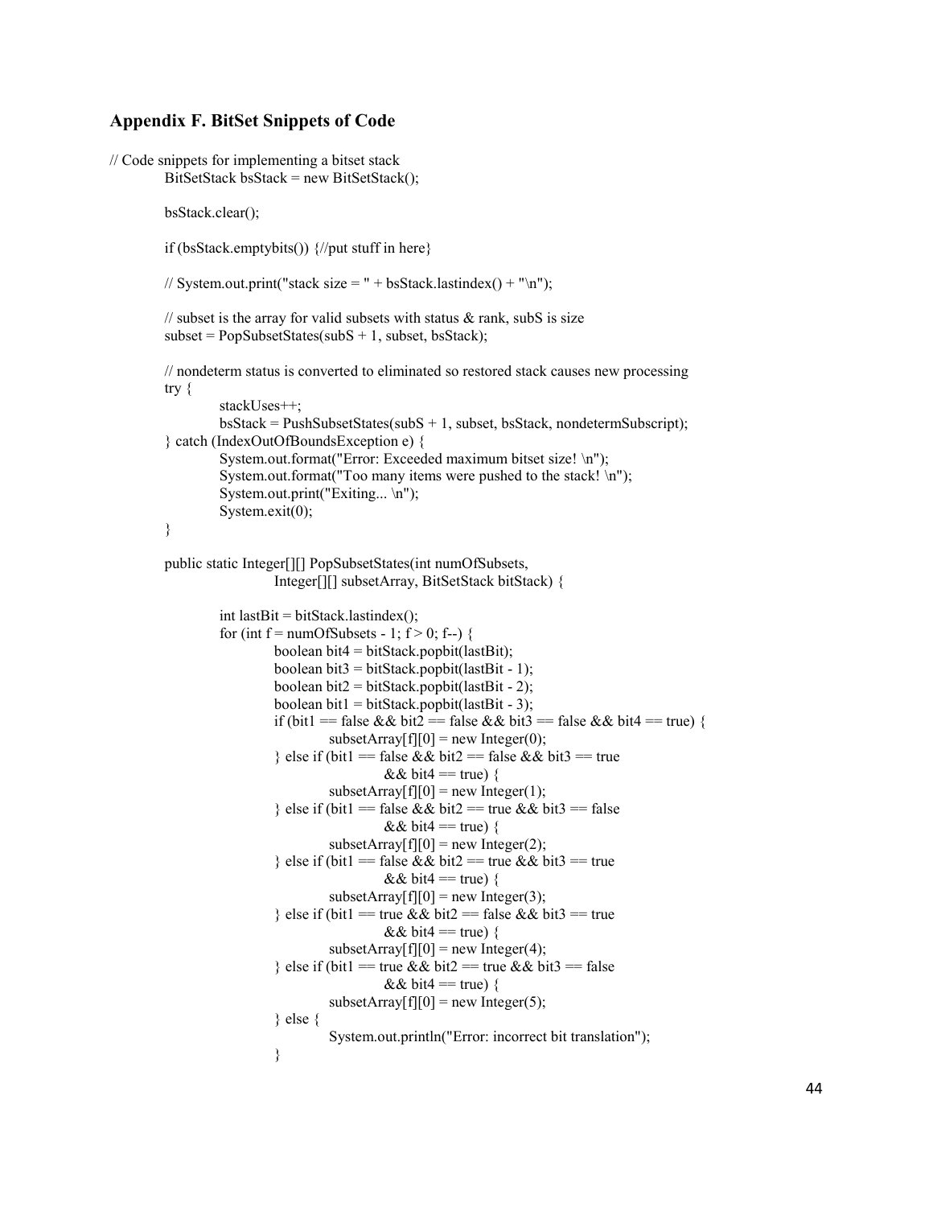## Appendix F. BitSet Snippets of Code

```
// Code snippets for implementing a bitset stack
        BitSetStack bsStack = new BitSetStack();

        bsStack.clear();

        if (bsStack.emptybits()) {//put stuff in here}

        // System.out.print("stack size = " + bsStack.lastindex() + "\n");

        // subset is the array for valid subsets with status & rank, subS is size
        subset = PopSubsetStates(subS + 1, subset, bsStack);

        // nondeterm status is converted to eliminated so restored stack causes new processing
        try {
                stackUses++;
                bsStack = PushSubsetStates(subS + 1, subset, bsStack, nondetermSubscript);
        } catch (IndexOutOfBoundsException e) {
                System.out.format("Error: Exceeded maximum bitset size! \n");
                System.out.format("Too many items were pushed to the stack! \n");
                System.out.print("Exiting... \n");
                System.exit(0);
        }

        public static Integer[][] PopSubsetStates(int numOfSubsets,
                        Integer[][] subsetArray, BitSetStack bitStack) {

                int lastBit = bitStack.lastindex();
                for (int f = numOfSubsets - 1; f > 0; f--) {
                        boolean bit4 = bitStack.popbit(lastBit);
                        boolean bit3 = bitStack.popbit(lastBit - 1);
                        boolean bit2 = bitStack.popbit(lastBit - 2);
                        boolean bit1 = bitStack.popbit(lastBit - 3);
                        if (bit1 == false && bit2 == false && bit3 == false && bit4 == true) {
                                subsetArray[f][0] = new Integer(0);
                        } else if (bit1 == false && bit2 == false && bit3 == true
                                        && bit4 == true) {
                                subsetArray[f][0] = new Integer(1);
                        } else if (bit1 == false && bit2 == true && bit3 == false
                                        && bit4 == true) {
                                subsetArray[f][0] = new Integer(2);
                        } else if (bit1 == false && bit2 == true && bit3 == true
                                        && bit4 == true) {
                                subsetArray[f][0] = new Integer(3);
                        } else if (bit1 == true && bit2 == false && bit3 == true
                                        && bit4 == true) {
                                subsetArray[f][0] = new Integer(4);
                        } else if (bit1 == true && bit2 == true && bit3 == false
                                        && bit4 == true) {
                                subsetArray[f][0] = new Integer(5);
                        } else {
                                System.out.println("Error: incorrect bit translation");
                        }
```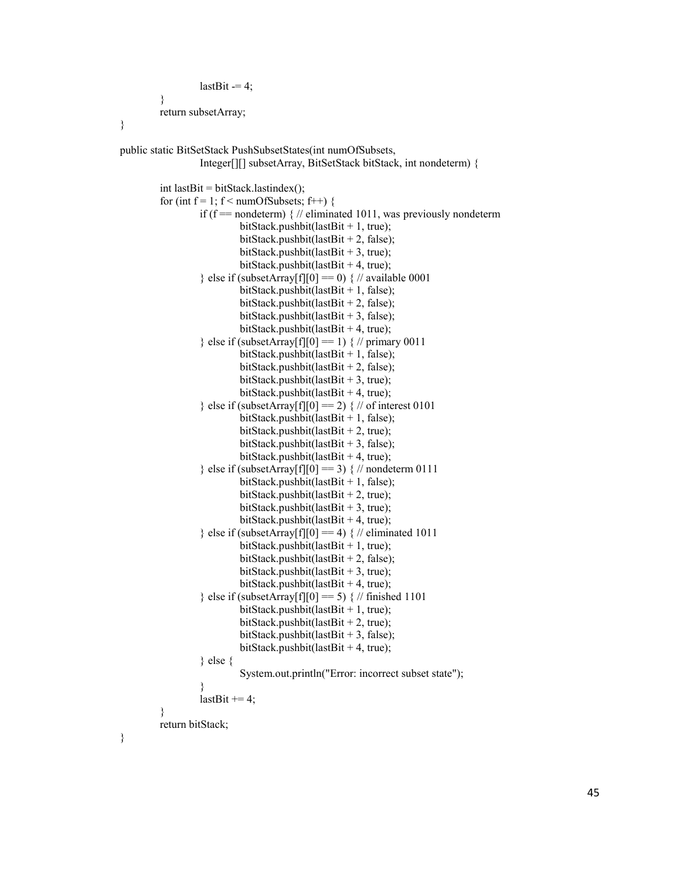```
			lastBit -= 4;
		}
		return subsetArray;
	}

	public static BitSetStack PushSubsetStates(int numOfSubsets,
			Integer[][] subsetArray, BitSetStack bitStack, int nondeterm) {

		int lastBit = bitStack.lastindex();
		for (int f = 1; f < numOfSubsets; f++) {
			if (f == nondeterm) { // eliminated 1011, was previously nondeterm
				bitStack.pushbit(lastBit + 1, true);
				bitStack.pushbit(lastBit + 2, false);
				bitStack.pushbit(lastBit + 3, true);
				bitStack.pushbit(lastBit + 4, true);
			} else if (subsetArray[f][0] == 0) { // available 0001
				bitStack.pushbit(lastBit + 1, false);
				bitStack.pushbit(lastBit + 2, false);
				bitStack.pushbit(lastBit + 3, false);
				bitStack.pushbit(lastBit + 4, true);
			} else if (subsetArray[f][0] == 1) { // primary 0011
				bitStack.pushbit(lastBit + 1, false);
				bitStack.pushbit(lastBit + 2, false);
				bitStack.pushbit(lastBit + 3, true);
				bitStack.pushbit(lastBit + 4, true);
			} else if (subsetArray[f][0] == 2) { // of interest 0101
				bitStack.pushbit(lastBit + 1, false);
				bitStack.pushbit(lastBit + 2, true);
				bitStack.pushbit(lastBit + 3, false);
				bitStack.pushbit(lastBit + 4, true);
			} else if (subsetArray[f][0] == 3) { // nondeterm 0111
				bitStack.pushbit(lastBit + 1, false);
				bitStack.pushbit(lastBit + 2, true);
				bitStack.pushbit(lastBit + 3, true);
				bitStack.pushbit(lastBit + 4, true);
			} else if (subsetArray[f][0] == 4) { // eliminated 1011
				bitStack.pushbit(lastBit + 1, true);
				bitStack.pushbit(lastBit + 2, false);
				bitStack.pushbit(lastBit + 3, true);
				bitStack.pushbit(lastBit + 4, true);
			} else if (subsetArray[f][0] == 5) { // finished 1101
				bitStack.pushbit(lastBit + 1, true);
				bitStack.pushbit(lastBit + 2, true);
				bitStack.pushbit(lastBit + 3, false);
				bitStack.pushbit(lastBit + 4, true);
			} else {
				System.out.println("Error: incorrect subset state");
			}
			lastBit += 4;
		}
		return bitStack;
	}
```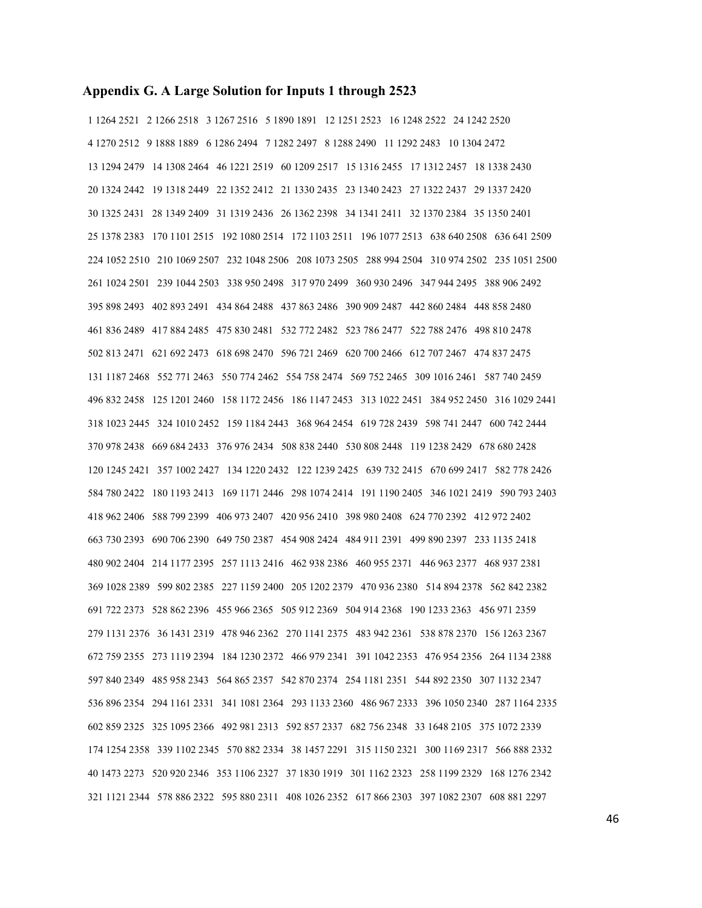### Appendix G. A Large Solution for Inputs 1 through 2523

1 1264 2521   2 1266 2518   3 1267 2516   5 1890 1891   12 1251 2523   16 1248 2522   24 1242 2520

4 1270 2512   9 1888 1889   6 1286 2494   7 1282 2497   8 1288 2490   11 1292 2483   10 1304 2472

13 1294 2479   14 1308 2464   46 1221 2519   60 1209 2517   15 1316 2455   17 1312 2457   18 1338 2430

20 1324 2442   19 1318 2449   22 1352 2412   21 1330 2435   23 1340 2423   27 1322 2437   29 1337 2420

30 1325 2431   28 1349 2409   31 1319 2436   26 1362 2398   34 1341 2411   32 1370 2384   35 1350 2401

25 1378 2383   170 1101 2515   192 1080 2514   172 1103 2511   196 1077 2513   638 640 2508   636 641 2509

224 1052 2510   210 1069 2507   232 1048 2506   208 1073 2505   288 994 2504   310 974 2502   235 1051 2500

261 1024 2501   239 1044 2503   338 950 2498   317 970 2499   360 930 2496   347 944 2495   388 906 2492

395 898 2493   402 893 2491   434 864 2488   437 863 2486   390 909 2487   442 860 2484   448 858 2480

461 836 2489   417 884 2485   475 830 2481   532 772 2482   523 786 2477   522 788 2476   498 810 2478

502 813 2471   621 692 2473   618 698 2470   596 721 2469   620 700 2466   612 707 2467   474 837 2475

131 1187 2468   552 771 2463   550 774 2462   554 758 2474   569 752 2465   309 1016 2461   587 740 2459

496 832 2458   125 1201 2460   158 1172 2456   186 1147 2453   313 1022 2451   384 952 2450   316 1029 2441

318 1023 2445   324 1010 2452   159 1184 2443   368 964 2454   619 728 2439   598 741 2447   600 742 2444

370 978 2438   669 684 2433   376 976 2434   508 838 2440   530 808 2448   119 1238 2429   678 680 2428

120 1245 2421   357 1002 2427   134 1220 2432   122 1239 2425   639 732 2415   670 699 2417   582 778 2426

584 780 2422   180 1193 2413   169 1171 2446   298 1074 2414   191 1190 2405   346 1021 2419   590 793 2403

418 962 2406   588 799 2399   406 973 2407   420 956 2410   398 980 2408   624 770 2392   412 972 2402

663 730 2393   690 706 2390   649 750 2387   454 908 2424   484 911 2391   499 890 2397   233 1135 2418

480 902 2404   214 1177 2395   257 1113 2416   462 938 2386   460 955 2371   446 963 2377   468 937 2381

369 1028 2389   599 802 2385   227 1159 2400   205 1202 2379   470 936 2380   514 894 2378   562 842 2382

691 722 2373   528 862 2396   455 966 2365   505 912 2369   504 914 2368   190 1233 2363   456 971 2359

279 1131 2376   36 1431 2319   478 946 2362   270 1141 2375   483 942 2361   538 878 2370   156 1263 2367

672 759 2355   273 1119 2394   184 1230 2372   466 979 2341   391 1042 2353   476 954 2356   264 1134 2388

597 840 2349   485 958 2343   564 865 2357   542 870 2374   254 1181 2351   544 892 2350   307 1132 2347

536 896 2354   294 1161 2331   341 1081 2364   293 1133 2360   486 967 2333   396 1050 2340   287 1164 2335

602 859 2325   325 1095 2366   492 981 2313   592 857 2337   682 756 2348   33 1648 2105   375 1072 2339

174 1254 2358   339 1102 2345   570 882 2334   38 1457 2291   315 1150 2321   300 1169 2317   566 888 2332

40 1473 2273   520 920 2346   353 1106 2327   37 1830 1919   301 1162 2323   258 1199 2329   168 1276 2342

321 1121 2344   578 886 2322   595 880 2311   408 1026 2352   617 866 2303   397 1082 2307   608 881 2297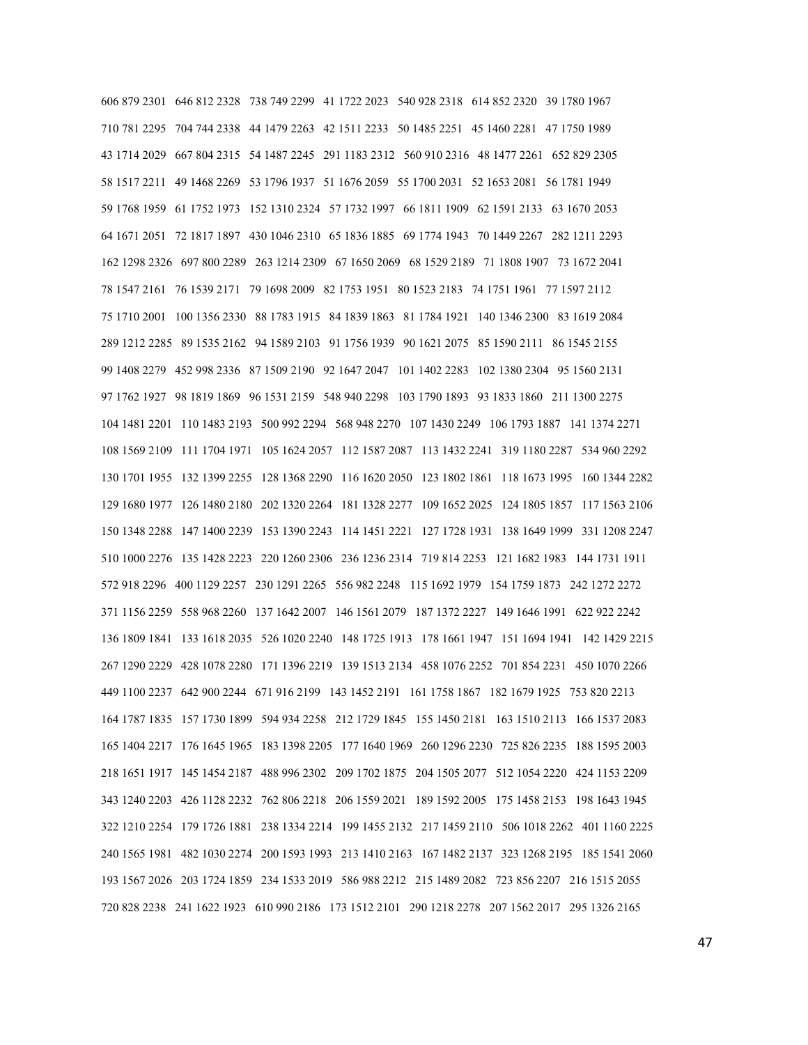606 879 2301   646 812 2328   738 749 2299   41 1722 2023   540 928 2318   614 852 2320   39 1780 1967

710 781 2295   704 744 2338   44 1479 2263   42 1511 2233   50 1485 2251   45 1460 2281   47 1750 1989

43 1714 2029   667 804 2315   54 1487 2245   291 1183 2312   560 910 2316   48 1477 2261   652 829 2305

58 1517 2211   49 1468 2269   53 1796 1937   51 1676 2059   55 1700 2031   52 1653 2081   56 1781 1949

59 1768 1959   61 1752 1973   152 1310 2324   57 1732 1997   66 1811 1909   62 1591 2133   63 1670 2053

64 1671 2051   72 1817 1897   430 1046 2310   65 1836 1885   69 1774 1943   70 1449 2267   282 1211 2293

162 1298 2326   697 800 2289   263 1214 2309   67 1650 2069   68 1529 2189   71 1808 1907   73 1672 2041

78 1547 2161   76 1539 2171   79 1698 2009   82 1753 1951   80 1523 2183   74 1751 1961   77 1597 2112

75 1710 2001   100 1356 2330   88 1783 1915   84 1839 1863   81 1784 1921   140 1346 2300   83 1619 2084

289 1212 2285   89 1535 2162   94 1589 2103   91 1756 1939   90 1621 2075   85 1590 2111   86 1545 2155

99 1408 2279   452 998 2336   87 1509 2190   92 1647 2047   101 1402 2283   102 1380 2304   95 1560 2131

97 1762 1927   98 1819 1869   96 1531 2159   548 940 2298   103 1790 1893   93 1833 1860   211 1300 2275

104 1481 2201   110 1483 2193   500 992 2294   568 948 2270   107 1430 2249   106 1793 1887   141 1374 2271

108 1569 2109   111 1704 1971   105 1624 2057   112 1587 2087   113 1432 2241   319 1180 2287   534 960 2292

130 1701 1955   132 1399 2255   128 1368 2290   116 1620 2050   123 1802 1861   118 1673 1995   160 1344 2282

129 1680 1977   126 1480 2180   202 1320 2264   181 1328 2277   109 1652 2025   124 1805 1857   117 1563 2106

150 1348 2288   147 1400 2239   153 1390 2243   114 1451 2221   127 1728 1931   138 1649 1999   331 1208 2247

510 1000 2276   135 1428 2223   220 1260 2306   236 1236 2314   719 814 2253   121 1682 1983   144 1731 1911

572 918 2296   400 1129 2257   230 1291 2265   556 982 2248   115 1692 1979   154 1759 1873   242 1272 2272

371 1156 2259   558 968 2260   137 1642 2007   146 1561 2079   187 1372 2227   149 1646 1991   622 922 2242

136 1809 1841   133 1618 2035   526 1020 2240   148 1725 1913   178 1661 1947   151 1694 1941   142 1429 2215

267 1290 2229   428 1078 2280   171 1396 2219   139 1513 2134   458 1076 2252   701 854 2231   450 1070 2266

449 1100 2237   642 900 2244   671 916 2199   143 1452 2191   161 1758 1867   182 1679 1925   753 820 2213

164 1787 1835   157 1730 1899   594 934 2258   212 1729 1845   155 1450 2181   163 1510 2113   166 1537 2083

165 1404 2217   176 1645 1965   183 1398 2205   177 1640 1969   260 1296 2230   725 826 2235   188 1595 2003

218 1651 1917   145 1454 2187   488 996 2302   209 1702 1875   204 1505 2077   512 1054 2220   424 1153 2209

343 1240 2203   426 1128 2232   762 806 2218   206 1559 2021   189 1592 2005   175 1458 2153   198 1643 1945

322 1210 2254   179 1726 1881   238 1334 2214   199 1455 2132   217 1459 2110   506 1018 2262   401 1160 2225

240 1565 1981   482 1030 2274   200 1593 1993   213 1410 2163   167 1482 2137   323 1268 2195   185 1541 2060

193 1567 2026   203 1724 1859   234 1533 2019   586 988 2212   215 1489 2082   723 856 2207   216 1515 2055

720 828 2238   241 1622 1923   610 990 2186   173 1512 2101   290 1218 2278   207 1562 2017   295 1326 2165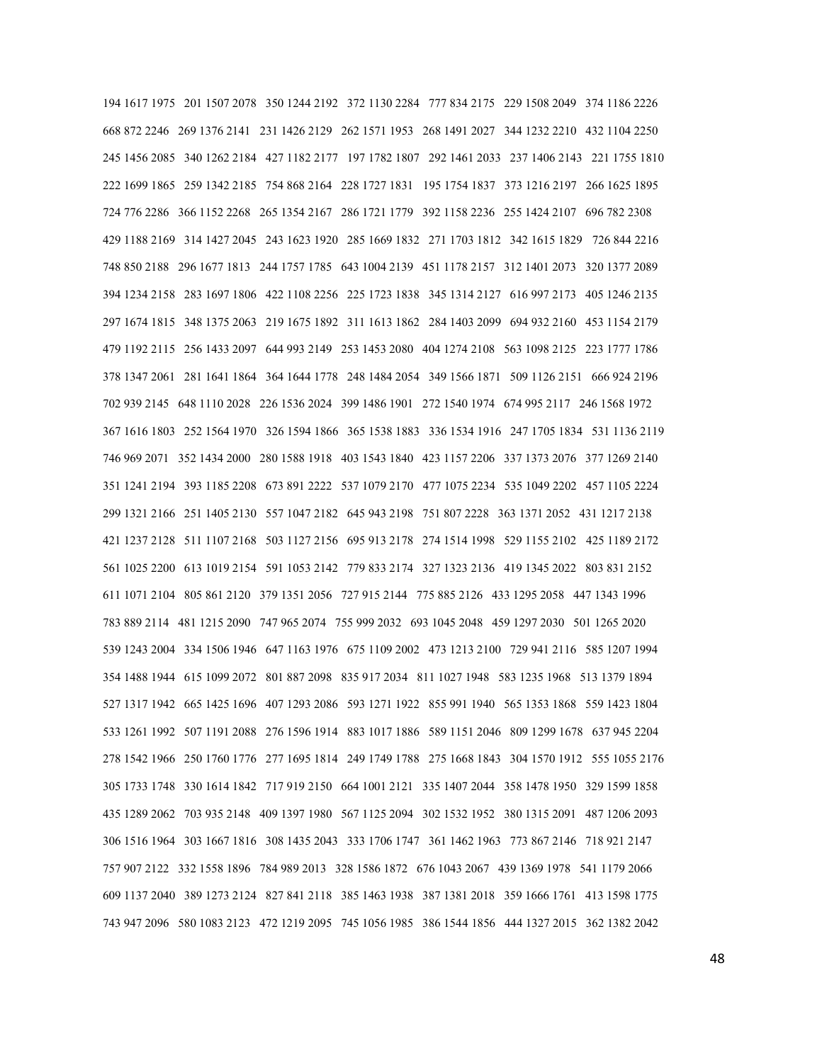194 1617 1975   201 1507 2078   350 1244 2192   372 1130 2284   777 834 2175   229 1508 2049   374 1186 2226

668 872 2246   269 1376 2141   231 1426 2129   262 1571 1953   268 1491 2027   344 1232 2210   432 1104 2250

245 1456 2085   340 1262 2184   427 1182 2177   197 1782 1807   292 1461 2033   237 1406 2143   221 1755 1810

222 1699 1865   259 1342 2185   754 868 2164   228 1727 1831   195 1754 1837   373 1216 2197   266 1625 1895

724 776 2286   366 1152 2268   265 1354 2167   286 1721 1779   392 1158 2236   255 1424 2107   696 782 2308

429 1188 2169   314 1427 2045   243 1623 1920   285 1669 1832   271 1703 1812   342 1615 1829   726 844 2216

748 850 2188   296 1677 1813   244 1757 1785   643 1004 2139   451 1178 2157   312 1401 2073   320 1377 2089

394 1234 2158   283 1697 1806   422 1108 2256   225 1723 1838   345 1314 2127   616 997 2173   405 1246 2135

297 1674 1815   348 1375 2063   219 1675 1892   311 1613 1862   284 1403 2099   694 932 2160   453 1154 2179

479 1192 2115   256 1433 2097   644 993 2149   253 1453 2080   404 1274 2108   563 1098 2125   223 1777 1786

378 1347 2061   281 1641 1864   364 1644 1778   248 1484 2054   349 1566 1871   509 1126 2151   666 924 2196

702 939 2145   648 1110 2028   226 1536 2024   399 1486 1901   272 1540 1974   674 995 2117   246 1568 1972

367 1616 1803   252 1564 1970   326 1594 1866   365 1538 1883   336 1534 1916   247 1705 1834   531 1136 2119

746 969 2071   352 1434 2000   280 1588 1918   403 1543 1840   423 1157 2206   337 1373 2076   377 1269 2140

351 1241 2194   393 1185 2208   673 891 2222   537 1079 2170   477 1075 2234   535 1049 2202   457 1105 2224

299 1321 2166   251 1405 2130   557 1047 2182   645 943 2198   751 807 2228   363 1371 2052   431 1217 2138

421 1237 2128   511 1107 2168   503 1127 2156   695 913 2178   274 1514 1998   529 1155 2102   425 1189 2172

561 1025 2200   613 1019 2154   591 1053 2142   779 833 2174   327 1323 2136   419 1345 2022   803 831 2152

611 1071 2104   805 861 2120   379 1351 2056   727 915 2144   775 885 2126   433 1295 2058   447 1343 1996

783 889 2114   481 1215 2090   747 965 2074   755 999 2032   693 1045 2048   459 1297 2030   501 1265 2020

539 1243 2004   334 1506 1946   647 1163 1976   675 1109 2002   473 1213 2100   729 941 2116   585 1207 1994

354 1488 1944   615 1099 2072   801 887 2098   835 917 2034   811 1027 1948   583 1235 1968   513 1379 1894

527 1317 1942   665 1425 1696   407 1293 2086   593 1271 1922   855 991 1940   565 1353 1868   559 1423 1804

533 1261 1992   507 1191 2088   276 1596 1914   883 1017 1886   589 1151 2046   809 1299 1678   637 945 2204

278 1542 1966   250 1760 1776   277 1695 1814   249 1749 1788   275 1668 1843   304 1570 1912   555 1055 2176

305 1733 1748   330 1614 1842   717 919 2150   664 1001 2121   335 1407 2044   358 1478 1950   329 1599 1858

435 1289 2062   703 935 2148   409 1397 1980   567 1125 2094   302 1532 1952   380 1315 2091   487 1206 2093

306 1516 1964   303 1667 1816   308 1435 2043   333 1706 1747   361 1462 1963   773 867 2146   718 921 2147

757 907 2122   332 1558 1896   784 989 2013   328 1586 1872   676 1043 2067   439 1369 1978   541 1179 2066

609 1137 2040   389 1273 2124   827 841 2118   385 1463 1938   387 1381 2018   359 1666 1761   413 1598 1775

743 947 2096   580 1083 2123   472 1219 2095   745 1056 1985   386 1544 1856   444 1327 2015   362 1382 2042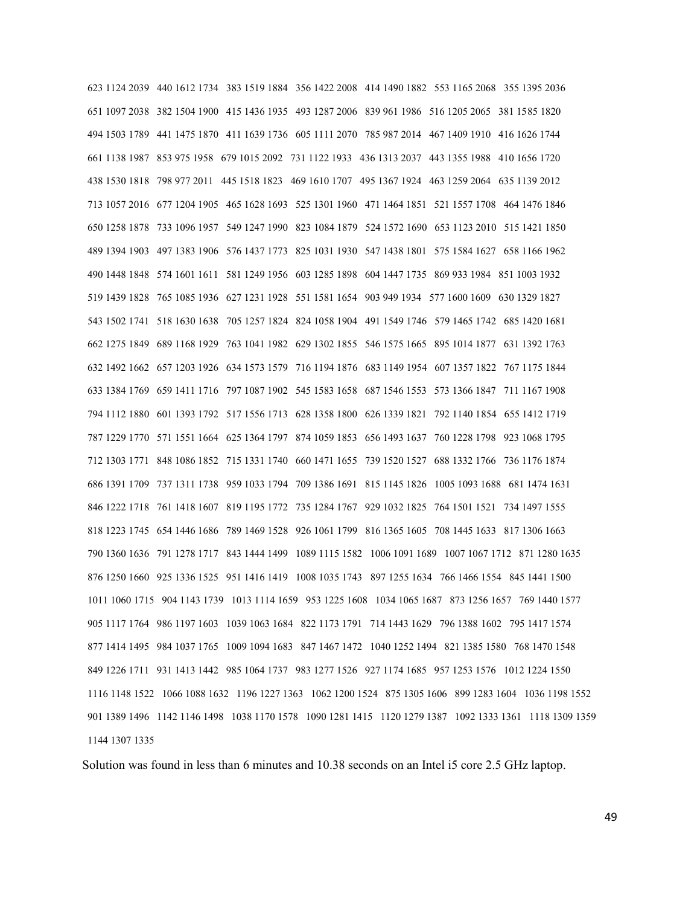623 1124 2039   440 1612 1734   383 1519 1884   356 1422 2008   414 1490 1882   553 1165 2068   355 1395 2036

651 1097 2038   382 1504 1900   415 1436 1935   493 1287 2006   839 961 1986   516 1205 2065   381 1585 1820

494 1503 1789   441 1475 1870   411 1639 1736   605 1111 2070   785 987 2014   467 1409 1910   416 1626 1744

661 1138 1987   853 975 1958   679 1015 2092   731 1122 1933   436 1313 2037   443 1355 1988   410 1656 1720

438 1530 1818   798 977 2011   445 1518 1823   469 1610 1707   495 1367 1924   463 1259 2064   635 1139 2012

713 1057 2016   677 1204 1905   465 1628 1693   525 1301 1960   471 1464 1851   521 1557 1708   464 1476 1846

650 1258 1878   733 1096 1957   549 1247 1990   823 1084 1879   524 1572 1690   653 1123 2010   515 1421 1850

489 1394 1903   497 1383 1906   576 1437 1773   825 1031 1930   547 1438 1801   575 1584 1627   658 1166 1962

490 1448 1848   574 1601 1611   581 1249 1956   603 1285 1898   604 1447 1735   869 933 1984   851 1003 1932

519 1439 1828   765 1085 1936   627 1231 1928   551 1581 1654   903 949 1934   577 1600 1609   630 1329 1827

543 1502 1741   518 1630 1638   705 1257 1824   824 1058 1904   491 1549 1746   579 1465 1742   685 1420 1681

662 1275 1849   689 1168 1929   763 1041 1982   629 1302 1855   546 1575 1665   895 1014 1877   631 1392 1763

632 1492 1662   657 1203 1926   634 1573 1579   716 1194 1876   683 1149 1954   607 1357 1822   767 1175 1844

633 1384 1769   659 1411 1716   797 1087 1902   545 1583 1658   687 1546 1553   573 1366 1847   711 1167 1908

794 1112 1880   601 1393 1792   517 1556 1713   628 1358 1800   626 1339 1821   792 1140 1854   655 1412 1719

787 1229 1770   571 1551 1664   625 1364 1797   874 1059 1853   656 1493 1637   760 1228 1798   923 1068 1795

712 1303 1771   848 1086 1852   715 1331 1740   660 1471 1655   739 1520 1527   688 1332 1766   736 1176 1874

686 1391 1709   737 1311 1738   959 1033 1794   709 1386 1691   815 1145 1826   1005 1093 1688   681 1474 1631

846 1222 1718   761 1418 1607   819 1195 1772   735 1284 1767   929 1032 1825   764 1501 1521   734 1497 1555

818 1223 1745   654 1446 1686   789 1469 1528   926 1061 1799   816 1365 1605   708 1445 1633   817 1306 1663

790 1360 1636   791 1278 1717   843 1444 1499   1089 1115 1582   1006 1091 1689   1007 1067 1712   871 1280 1635

876 1250 1660   925 1336 1525   951 1416 1419   1008 1035 1743   897 1255 1634   766 1466 1554   845 1441 1500

1011 1060 1715   904 1143 1739   1013 1114 1659   953 1225 1608   1034 1065 1687   873 1256 1657   769 1440 1577

905 1117 1764   986 1197 1603   1039 1063 1684   822 1173 1791   714 1443 1629   796 1388 1602   795 1417 1574

877 1414 1495   984 1037 1765   1009 1094 1683   847 1467 1472   1040 1252 1494   821 1385 1580   768 1470 1548

849 1226 1711   931 1413 1442   985 1064 1737   983 1277 1526   927 1174 1685   957 1253 1576   1012 1224 1550

1116 1148 1522   1066 1088 1632   1196 1227 1363   1062 1200 1524   875 1305 1606   899 1283 1604   1036 1198 1552

901 1389 1496   1142 1146 1498   1038 1170 1578   1090 1281 1415   1120 1279 1387   1092 1333 1361   1118 1309 1359

1144 1307 1335

Solution was found in less than 6 minutes and 10.38 seconds on an Intel i5 core 2.5 GHz laptop.